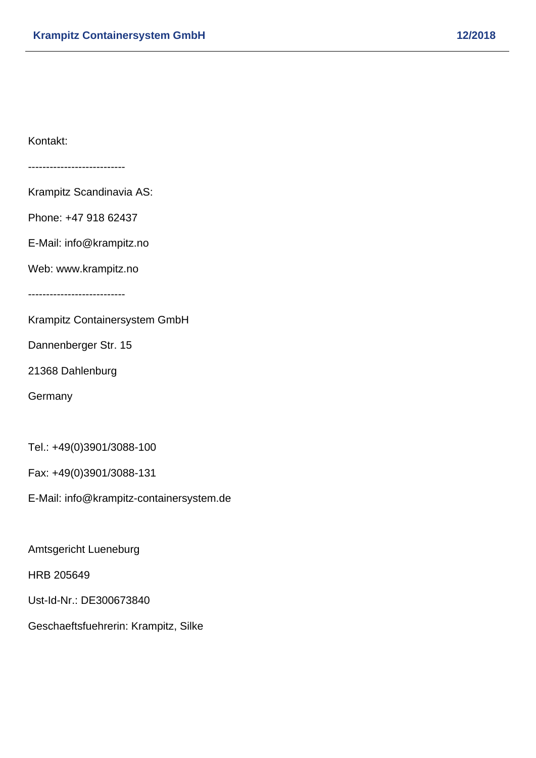Kontakt:

---------------------------

Krampitz Scandinavia AS:

Phone: +47 918 62437

E-Mail: info@krampitz.no

Web: www.krampitz.no

---------------------------

Krampitz Containersystem GmbH

Dannenberger Str. 15

21368 Dahlenburg

Germany

Tel.: +49(0)3901/3088-100

Fax: +49(0)3901/3088-131

E-Mail: info@krampitz-containersystem.de

Amtsgericht Lueneburg

HRB 205649

Ust-Id-Nr.: DE300673840

Geschaeftsfuehrerin: Krampitz, Silke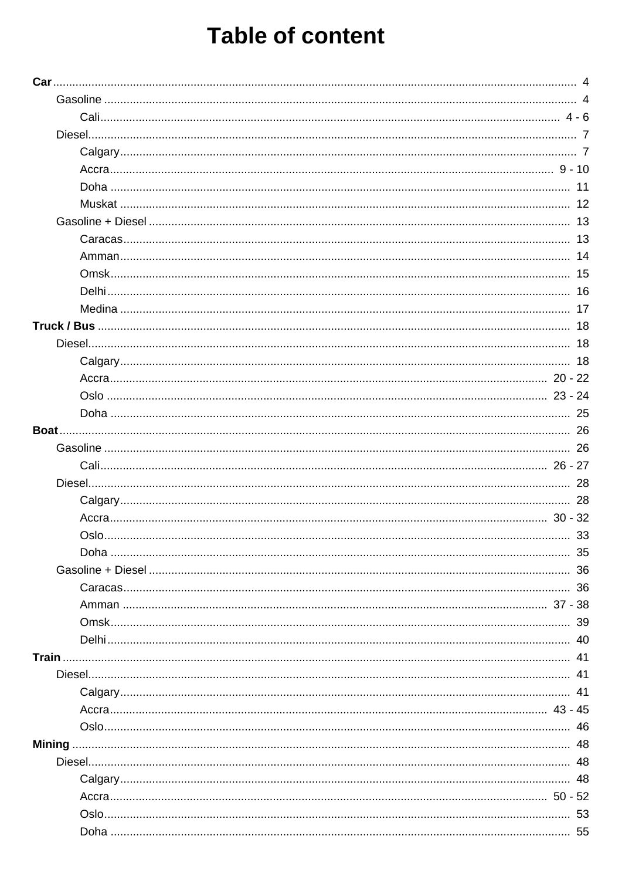# Table of content

- **Car** ... 4
  - Gasoline ... 4
    - Cali ... 4 - 6
  - Diesel ... 7
    - Calgary ... 7
    - Accra ... 9 - 10
    - Doha ... 11
    - Muskat ... 12
  - Gasoline + Diesel ... 13
    - Caracas ... 13
    - Amman ... 14
    - Omsk ... 15
    - Delhi ... 16
    - Medina ... 17
- **Truck / Bus** ... 18
  - Diesel ... 18
    - Calgary ... 18
    - Accra ... 20 - 22
    - Oslo ... 23 - 24
    - Doha ... 25
- **Boat** ... 26
  - Gasoline ... 26
    - Cali ... 26 - 27
  - Diesel ... 28
    - Calgary ... 28
    - Accra ... 30 - 32
    - Oslo ... 33
    - Doha ... 35
  - Gasoline + Diesel ... 36
    - Caracas ... 36
    - Amman ... 37 - 38
    - Omsk ... 39
    - Delhi ... 40
- **Train** ... 41
  - Diesel ... 41
    - Calgary ... 41
    - Accra ... 43 - 45
    - Oslo ... 46
- **Mining** ... 48
  - Diesel ... 48
    - Calgary ... 48
    - Accra ... 50 - 52
    - Oslo ... 53
    - Doha ... 55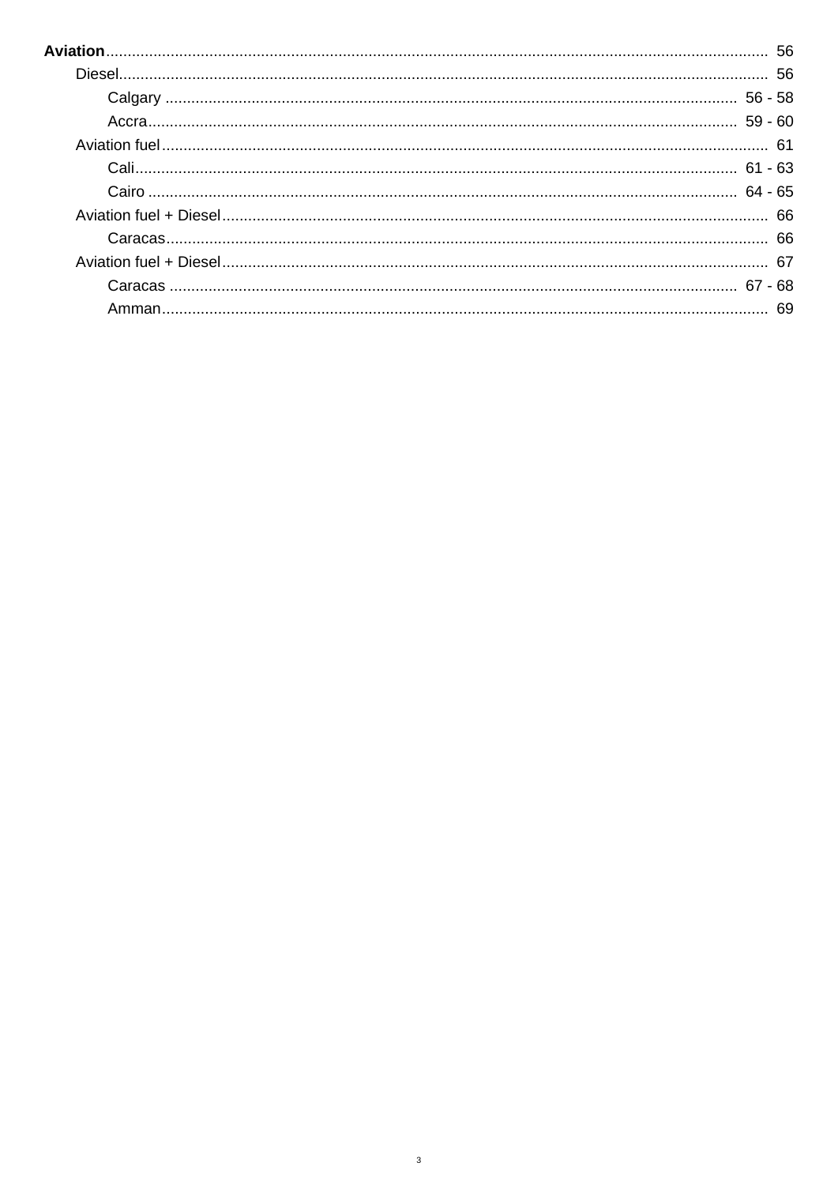**Aviation** ........ 56

- Diesel ........ 56
  - Calgary ........ 56 - 58
  - Accra ........ 59 - 60
- Aviation fuel ........ 61
  - Cali ........ 61 - 63
  - Cairo ........ 64 - 65
- Aviation fuel + Diesel ........ 66
  - Caracas ........ 66
- Aviation fuel + Diesel ........ 67
  - Caracas ........ 67 - 68
  - Amman ........ 69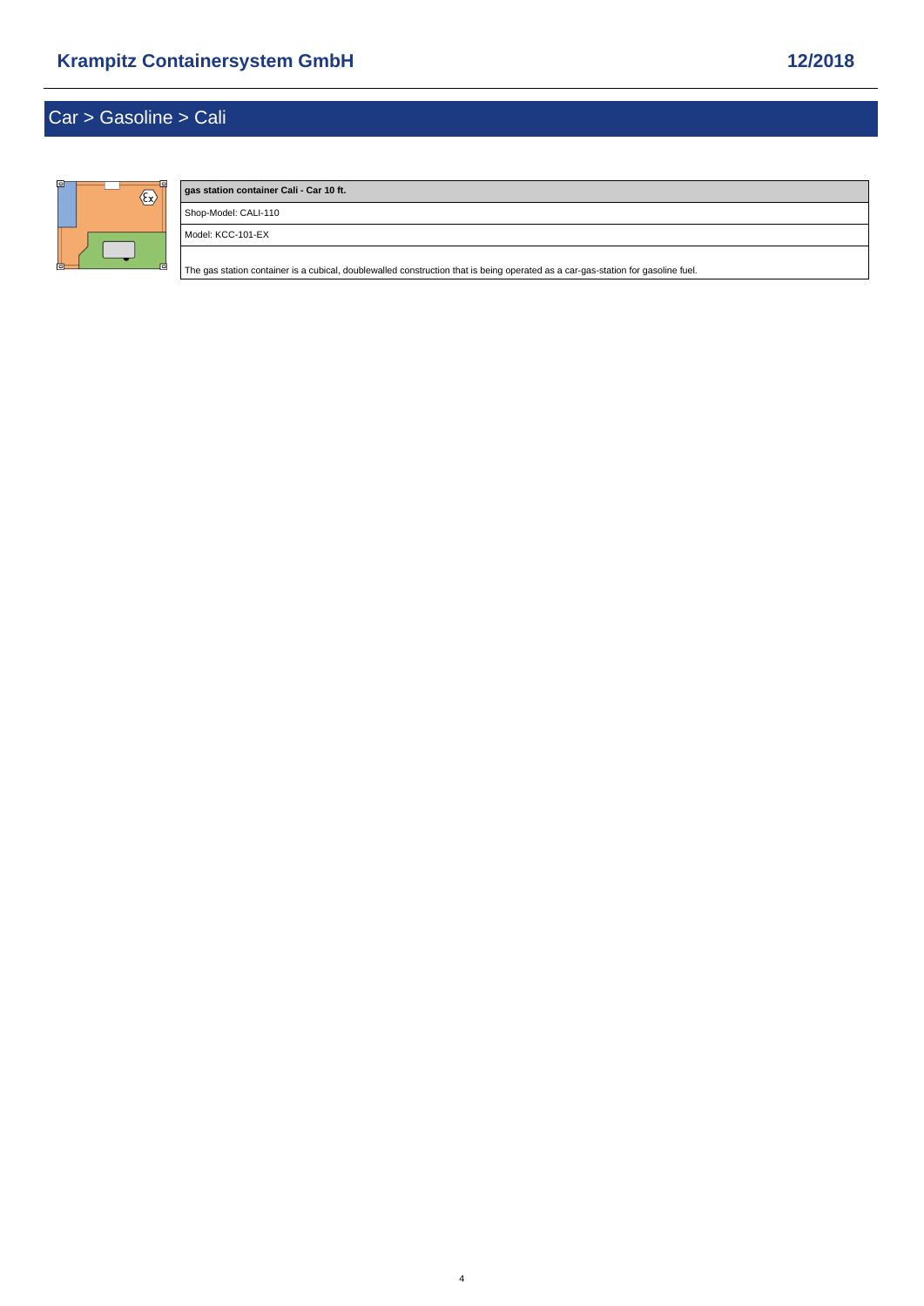## Car > Gasoline > Cali

| gas station container Cali - Car 10 ft. |
| --- |
| Shop-Model: CALI-110 |
| Model: KCC-101-EX |
| The gas station container is a cubical, doublewalled construction that is being operated as a car-gas-station for gasoline fuel. |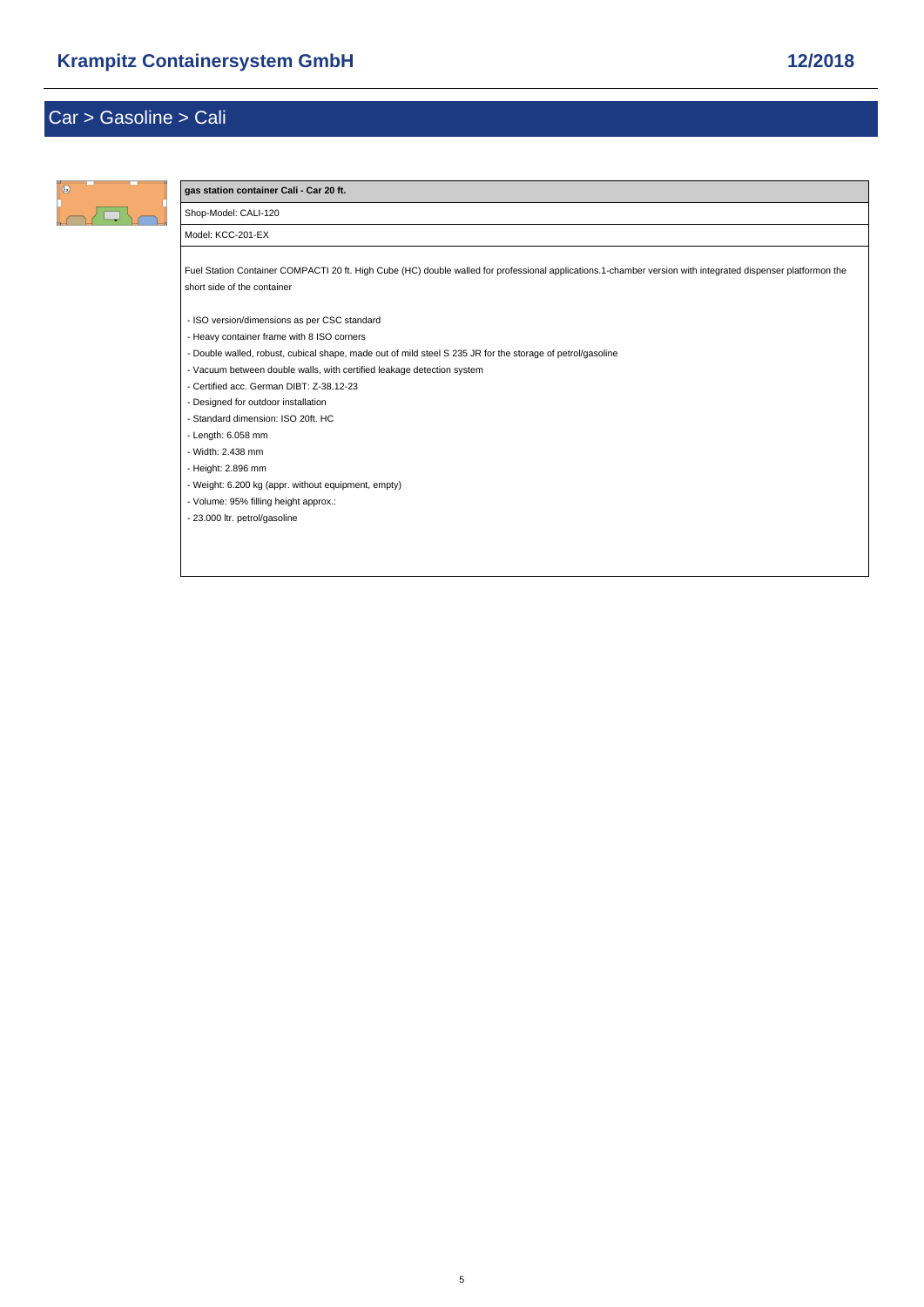# Car > Gasoline > Cali

| gas station container Cali - Car 20 ft. |
| --- |
| Shop-Model: CALI-120 |
| Model: KCC-201-EX |

Fuel Station Container COMPACTI 20 ft. High Cube (HC) double walled for professional applications.1-chamber version with integrated dispenser platformon the short side of the container

- ISO version/dimensions as per CSC standard
- Heavy container frame with 8 ISO corners
- Double walled, robust, cubical shape, made out of mild steel S 235 JR for the storage of petrol/gasoline
- Vacuum between double walls, with certified leakage detection system
- Certified acc. German DIBT: Z-38.12-23
- Designed for outdoor installation
- Standard dimension: ISO 20ft. HC
- Length: 6.058 mm
- Width: 2.438 mm
- Height: 2.896 mm
- Weight: 6.200 kg (appr. without equipment, empty)
- Volume: 95% filling height approx.:
- 23.000 ltr. petrol/gasoline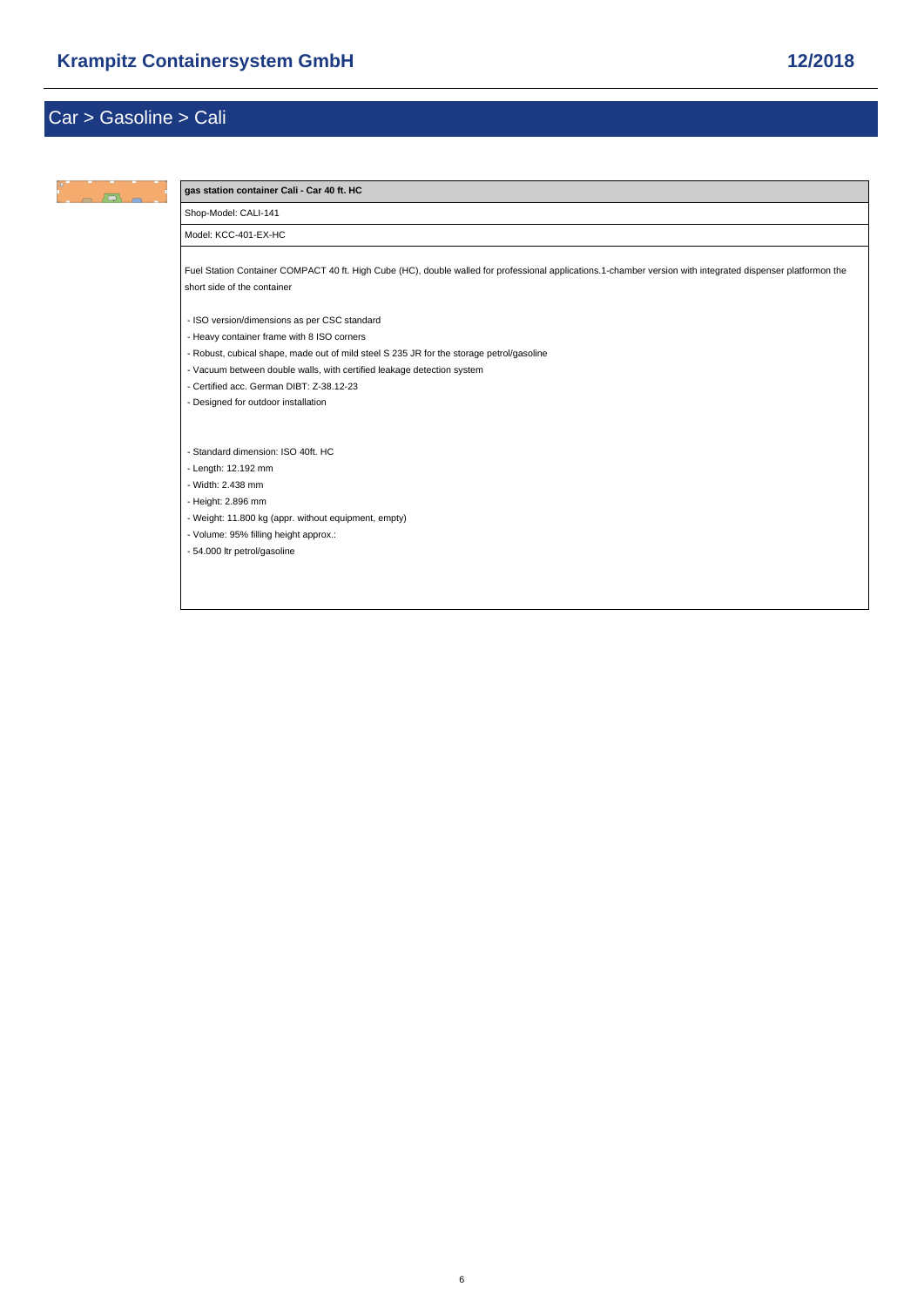# Car > Gasoline > Cali

**gas station container Cali - Car 40 ft. HC**

Shop-Model: CALI-141

Model: KCC-401-EX-HC

Fuel Station Container COMPACT 40 ft. High Cube (HC), double walled for professional applications.1-chamber version with integrated dispenser platformon the short side of the container

- ISO version/dimensions as per CSC standard
- Heavy container frame with 8 ISO corners
- Robust, cubical shape, made out of mild steel S 235 JR for the storage petrol/gasoline
- Vacuum between double walls, with certified leakage detection system
- Certified acc. German DIBT: Z-38.12-23
- Designed for outdoor installation

- Standard dimension: ISO 40ft. HC
- Length: 12.192 mm
- Width: 2.438 mm
- Height: 2.896 mm
- Weight: 11.800 kg (appr. without equipment, empty)
- Volume: 95% filling height approx.:
- 54.000 ltr petrol/gasoline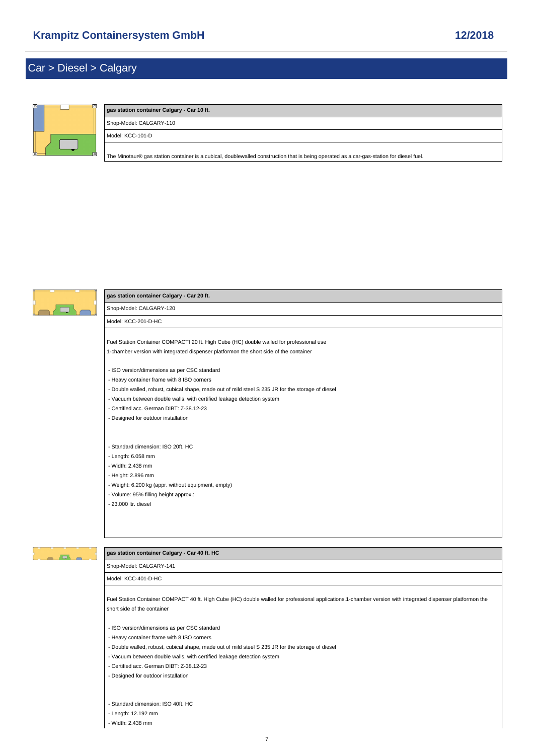# Car > Diesel > Calgary

## gas station container Calgary - Car 10 ft.

Shop-Model: CALGARY-110

Model: KCC-101-D

The Minotaur® gas station container is a cubical, doublewalled construction that is being operated as a car-gas-station for diesel fuel.

## gas station container Calgary - Car 20 ft.

Shop-Model: CALGARY-120

Model: KCC-201-D-HC

Fuel Station Container COMPACTI 20 ft. High Cube (HC) double walled for professional use
1-chamber version with integrated dispenser platformon the short side of the container

- ISO version/dimensions as per CSC standard
- Heavy container frame with 8 ISO corners
- Double walled, robust, cubical shape, made out of mild steel S 235 JR for the storage of diesel
- Vacuum between double walls, with certified leakage detection system
- Certified acc. German DIBT: Z-38.12-23
- Designed for outdoor installation

- Standard dimension: ISO 20ft. HC
- Length: 6.058 mm
- Width: 2.438 mm
- Height: 2.896 mm
- Weight: 6.200 kg (appr. without equipment, empty)
- Volume: 95% filling height approx.:
- 23.000 ltr. diesel

## gas station container Calgary - Car 40 ft. HC

Shop-Model: CALGARY-141

Model: KCC-401-D-HC

Fuel Station Container COMPACT 40 ft. High Cube (HC) double walled for professional applications.1-chamber version with integrated dispenser platformon the short side of the container

- ISO version/dimensions as per CSC standard
- Heavy container frame with 8 ISO corners
- Double walled, robust, cubical shape, made out of mild steel S 235 JR for the storage of diesel
- Vacuum between double walls, with certified leakage detection system
- Certified acc. German DIBT: Z-38.12-23
- Designed for outdoor installation

- Standard dimension: ISO 40ft. HC
- Length: 12.192 mm
- Width: 2.438 mm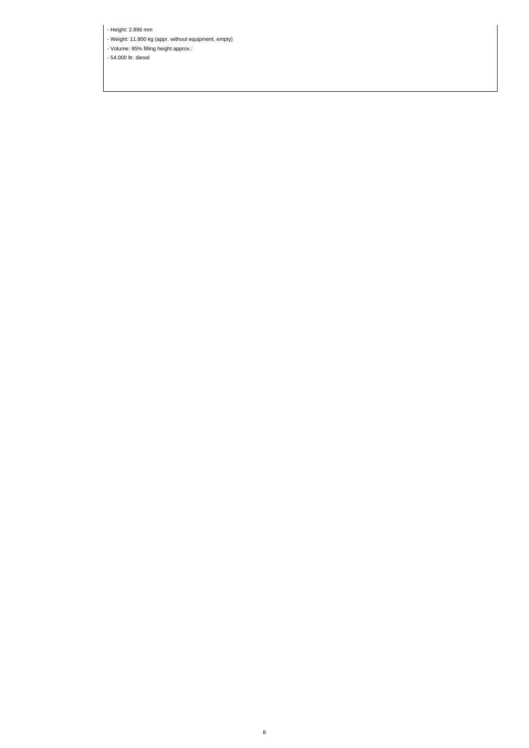- Height: 2.896 mm
- Weight: 11.800 kg (appr. without equipment, empty)
- Volume: 95% filling height approx.:
- 54.000 ltr. diesel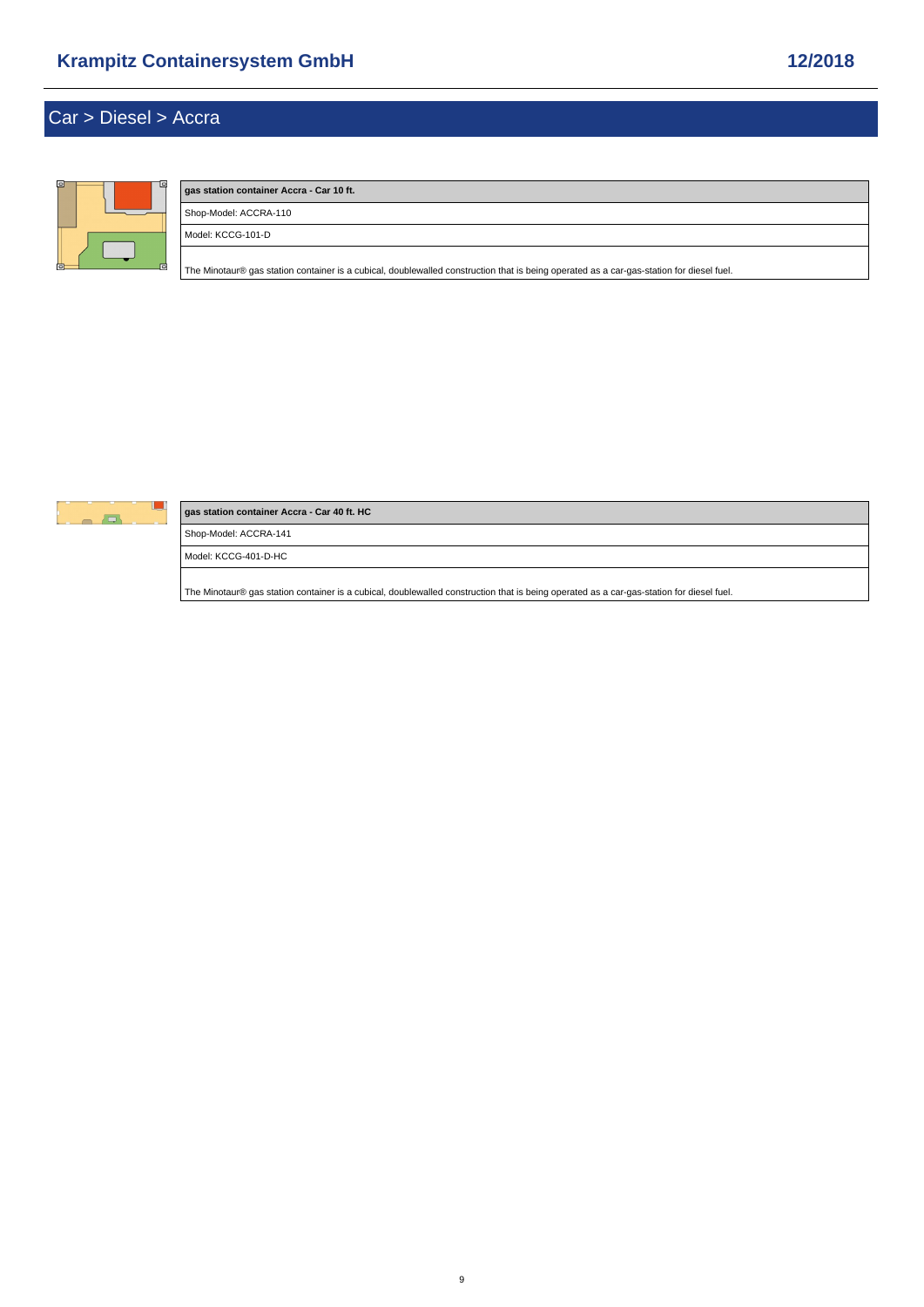## Car > Diesel > Accra

| gas station container Accra - Car 10 ft. |
|---|
| Shop-Model: ACCRA-110 |
| Model: KCCG-101-D |
| The Minotaur® gas station container is a cubical, doublewalled construction that is being operated as a car-gas-station for diesel fuel. |

| gas station container Accra - Car 40 ft. HC |
|---|
| Shop-Model: ACCRA-141 |
| Model: KCCG-401-D-HC |
| The Minotaur® gas station container is a cubical, doublewalled construction that is being operated as a car-gas-station for diesel fuel. |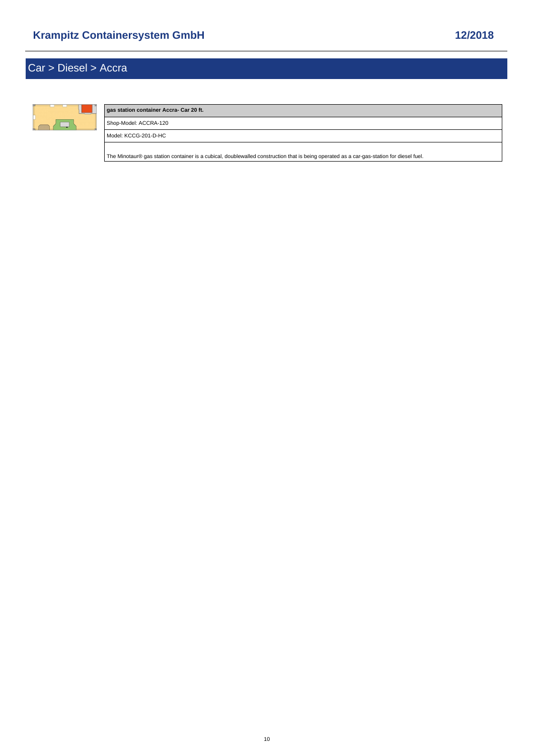## Car > Diesel > Accra

| gas station container Accra- Car 20 ft. |
| --- |
| Shop-Model: ACCRA-120 |
| Model: KCCG-201-D-HC |
| The Minotaur® gas station container is a cubical, doublewalled construction that is being operated as a car-gas-station for diesel fuel. |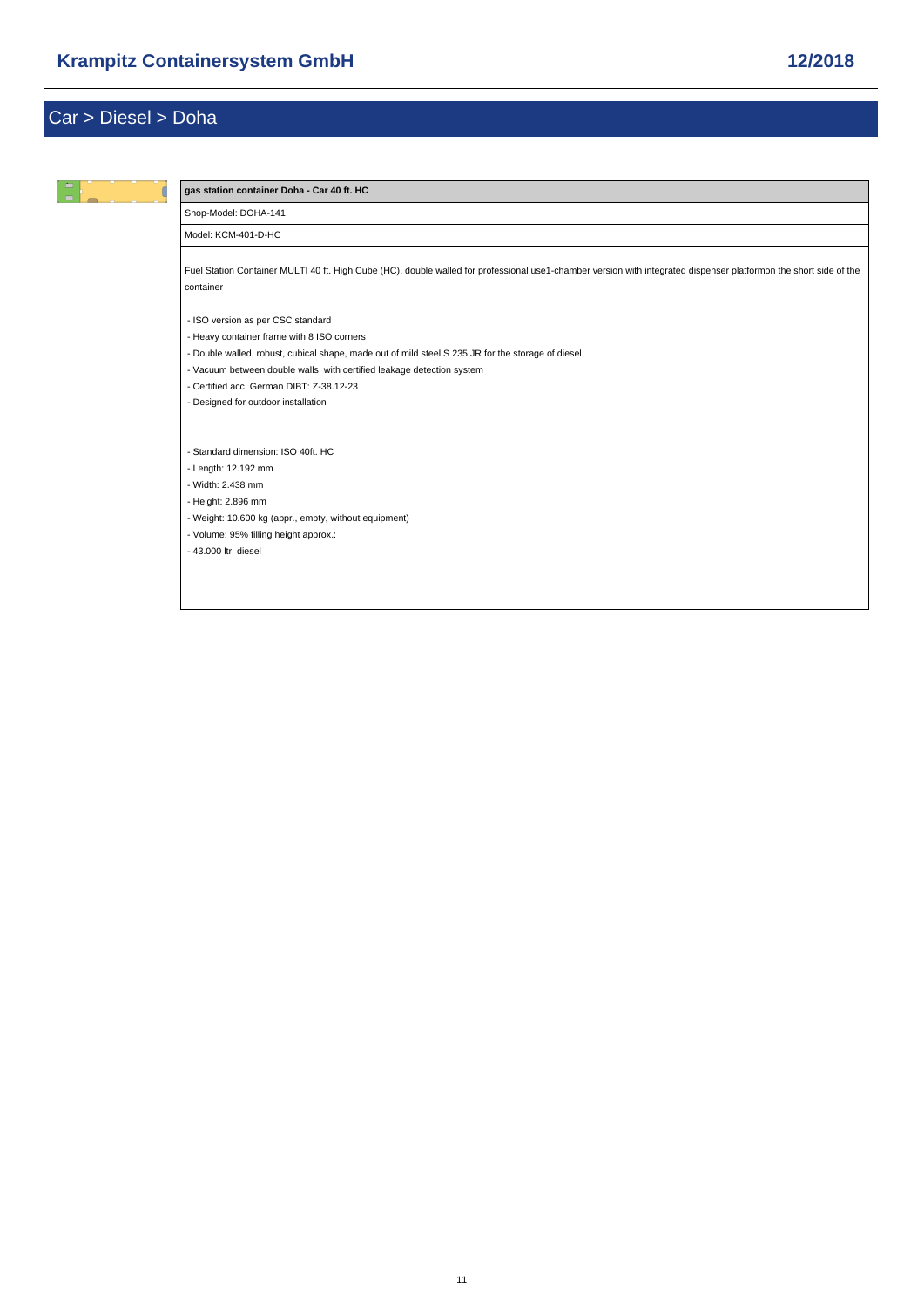# Car > Diesel > Doha

| gas station container Doha - Car 40 ft. HC |
|---|
| Shop-Model: DOHA-141 |
| Model: KCM-401-D-HC |

Fuel Station Container MULTI 40 ft. High Cube (HC), double walled for professional use1-chamber version with integrated dispenser platformon the short side of the container

- ISO version as per CSC standard
- Heavy container frame with 8 ISO corners
- Double walled, robust, cubical shape, made out of mild steel S 235 JR for the storage of diesel
- Vacuum between double walls, with certified leakage detection system
- Certified acc. German DIBT: Z-38.12-23
- Designed for outdoor installation

- Standard dimension: ISO 40ft. HC
- Length: 12.192 mm
- Width: 2.438 mm
- Height: 2.896 mm
- Weight: 10.600 kg (appr., empty, without equipment)
- Volume: 95% filling height approx.:
- 43.000 ltr. diesel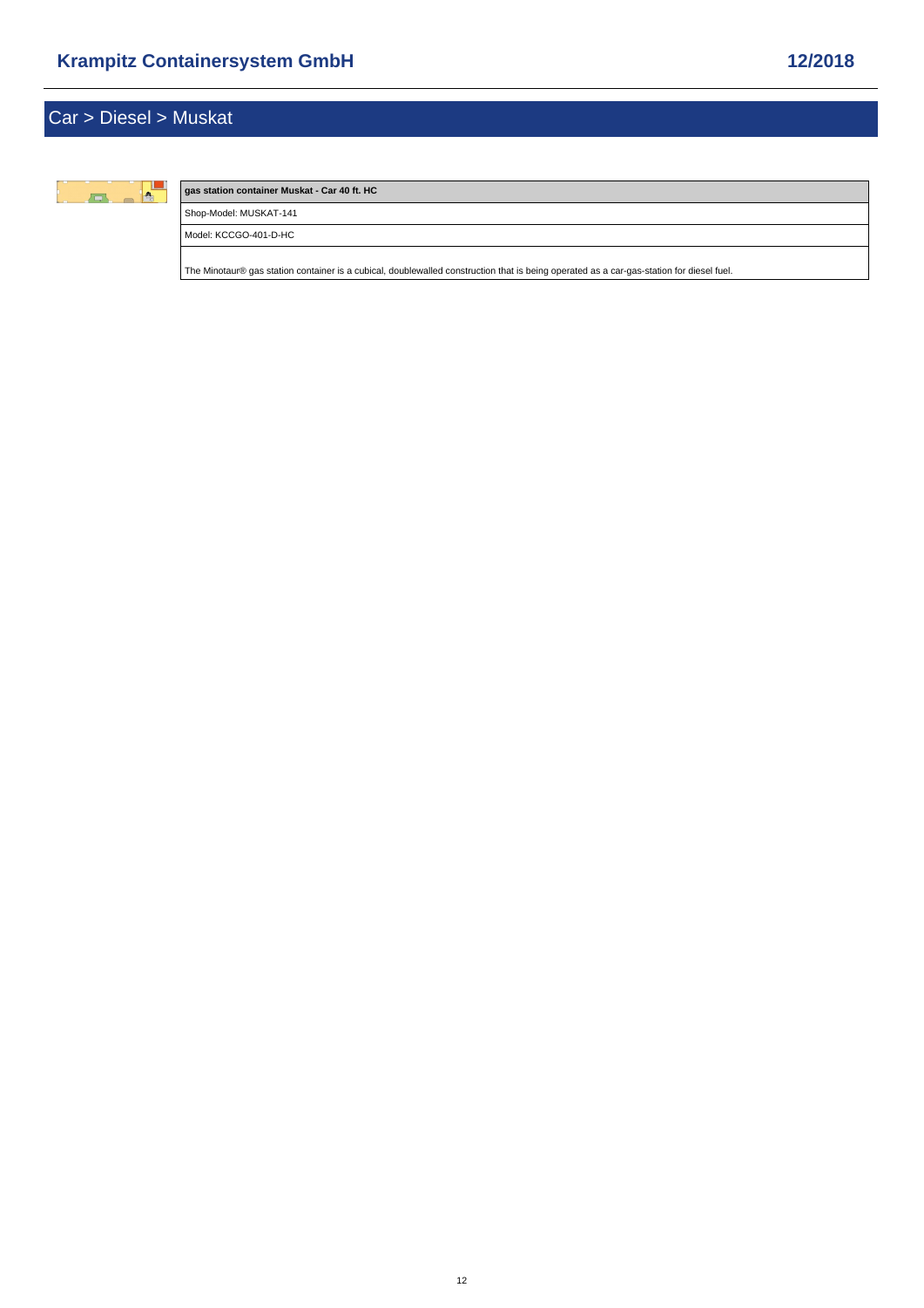## Car > Diesel > Muskat

| gas station container Muskat - Car 40 ft. HC |
| --- |
| Shop-Model: MUSKAT-141 |
| Model: KCCGO-401-D-HC |
| The Minotaur® gas station container is a cubical, doublewalled construction that is being operated as a car-gas-station for diesel fuel. |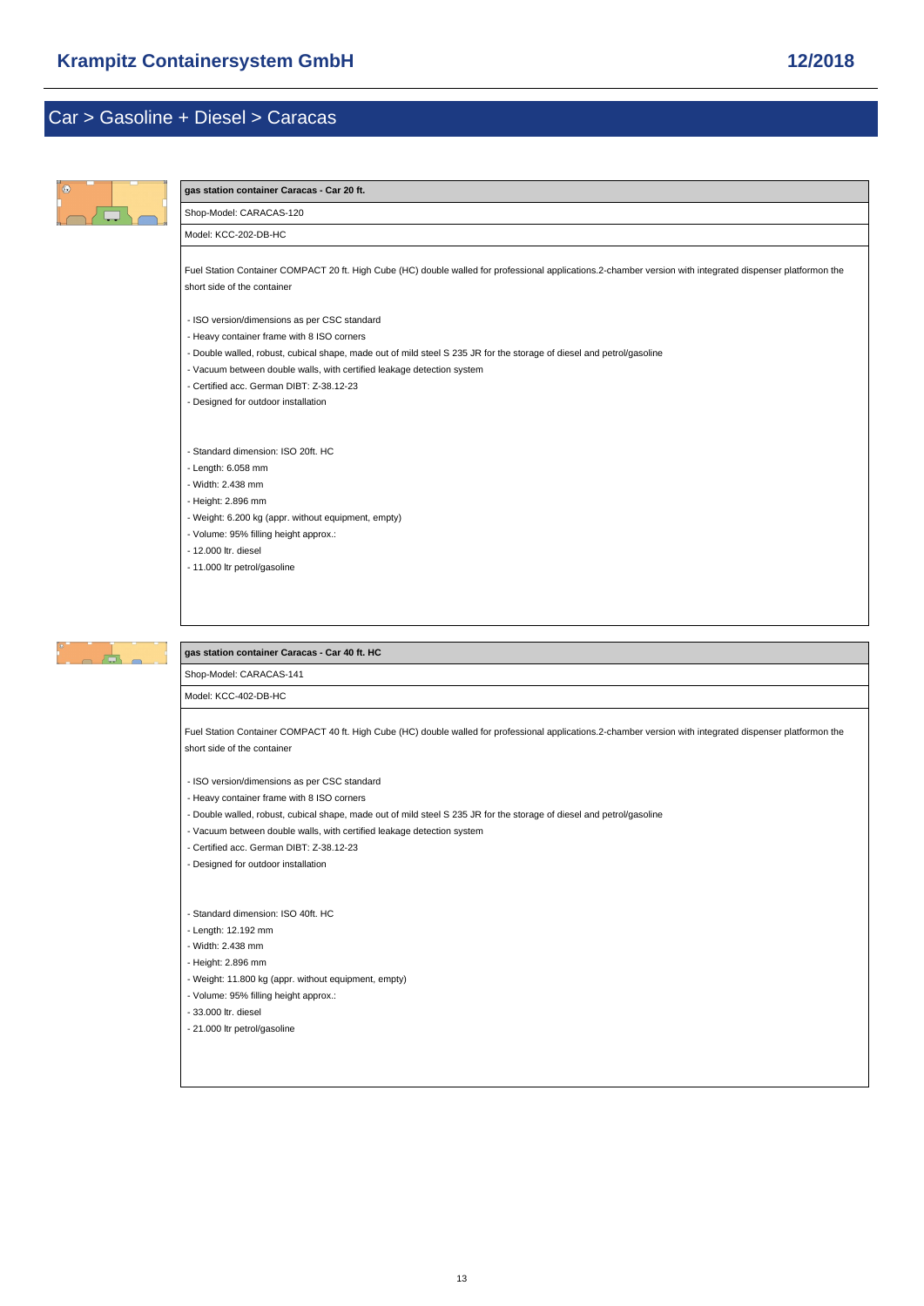# Car > Gasoline + Diesel > Caracas

## gas station container Caracas - Car 20 ft.

Shop-Model: CARACAS-120

Model: KCC-202-DB-HC

Fuel Station Container COMPACT 20 ft. High Cube (HC) double walled for professional applications.2-chamber version with integrated dispenser platformon the short side of the container

- ISO version/dimensions as per CSC standard
- Heavy container frame with 8 ISO corners
- Double walled, robust, cubical shape, made out of mild steel S 235 JR for the storage of diesel and petrol/gasoline
- Vacuum between double walls, with certified leakage detection system
- Certified acc. German DIBT: Z-38.12-23
- Designed for outdoor installation

- Standard dimension: ISO 20ft. HC
- Length: 6.058 mm
- Width: 2.438 mm
- Height: 2.896 mm
- Weight: 6.200 kg (appr. without equipment, empty)
- Volume: 95% filling height approx.:
- 12.000 ltr. diesel
- 11.000 ltr petrol/gasoline

## gas station container Caracas - Car 40 ft. HC

Shop-Model: CARACAS-141

Model: KCC-402-DB-HC

Fuel Station Container COMPACT 40 ft. High Cube (HC) double walled for professional applications.2-chamber version with integrated dispenser platformon the short side of the container

- ISO version/dimensions as per CSC standard
- Heavy container frame with 8 ISO corners
- Double walled, robust, cubical shape, made out of mild steel S 235 JR for the storage of diesel and petrol/gasoline
- Vacuum between double walls, with certified leakage detection system
- Certified acc. German DIBT: Z-38.12-23
- Designed for outdoor installation

- Standard dimension: ISO 40ft. HC
- Length: 12.192 mm
- Width: 2.438 mm
- Height: 2.896 mm
- Weight: 11.800 kg (appr. without equipment, empty)
- Volume: 95% filling height approx.:
- 33.000 ltr. diesel
- 21.000 ltr petrol/gasoline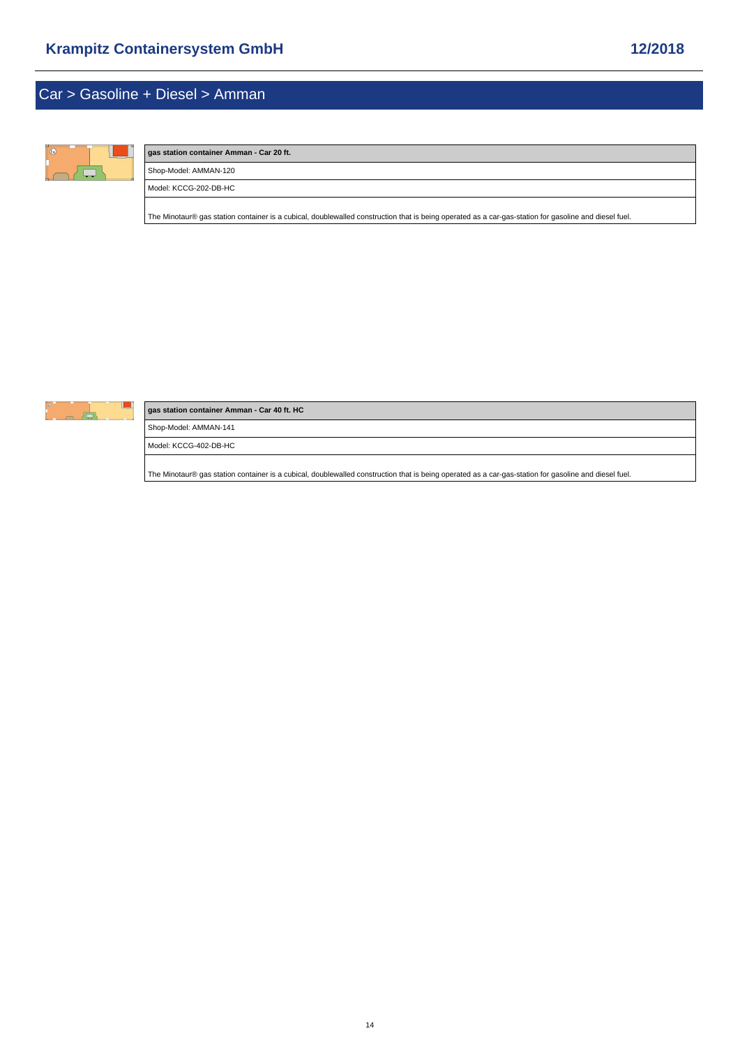## Car > Gasoline + Diesel > Amman

| gas station container Amman - Car 20 ft. |
| --- |
| Shop-Model: AMMAN-120 |
| Model: KCCG-202-DB-HC |
| The Minotaur® gas station container is a cubical, doublewalled construction that is being operated as a car-gas-station for gasoline and diesel fuel. |

| gas station container Amman - Car 40 ft. HC |
| --- |
| Shop-Model: AMMAN-141 |
| Model: KCCG-402-DB-HC |
| The Minotaur® gas station container is a cubical, doublewalled construction that is being operated as a car-gas-station for gasoline and diesel fuel. |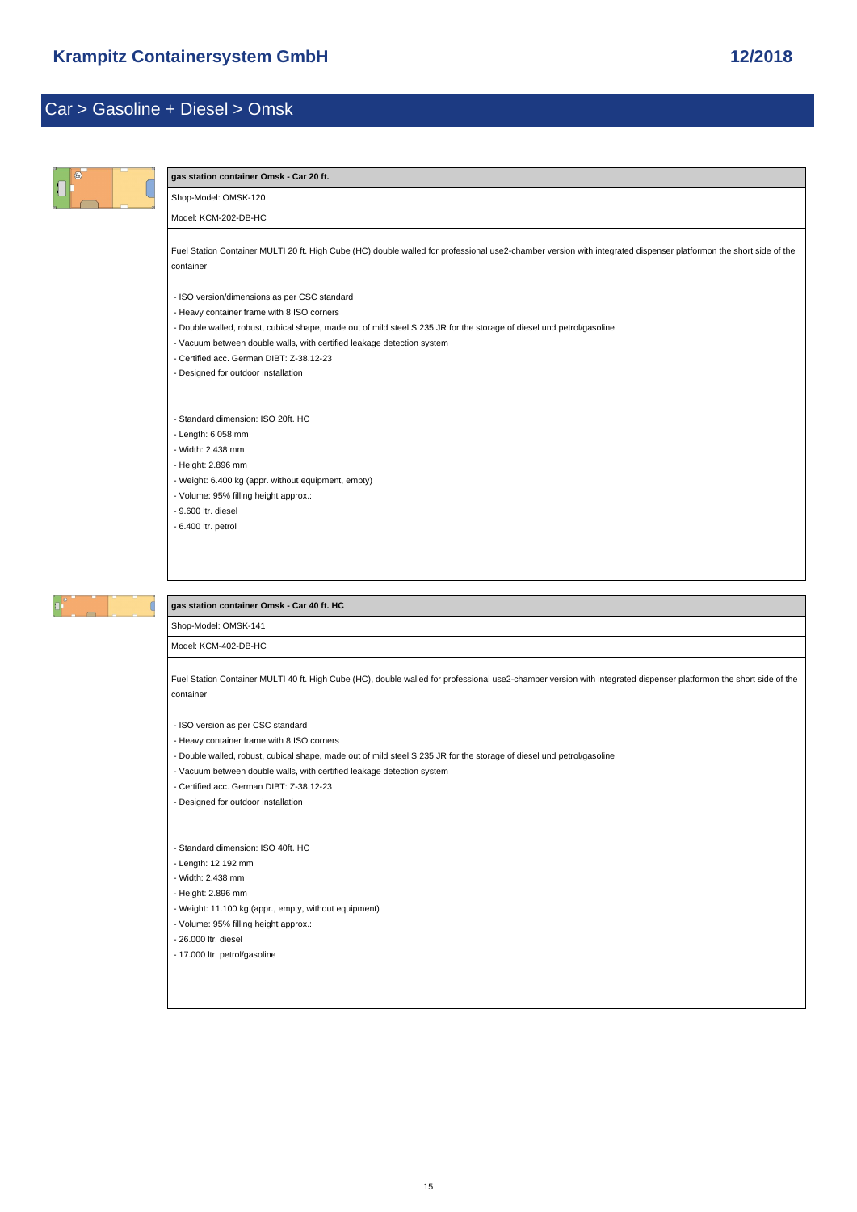# Car > Gasoline + Diesel > Omsk

### gas station container Omsk - Car 20 ft.

Shop-Model: OMSK-120

Model: KCM-202-DB-HC

Fuel Station Container MULTI 20 ft. High Cube (HC) double walled for professional use2-chamber version with integrated dispenser platformon the short side of the container

- ISO version/dimensions as per CSC standard
- Heavy container frame with 8 ISO corners
- Double walled, robust, cubical shape, made out of mild steel S 235 JR for the storage of diesel und petrol/gasoline
- Vacuum between double walls, with certified leakage detection system
- Certified acc. German DIBT: Z-38.12-23
- Designed for outdoor installation

- Standard dimension: ISO 20ft. HC
- Length: 6.058 mm
- Width: 2.438 mm
- Height: 2.896 mm
- Weight: 6.400 kg (appr. without equipment, empty)
- Volume: 95% filling height approx.:
- 9.600 ltr. diesel
- 6.400 ltr. petrol

### gas station container Omsk - Car 40 ft. HC

Shop-Model: OMSK-141

Model: KCM-402-DB-HC

Fuel Station Container MULTI 40 ft. High Cube (HC), double walled for professional use2-chamber version with integrated dispenser platformon the short side of the container

- ISO version as per CSC standard
- Heavy container frame with 8 ISO corners
- Double walled, robust, cubical shape, made out of mild steel S 235 JR for the storage of diesel und petrol/gasoline
- Vacuum between double walls, with certified leakage detection system
- Certified acc. German DIBT: Z-38.12-23
- Designed for outdoor installation

- Standard dimension: ISO 40ft. HC
- Length: 12.192 mm
- Width: 2.438 mm
- Height: 2.896 mm
- Weight: 11.100 kg (appr., empty, without equipment)
- Volume: 95% filling height approx.:
- 26.000 ltr. diesel
- 17.000 ltr. petrol/gasoline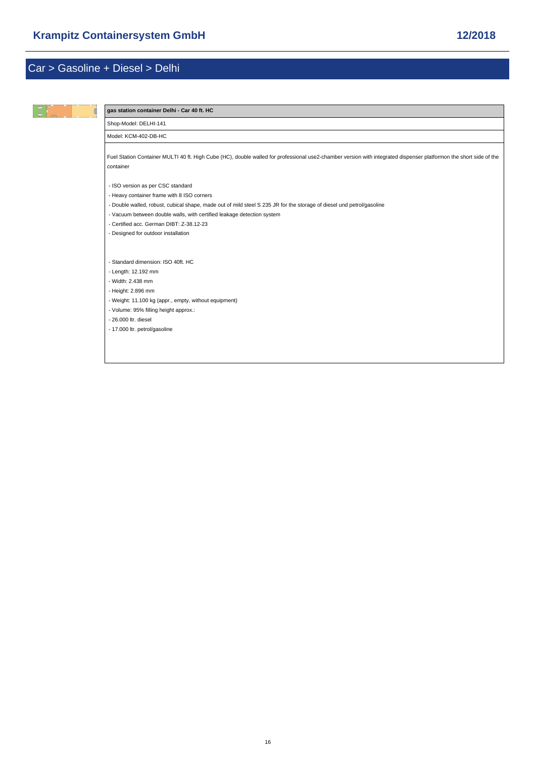# Krampitz Containersystem GmbH

12/2018

## Car > Gasoline + Diesel > Delhi

**gas station container Delhi - Car 40 ft. HC**

Shop-Model: DELHI-141

Model: KCM-402-DB-HC

Fuel Station Container MULTI 40 ft. High Cube (HC), double walled for professional use2-chamber version with integrated dispenser platformon the short side of the container

- ISO version as per CSC standard
- Heavy container frame with 8 ISO corners
- Double walled, robust, cubical shape, made out of mild steel S 235 JR for the storage of diesel und petrol/gasoline
- Vacuum between double walls, with certified leakage detection system
- Certified acc. German DIBT: Z-38.12-23
- Designed for outdoor installation

- Standard dimension: ISO 40ft. HC
- Length: 12.192 mm
- Width: 2.438 mm
- Height: 2.896 mm
- Weight: 11.100 kg (appr., empty, without equipment)
- Volume: 95% filling height approx.:
- 26.000 ltr. diesel
- 17.000 ltr. petrol/gasoline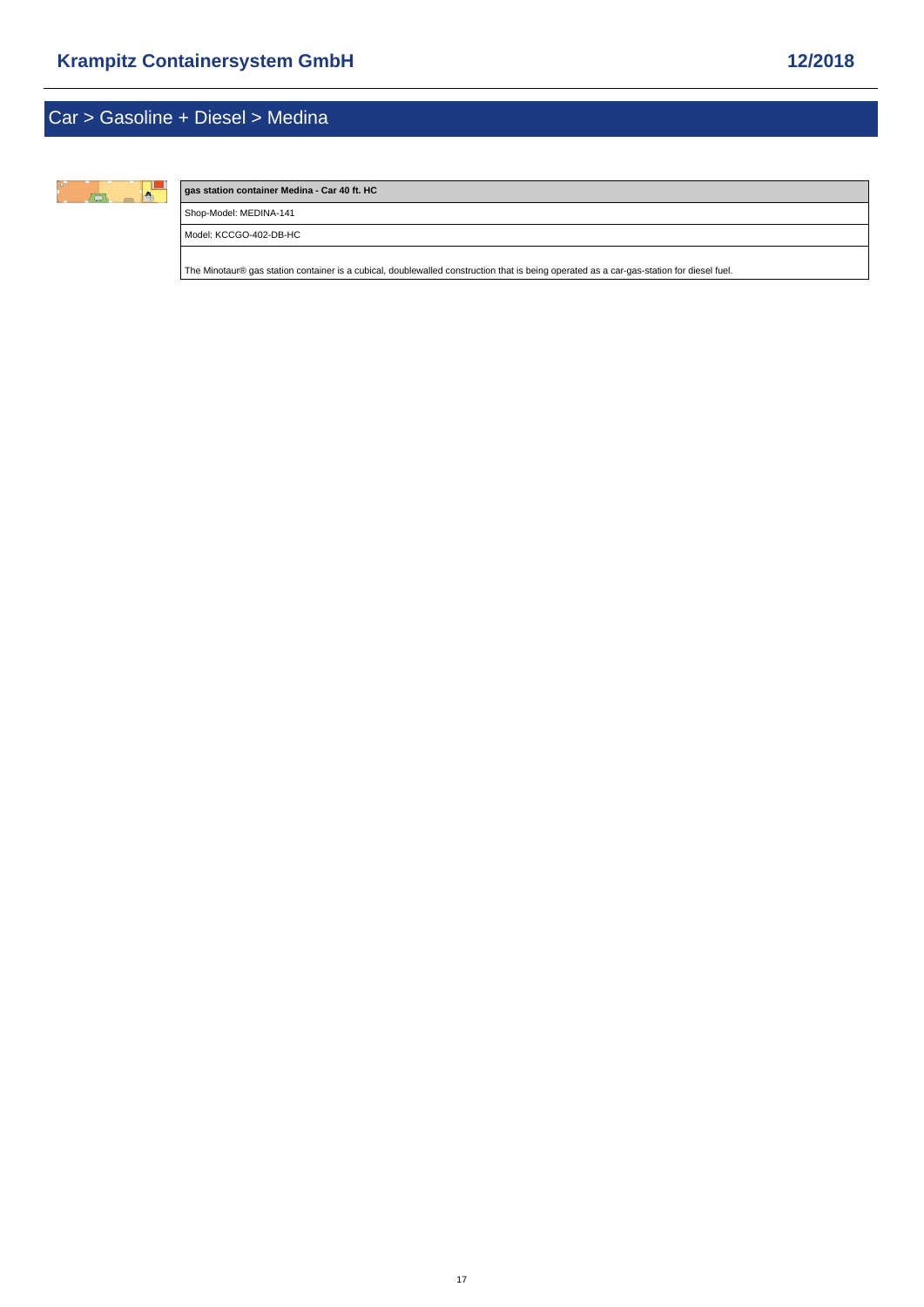## Car > Gasoline + Diesel > Medina

| gas station container Medina - Car 40 ft. HC |
|---|
| Shop-Model: MEDINA-141 |
| Model: KCCGO-402-DB-HC |
| The Minotaur® gas station container is a cubical, doublewalled construction that is being operated as a car-gas-station for diesel fuel. |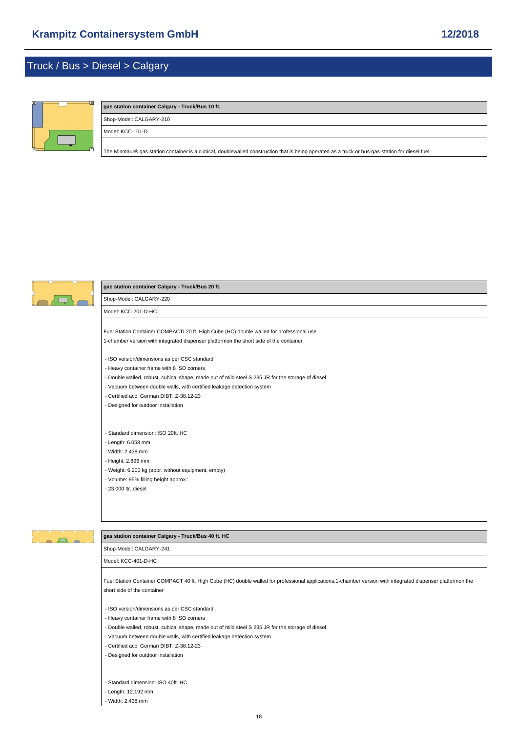## Truck / Bus > Diesel > Calgary

| gas station container Calgary - Truck/Bus 10 ft. |
|---|
| Shop-Model: CALGARY-210 |
| Model: KCC-101-D |
| The Minotaur® gas station container is a cubical, doublewalled construction that is being operated as a truck or bus-gas-station for diesel fuel. |

| gas station container Calgary - Truck/Bus 20 ft. |
|---|
| Shop-Model: CALGARY-220 |
| Model: KCC-201-D-HC |

Fuel Station Container COMPACTI 20 ft. High Cube (HC) double walled for professional use
1-chamber version with integrated dispenser platformon the short side of the container

- ISO version/dimensions as per CSC standard
- Heavy container frame with 8 ISO corners
- Double walled, robust, cubical shape, made out of mild steel S 235 JR for the storage of diesel
- Vacuum between double walls, with certified leakage detection system
- Certified acc. German DIBT: Z-38.12-23
- Designed for outdoor installation

- Standard dimension: ISO 20ft. HC
- Length: 6.058 mm
- Width: 2.438 mm
- Height: 2.896 mm
- Weight: 6.200 kg (appr. without equipment, empty)
- Volume: 95% filling height approx.:
- 23.000 ltr. diesel

| gas station container Calgary - Truck/Bus 40 ft. HC |
|---|
| Shop-Model: CALGARY-241 |
| Model: KCC-401-D-HC |

Fuel Station Container COMPACT 40 ft. High Cube (HC) double walled for professional applications.1-chamber version with integrated dispenser platformon the short side of the container

- ISO version/dimensions as per CSC standard
- Heavy container frame with 8 ISO corners
- Double walled, robust, cubical shape, made out of mild steel S 235 JR for the storage of diesel
- Vacuum between double walls, with certified leakage detection system
- Certified acc. German DIBT: Z-38.12-23
- Designed for outdoor installation

- Standard dimension: ISO 40ft. HC
- Length: 12.192 mm
- Width: 2.438 mm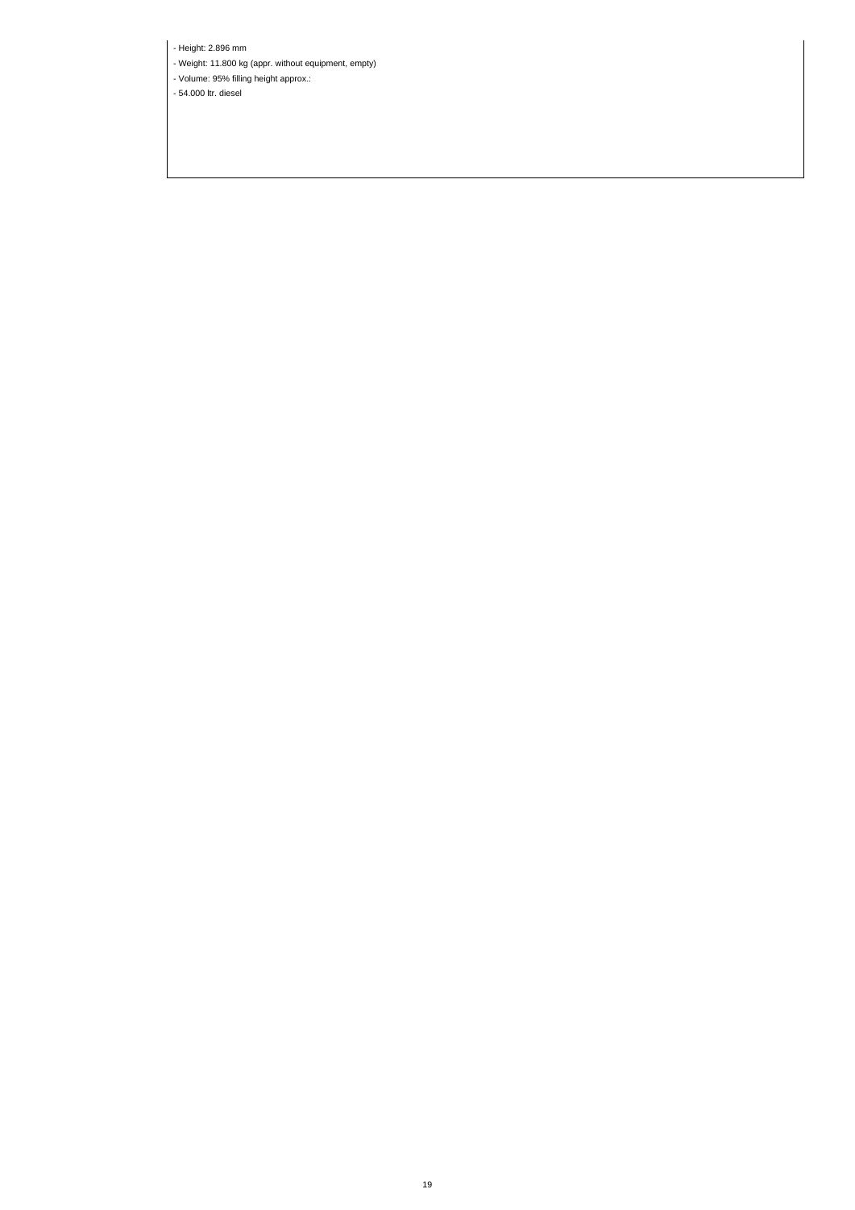- Height: 2.896 mm
- Weight: 11.800 kg (appr. without equipment, empty)
- Volume: 95% filling height approx.:
- 54.000 ltr. diesel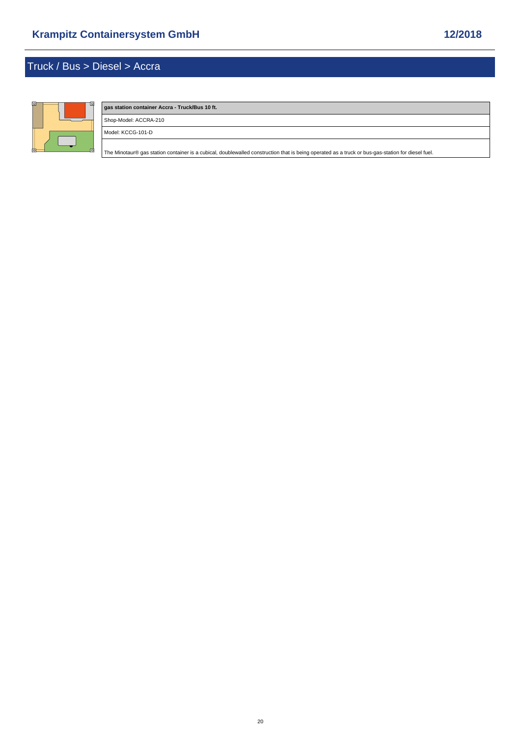# Truck / Bus > Diesel > Accra

| gas station container Accra - Truck/Bus 10 ft. |
| --- |
| Shop-Model: ACCRA-210 |
| Model: KCCG-101-D |
| The Minotaur® gas station container is a cubical, doublewalled construction that is being operated as a truck or bus-gas-station for diesel fuel. |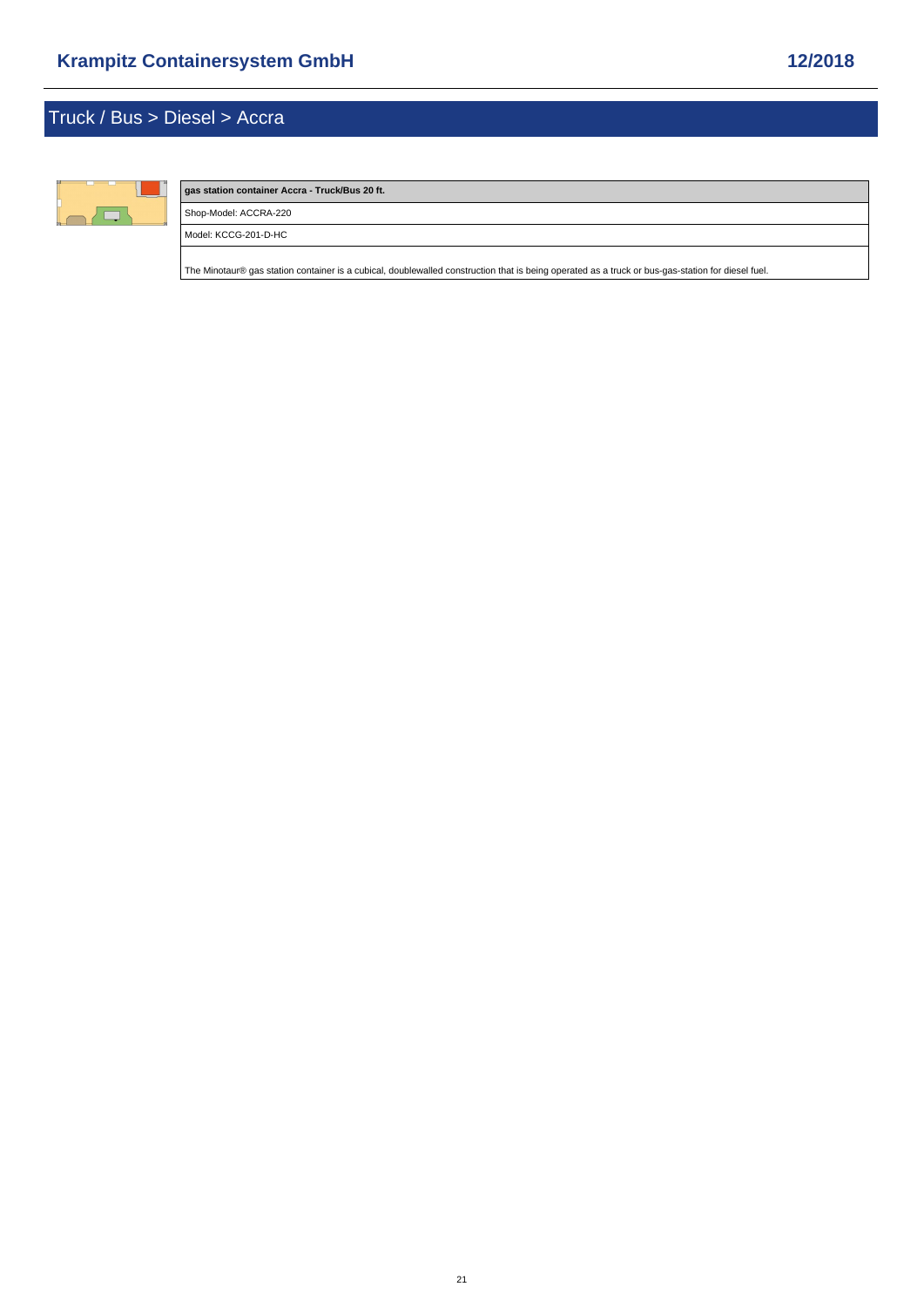## Truck / Bus > Diesel > Accra

| **gas station container Accra - Truck/Bus 20 ft.** |
| --- |
| Shop-Model: ACCRA-220 |
| Model: KCCG-201-D-HC |
| The Minotaur® gas station container is a cubical, doublewalled construction that is being operated as a truck or bus-gas-station for diesel fuel. |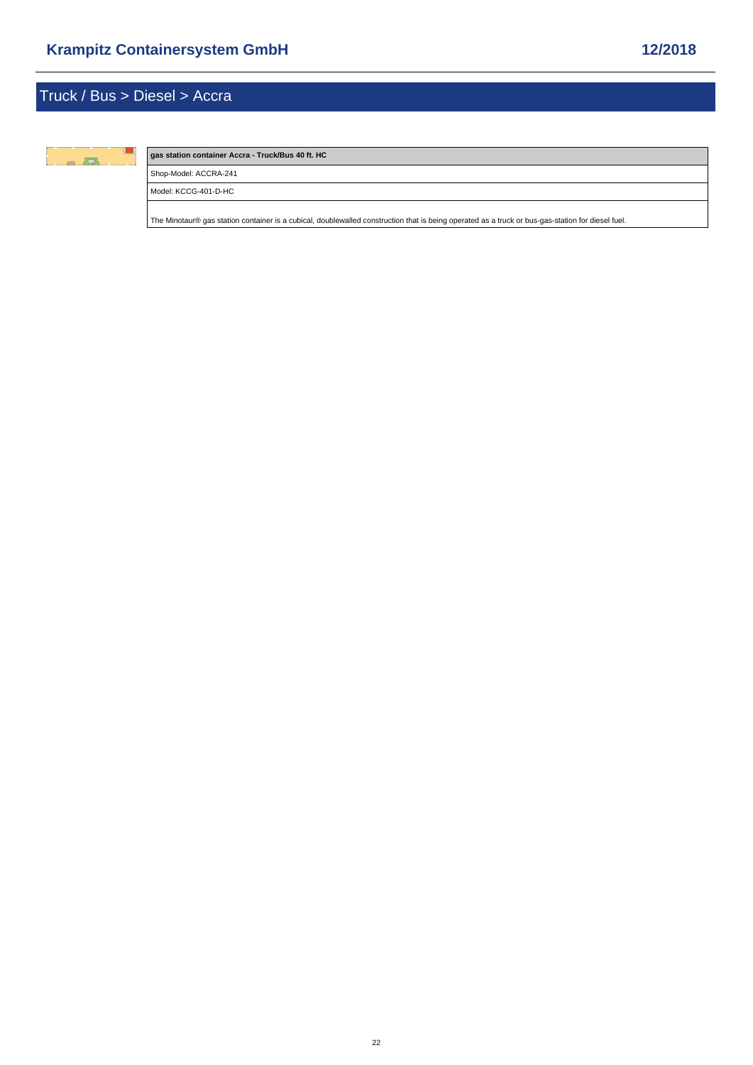## Truck / Bus > Diesel > Accra

| gas station container Accra - Truck/Bus 40 ft. HC |
| --- |
| Shop-Model: ACCRA-241 |
| Model: KCCG-401-D-HC |
| The Minotaur® gas station container is a cubical, doublewalled construction that is being operated as a truck or bus-gas-station for diesel fuel. |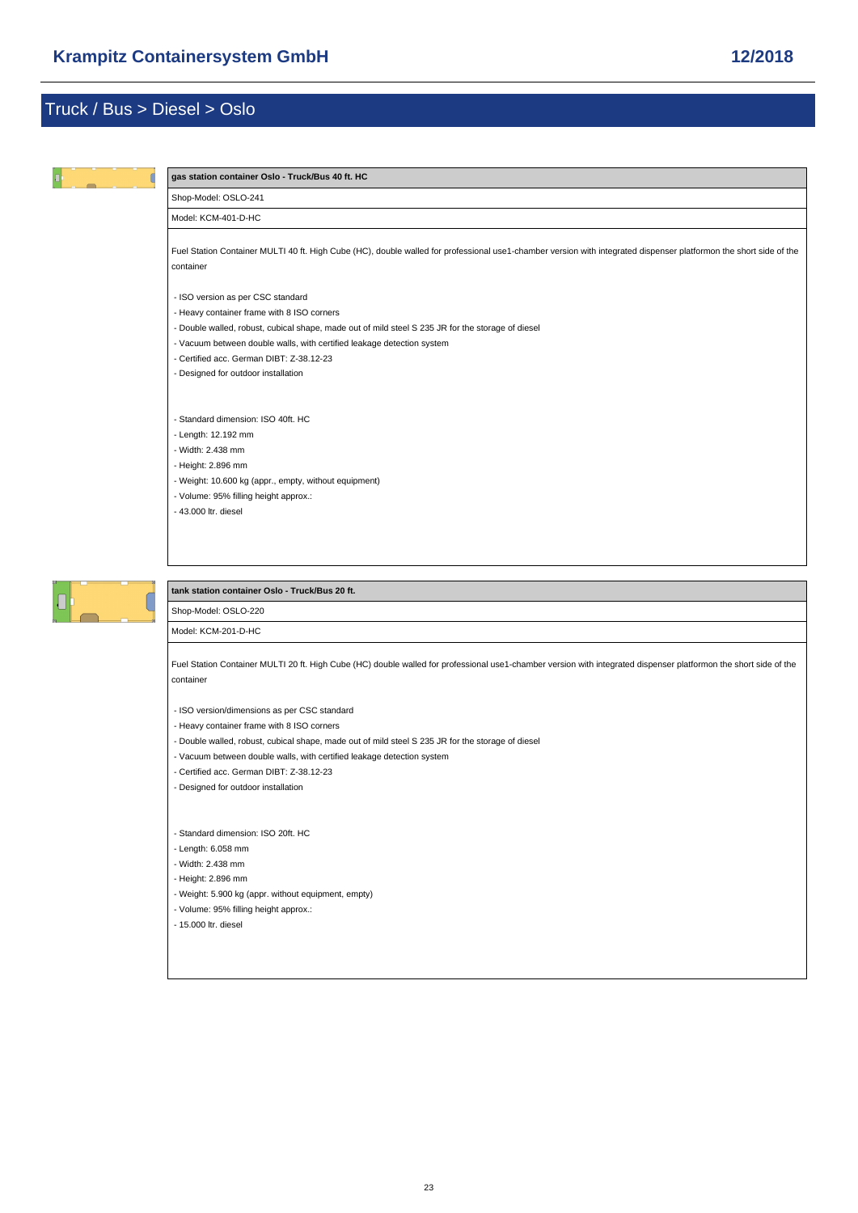# Truck / Bus > Diesel > Oslo

## gas station container Oslo - Truck/Bus 40 ft. HC

Shop-Model: OSLO-241

Model: KCM-401-D-HC

Fuel Station Container MULTI 40 ft. High Cube (HC), double walled for professional use1-chamber version with integrated dispenser platformon the short side of the container

- ISO version as per CSC standard
- Heavy container frame with 8 ISO corners
- Double walled, robust, cubical shape, made out of mild steel S 235 JR for the storage of diesel
- Vacuum between double walls, with certified leakage detection system
- Certified acc. German DIBT: Z-38.12-23
- Designed for outdoor installation

- Standard dimension: ISO 40ft. HC
- Length: 12.192 mm
- Width: 2.438 mm
- Height: 2.896 mm
- Weight: 10.600 kg (appr., empty, without equipment)
- Volume: 95% filling height approx.:
- 43.000 ltr. diesel

## tank station container Oslo - Truck/Bus 20 ft.

Shop-Model: OSLO-220

Model: KCM-201-D-HC

Fuel Station Container MULTI 20 ft. High Cube (HC) double walled for professional use1-chamber version with integrated dispenser platformon the short side of the container

- ISO version/dimensions as per CSC standard
- Heavy container frame with 8 ISO corners
- Double walled, robust, cubical shape, made out of mild steel S 235 JR for the storage of diesel
- Vacuum between double walls, with certified leakage detection system
- Certified acc. German DIBT: Z-38.12-23
- Designed for outdoor installation

- Standard dimension: ISO 20ft. HC
- Length: 6.058 mm
- Width: 2.438 mm
- Height: 2.896 mm
- Weight: 5.900 kg (appr. without equipment, empty)
- Volume: 95% filling height approx.:
- 15.000 ltr. diesel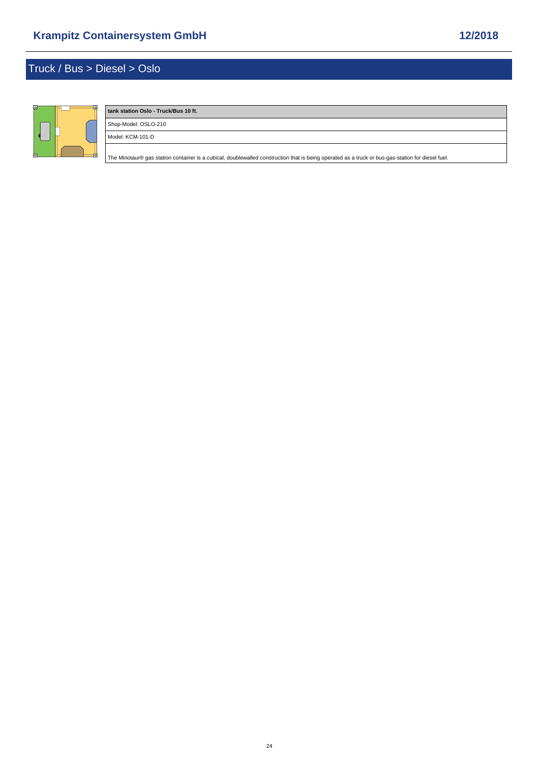## Truck / Bus > Diesel > Oslo

| tank station Oslo - Truck/Bus 10 ft. |
|---|
| Shop-Model: OSLO-210 |
| Model: KCM-101-D |
| The Minotaur® gas station container is a cubical, doublewalled construction that is being operated as a truck or bus-gas-station for diesel fuel. |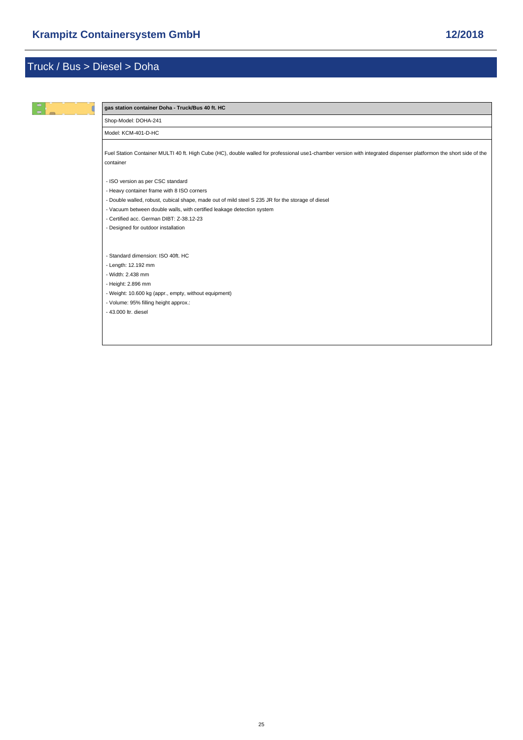## Truck / Bus > Diesel > Doha

**gas station container Doha - Truck/Bus 40 ft. HC**

Shop-Model: DOHA-241

Model: KCM-401-D-HC

Fuel Station Container MULTI 40 ft. High Cube (HC), double walled for professional use1-chamber version with integrated dispenser platformon the short side of the container

- ISO version as per CSC standard
- Heavy container frame with 8 ISO corners
- Double walled, robust, cubical shape, made out of mild steel S 235 JR for the storage of diesel
- Vacuum between double walls, with certified leakage detection system
- Certified acc. German DIBT: Z-38.12-23
- Designed for outdoor installation

- Standard dimension: ISO 40ft. HC
- Length: 12.192 mm
- Width: 2.438 mm
- Height: 2.896 mm
- Weight: 10.600 kg (appr., empty, without equipment)
- Volume: 95% filling height approx.:
- 43.000 ltr. diesel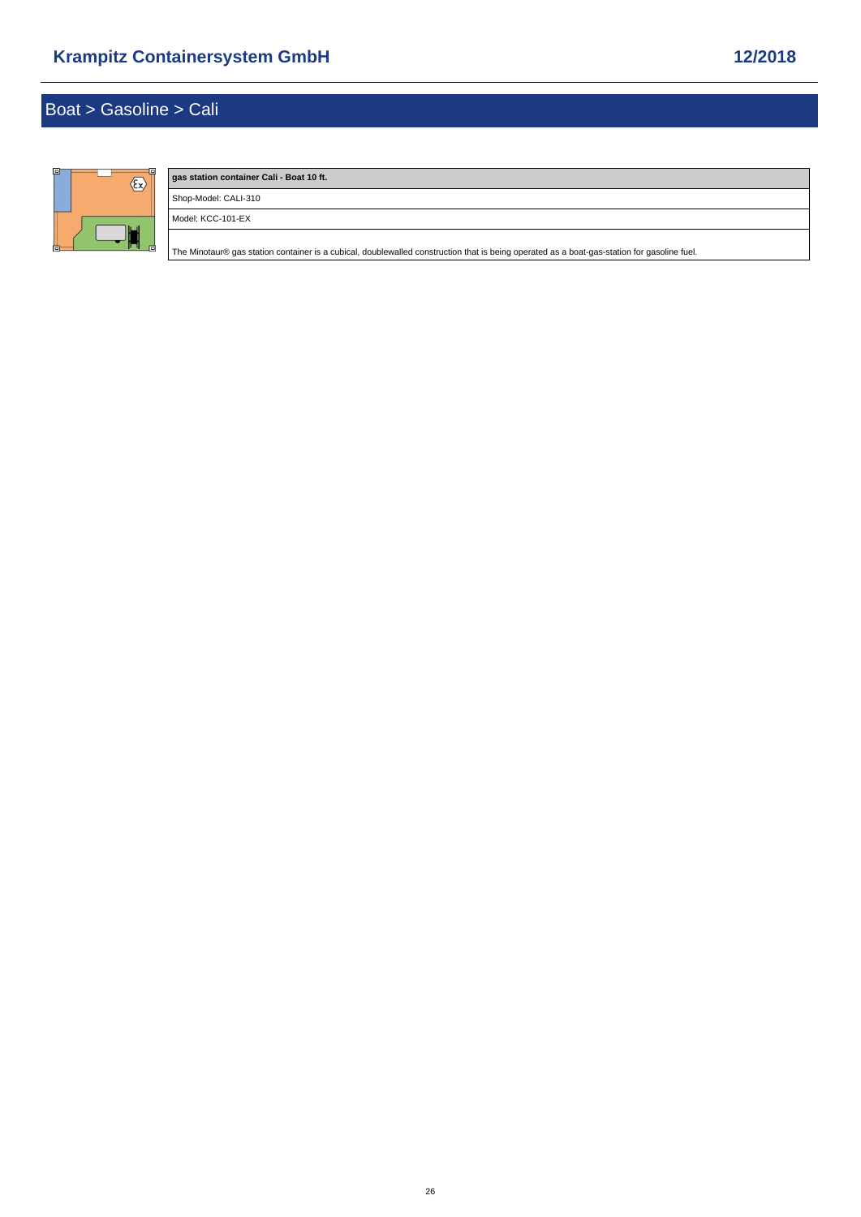## Boat > Gasoline > Cali

| gas station container Cali - Boat 10 ft. |
| --- |
| Shop-Model: CALI-310 |
| Model: KCC-101-EX |
| The Minotaur® gas station container is a cubical, doublewalled construction that is being operated as a boat-gas-station for gasoline fuel. |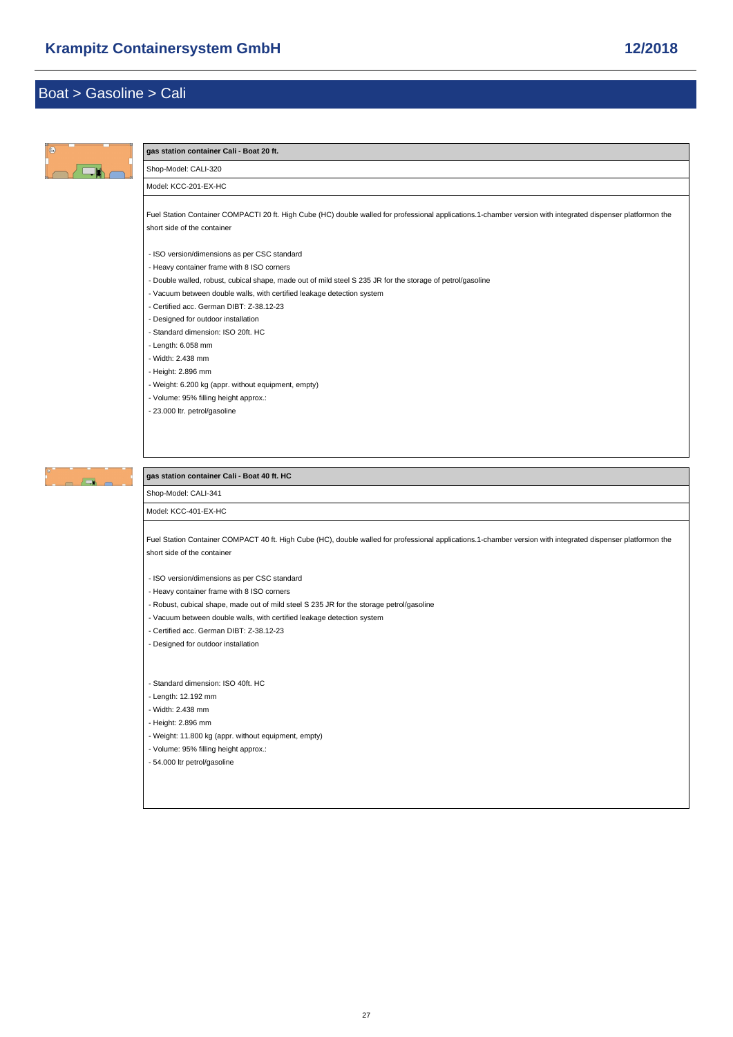# Boat > Gasoline > Cali

**gas station container Cali - Boat 20 ft.**

Shop-Model: CALI-320

Model: KCC-201-EX-HC

Fuel Station Container COMPACTI 20 ft. High Cube (HC) double walled for professional applications.1-chamber version with integrated dispenser platformon the short side of the container

- ISO version/dimensions as per CSC standard
- Heavy container frame with 8 ISO corners
- Double walled, robust, cubical shape, made out of mild steel S 235 JR for the storage of petrol/gasoline
- Vacuum between double walls, with certified leakage detection system
- Certified acc. German DIBT: Z-38.12-23
- Designed for outdoor installation
- Standard dimension: ISO 20ft. HC
- Length: 6.058 mm
- Width: 2.438 mm
- Height: 2.896 mm
- Weight: 6.200 kg (appr. without equipment, empty)
- Volume: 95% filling height approx.:
- 23.000 ltr. petrol/gasoline

**gas station container Cali - Boat 40 ft. HC**

Shop-Model: CALI-341

Model: KCC-401-EX-HC

Fuel Station Container COMPACT 40 ft. High Cube (HC), double walled for professional applications.1-chamber version with integrated dispenser platformon the short side of the container

- ISO version/dimensions as per CSC standard
- Heavy container frame with 8 ISO corners
- Robust, cubical shape, made out of mild steel S 235 JR for the storage petrol/gasoline
- Vacuum between double walls, with certified leakage detection system
- Certified acc. German DIBT: Z-38.12-23
- Designed for outdoor installation

- Standard dimension: ISO 40ft. HC
- Length: 12.192 mm
- Width: 2.438 mm
- Height: 2.896 mm
- Weight: 11.800 kg (appr. without equipment, empty)
- Volume: 95% filling height approx.:
- 54.000 ltr petrol/gasoline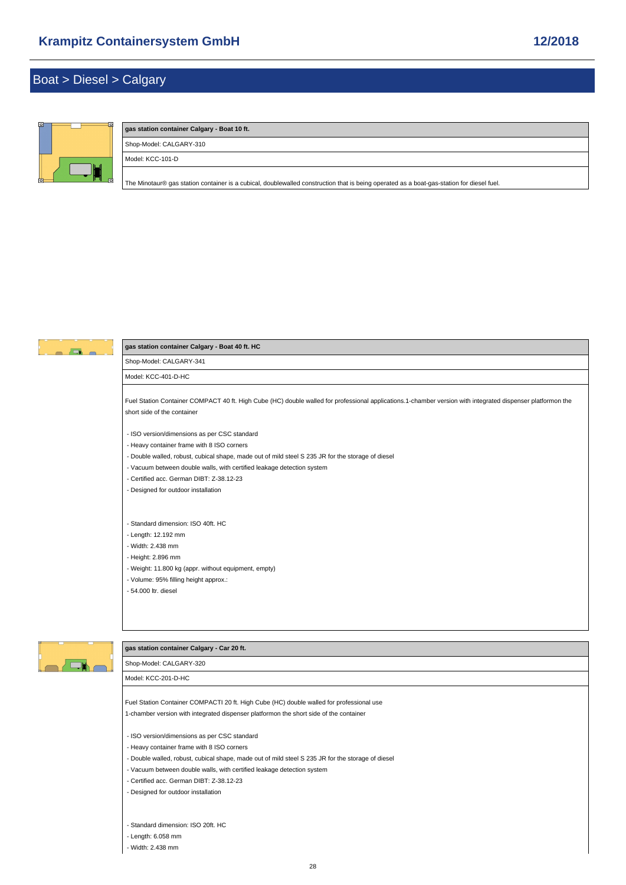## Boat > Diesel > Calgary

**gas station container Calgary - Boat 10 ft.**

Shop-Model: CALGARY-310

Model: KCC-101-D

The Minotaur® gas station container is a cubical, doublewalled construction that is being operated as a boat-gas-station for diesel fuel.

**gas station container Calgary - Boat 40 ft. HC**

Shop-Model: CALGARY-341

Model: KCC-401-D-HC

Fuel Station Container COMPACT 40 ft. High Cube (HC) double walled for professional applications.1-chamber version with integrated dispenser platformon the short side of the container

- ISO version/dimensions as per CSC standard
- Heavy container frame with 8 ISO corners
- Double walled, robust, cubical shape, made out of mild steel S 235 JR for the storage of diesel
- Vacuum between double walls, with certified leakage detection system
- Certified acc. German DIBT: Z-38.12-23
- Designed for outdoor installation

- Standard dimension: ISO 40ft. HC
- Length: 12.192 mm
- Width: 2.438 mm
- Height: 2.896 mm
- Weight: 11.800 kg (appr. without equipment, empty)
- Volume: 95% filling height approx.:
- 54.000 ltr. diesel

**gas station container Calgary - Car 20 ft.**

Shop-Model: CALGARY-320

Model: KCC-201-D-HC

Fuel Station Container COMPACTI 20 ft. High Cube (HC) double walled for professional use
1-chamber version with integrated dispenser platformon the short side of the container

- ISO version/dimensions as per CSC standard
- Heavy container frame with 8 ISO corners
- Double walled, robust, cubical shape, made out of mild steel S 235 JR for the storage of diesel
- Vacuum between double walls, with certified leakage detection system
- Certified acc. German DIBT: Z-38.12-23
- Designed for outdoor installation

- Standard dimension: ISO 20ft. HC
- Length: 6.058 mm
- Width: 2.438 mm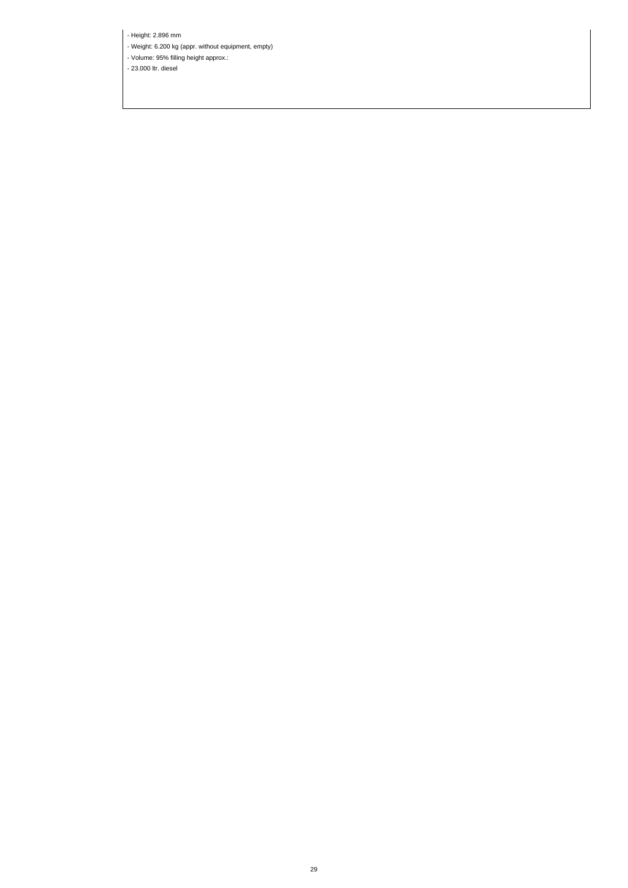- Height: 2.896 mm
- Weight: 6.200 kg (appr. without equipment, empty)
- Volume: 95% filling height approx.:
- 23.000 ltr. diesel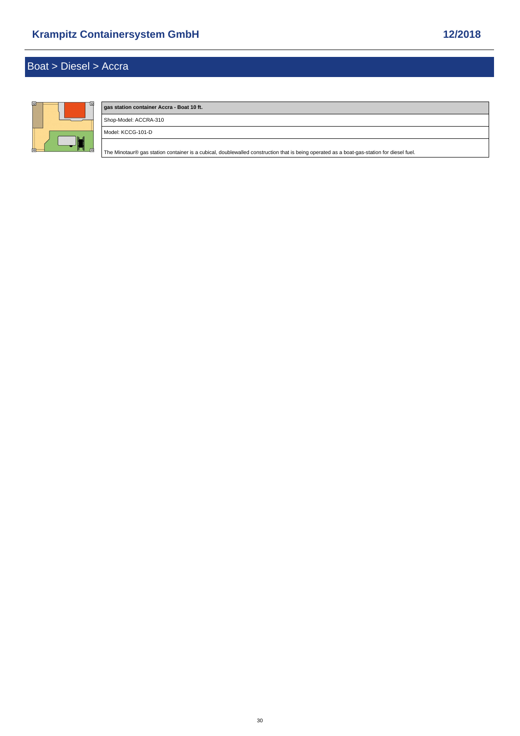## Boat > Diesel > Accra

| gas station container Accra - Boat 10 ft. |
|---|
| Shop-Model: ACCRA-310 |
| Model: KCCG-101-D |
| The Minotaur® gas station container is a cubical, doublewalled construction that is being operated as a boat-gas-station for diesel fuel. |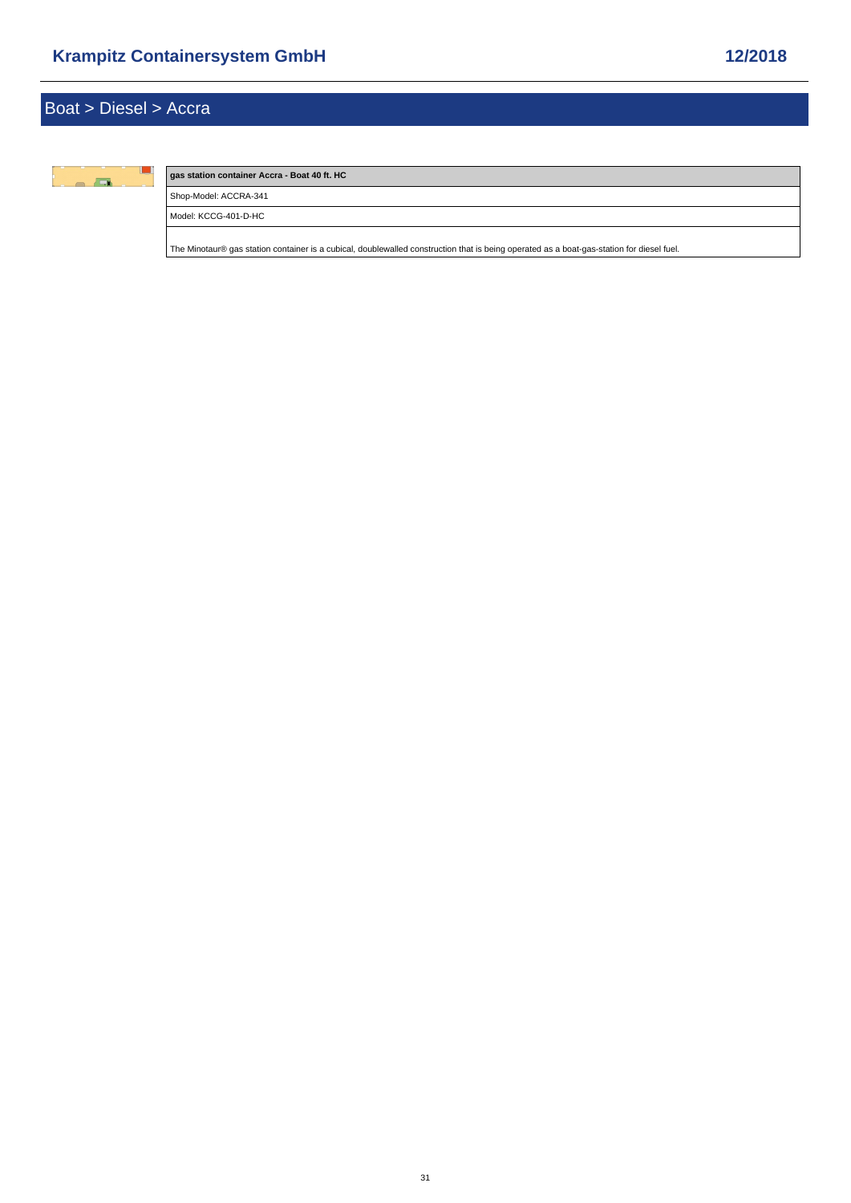# Boat > Diesel > Accra

| gas station container Accra - Boat 40 ft. HC |
| --- |
| Shop-Model: ACCRA-341 |
| Model: KCCG-401-D-HC |
| The Minotaur® gas station container is a cubical, doublewalled construction that is being operated as a boat-gas-station for diesel fuel. |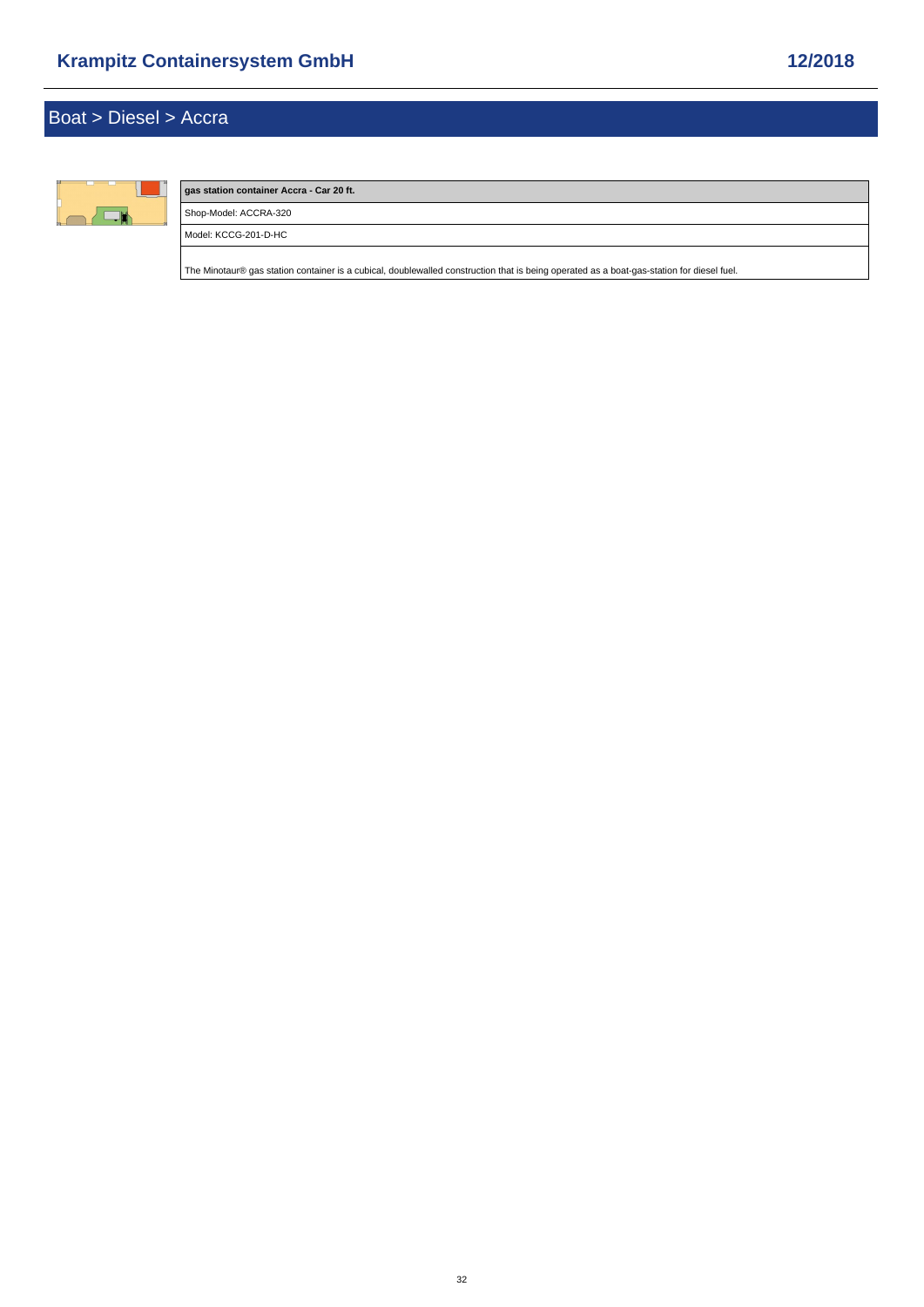# Boat > Diesel > Accra

| gas station container Accra - Car 20 ft. |
| --- |
| Shop-Model: ACCRA-320 |
| Model: KCCG-201-D-HC |
| The Minotaur® gas station container is a cubical, doublewalled construction that is being operated as a boat-gas-station for diesel fuel. |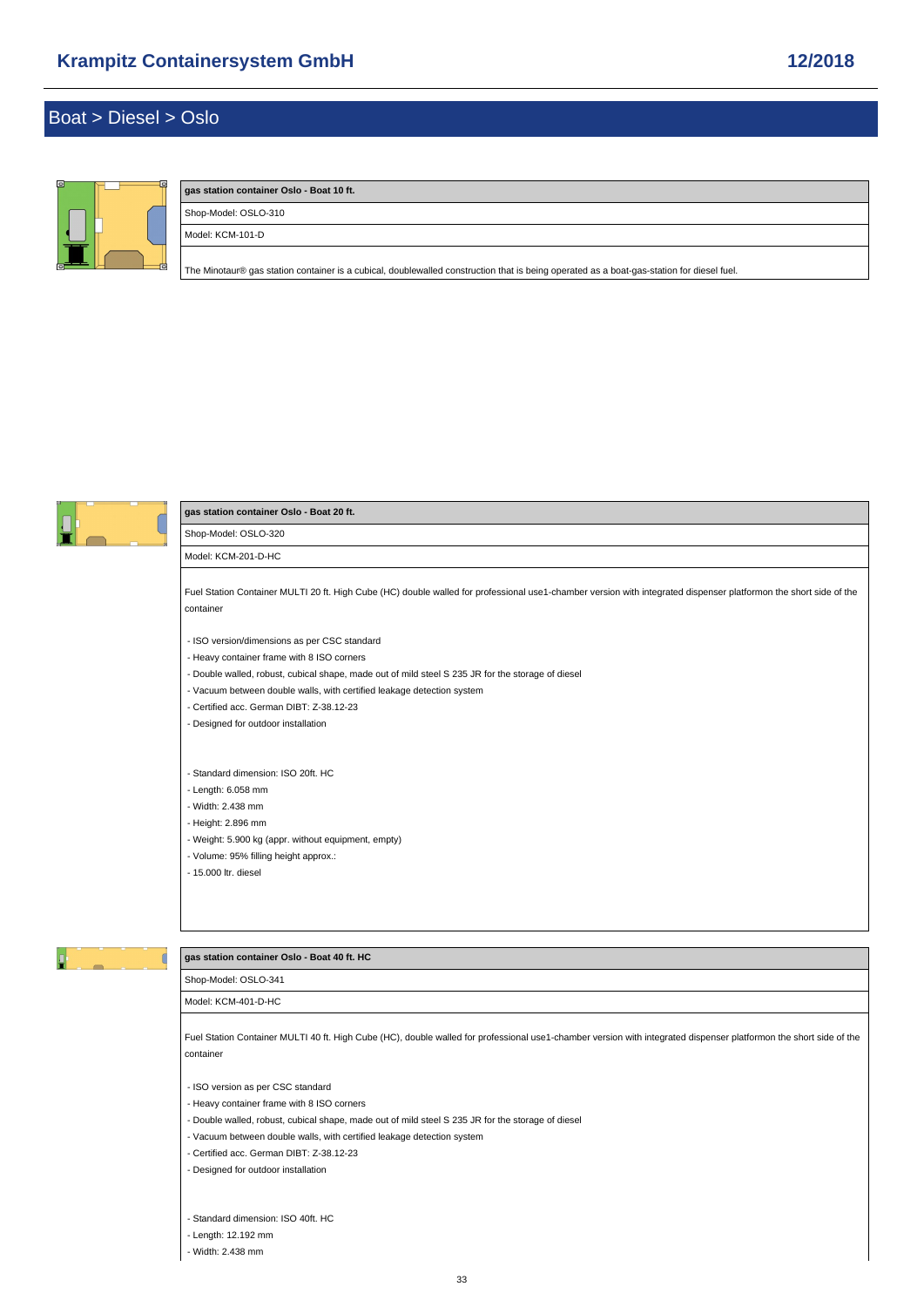# Boat > Diesel > Oslo

| gas station container Oslo - Boat 10 ft. |
| --- |
| Shop-Model: OSLO-310 |
| Model: KCM-101-D |
| The Minotaur® gas station container is a cubical, doublewalled construction that is being operated as a boat-gas-station for diesel fuel. |

| gas station container Oslo - Boat 20 ft. |
| --- |
| Shop-Model: OSLO-320 |
| Model: KCM-201-D-HC |

Fuel Station Container MULTI 20 ft. High Cube (HC) double walled for professional use1-chamber version with integrated dispenser platformon the short side of the container

- ISO version/dimensions as per CSC standard
- Heavy container frame with 8 ISO corners
- Double walled, robust, cubical shape, made out of mild steel S 235 JR for the storage of diesel
- Vacuum between double walls, with certified leakage detection system
- Certified acc. German DIBT: Z-38.12-23
- Designed for outdoor installation

- Standard dimension: ISO 20ft. HC
- Length: 6.058 mm
- Width: 2.438 mm
- Height: 2.896 mm
- Weight: 5.900 kg (appr. without equipment, empty)
- Volume: 95% filling height approx.:
- 15.000 ltr. diesel

| gas station container Oslo - Boat 40 ft. HC |
| --- |
| Shop-Model: OSLO-341 |
| Model: KCM-401-D-HC |

Fuel Station Container MULTI 40 ft. High Cube (HC), double walled for professional use1-chamber version with integrated dispenser platformon the short side of the container

- ISO version as per CSC standard
- Heavy container frame with 8 ISO corners
- Double walled, robust, cubical shape, made out of mild steel S 235 JR for the storage of diesel
- Vacuum between double walls, with certified leakage detection system
- Certified acc. German DIBT: Z-38.12-23
- Designed for outdoor installation

- Standard dimension: ISO 40ft. HC
- Length: 12.192 mm
- Width: 2.438 mm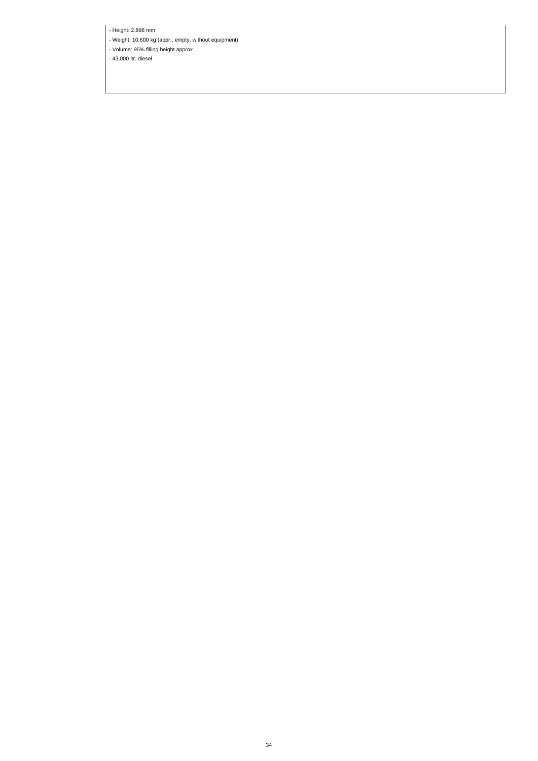- Height: 2.896 mm
- Weight: 10.600 kg (appr., empty, without equipment)
- Volume: 95% filling height approx.:
- 43.000 ltr. diesel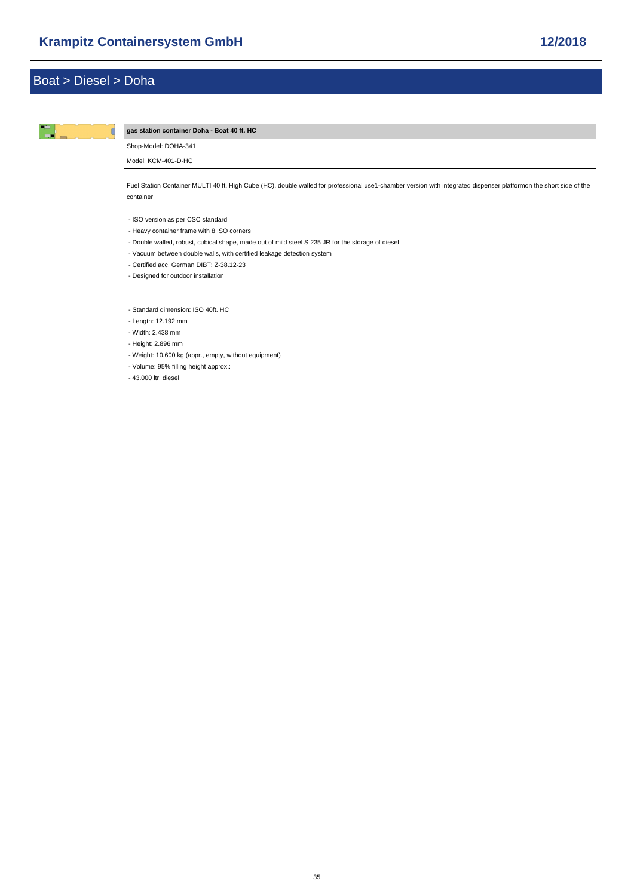# Boat > Diesel > Doha

**gas station container Doha - Boat 40 ft. HC**

Shop-Model: DOHA-341

Model: KCM-401-D-HC

Fuel Station Container MULTI 40 ft. High Cube (HC), double walled for professional use1-chamber version with integrated dispenser platformon the short side of the container

- ISO version as per CSC standard
- Heavy container frame with 8 ISO corners
- Double walled, robust, cubical shape, made out of mild steel S 235 JR for the storage of diesel
- Vacuum between double walls, with certified leakage detection system
- Certified acc. German DIBT: Z-38.12-23
- Designed for outdoor installation

- Standard dimension: ISO 40ft. HC
- Length: 12.192 mm
- Width: 2.438 mm
- Height: 2.896 mm
- Weight: 10.600 kg (appr., empty, without equipment)
- Volume: 95% filling height approx.:
- 43.000 ltr. diesel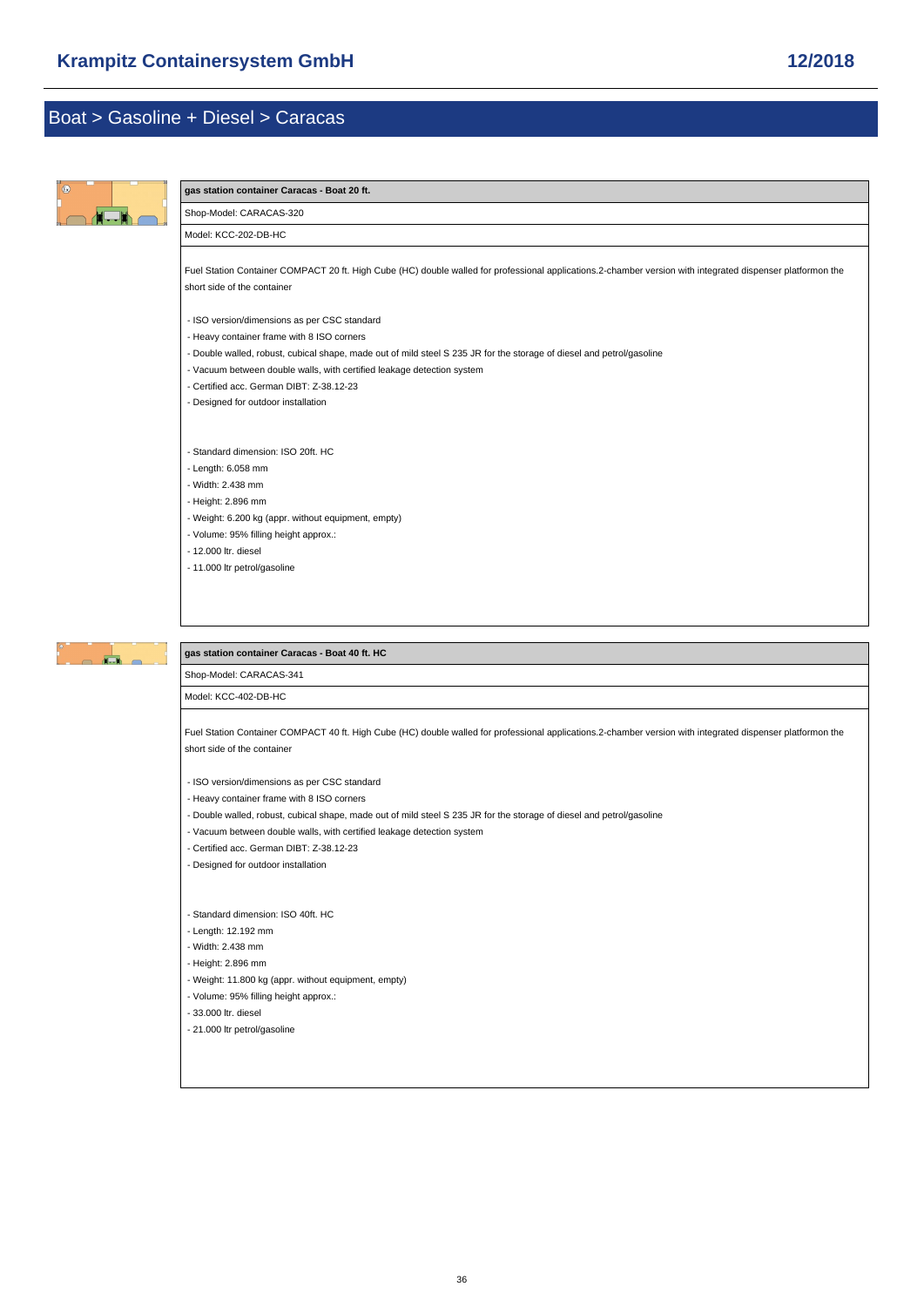# Boat > Gasoline + Diesel > Caracas

## gas station container Caracas - Boat 20 ft.

Shop-Model: CARACAS-320

Model: KCC-202-DB-HC

Fuel Station Container COMPACT 20 ft. High Cube (HC) double walled for professional applications.2-chamber version with integrated dispenser platformon the short side of the container

- ISO version/dimensions as per CSC standard
- Heavy container frame with 8 ISO corners
- Double walled, robust, cubical shape, made out of mild steel S 235 JR for the storage of diesel and petrol/gasoline
- Vacuum between double walls, with certified leakage detection system
- Certified acc. German DIBT: Z-38.12-23
- Designed for outdoor installation

- Standard dimension: ISO 20ft. HC
- Length: 6.058 mm
- Width: 2.438 mm
- Height: 2.896 mm
- Weight: 6.200 kg (appr. without equipment, empty)
- Volume: 95% filling height approx.:
- 12.000 ltr. diesel
- 11.000 ltr petrol/gasoline

## gas station container Caracas - Boat 40 ft. HC

Shop-Model: CARACAS-341

Model: KCC-402-DB-HC

Fuel Station Container COMPACT 40 ft. High Cube (HC) double walled for professional applications.2-chamber version with integrated dispenser platformon the short side of the container

- ISO version/dimensions as per CSC standard
- Heavy container frame with 8 ISO corners
- Double walled, robust, cubical shape, made out of mild steel S 235 JR for the storage of diesel and petrol/gasoline
- Vacuum between double walls, with certified leakage detection system
- Certified acc. German DIBT: Z-38.12-23
- Designed for outdoor installation

- Standard dimension: ISO 40ft. HC
- Length: 12.192 mm
- Width: 2.438 mm
- Height: 2.896 mm
- Weight: 11.800 kg (appr. without equipment, empty)
- Volume: 95% filling height approx.:
- 33.000 ltr. diesel
- 21.000 ltr petrol/gasoline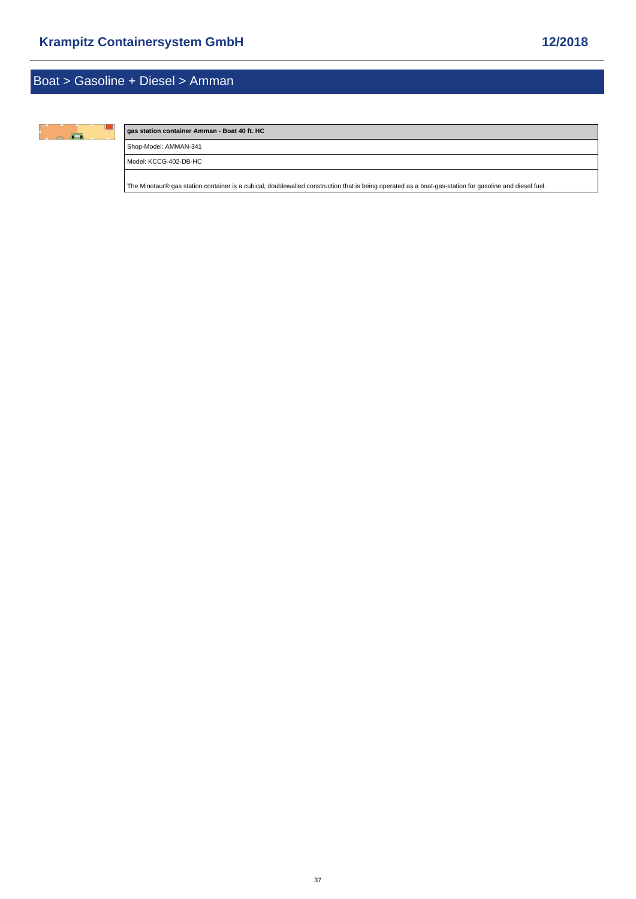## Boat > Gasoline + Diesel > Amman

| gas station container Amman - Boat 40 ft. HC |
| --- |
| Shop-Model: AMMAN-341 |
| Model: KCCG-402-DB-HC |
| The Minotaur® gas station container is a cubical, doublewalled construction that is being operated as a boat-gas-station for gasoline and diesel fuel. |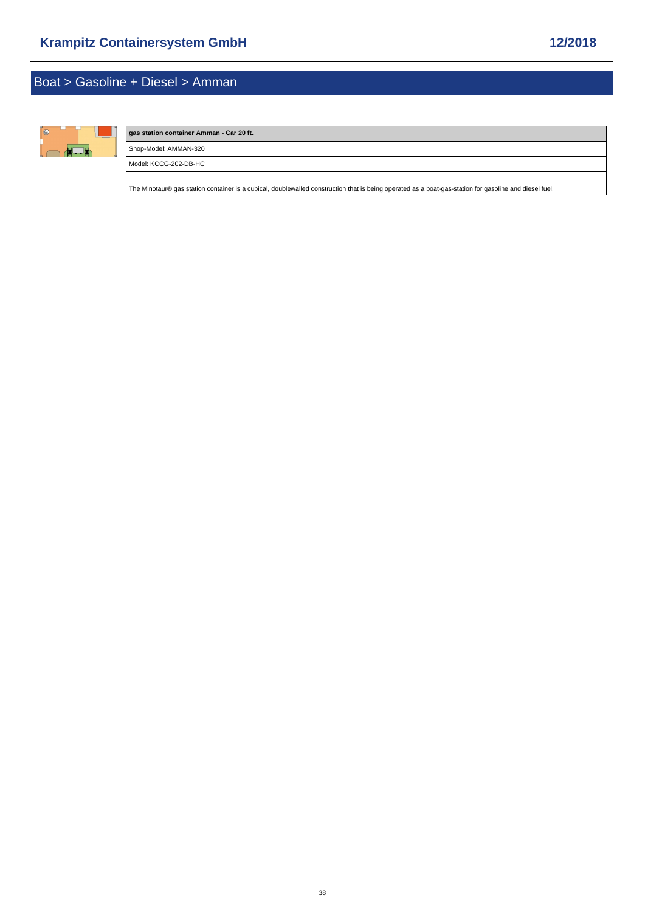# Boat > Gasoline + Diesel > Amman

| gas station container Amman - Car 20 ft. |
|---|
| Shop-Model: AMMAN-320 |
| Model: KCCG-202-DB-HC |
| The Minotaur® gas station container is a cubical, doublewalled construction that is being operated as a boat-gas-station for gasoline and diesel fuel. |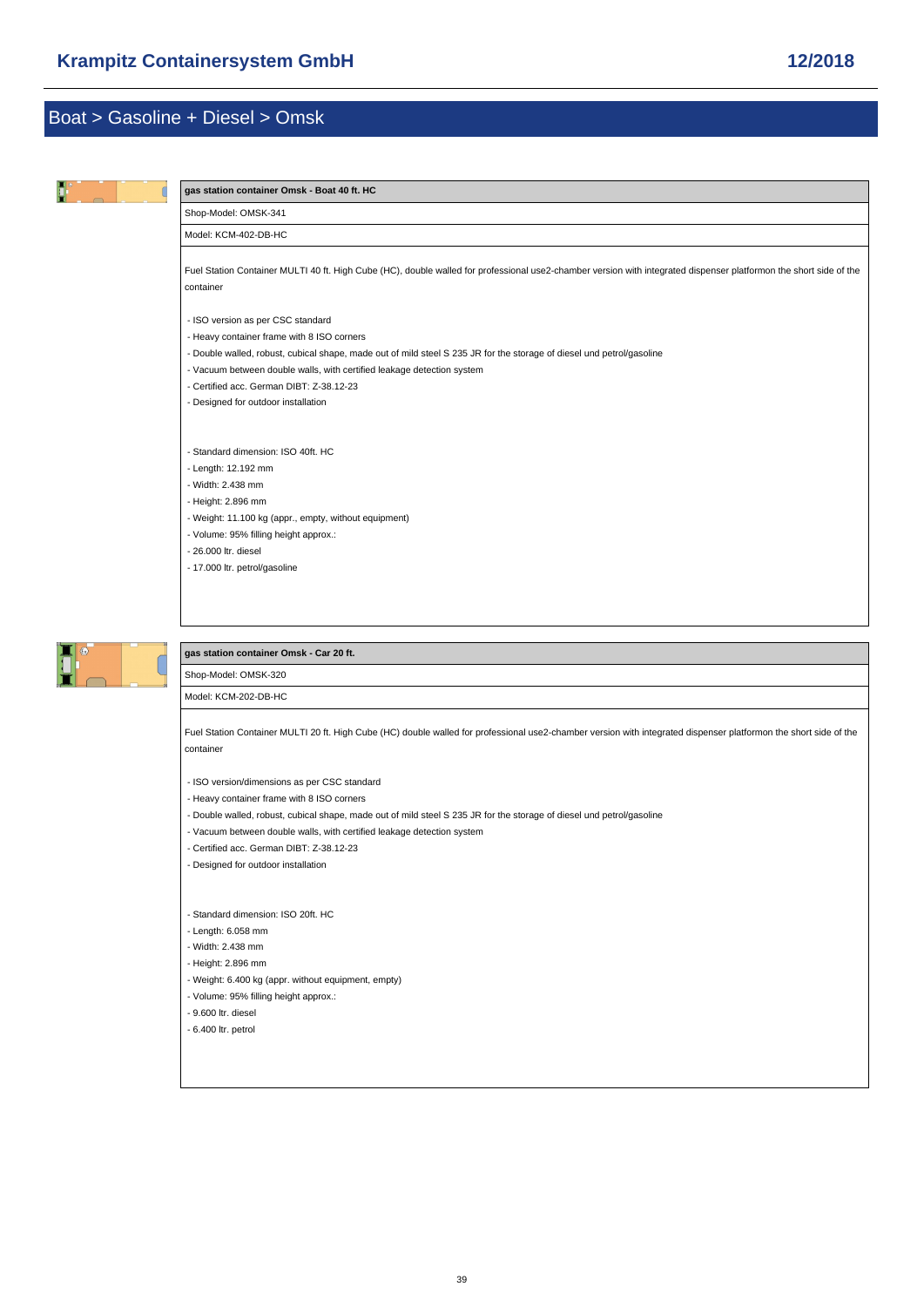# Boat > Gasoline + Diesel > Omsk

**gas station container Omsk - Boat 40 ft. HC**

Shop-Model: OMSK-341

Model: KCM-402-DB-HC

Fuel Station Container MULTI 40 ft. High Cube (HC), double walled for professional use2-chamber version with integrated dispenser platformon the short side of the container

- ISO version as per CSC standard
- Heavy container frame with 8 ISO corners
- Double walled, robust, cubical shape, made out of mild steel S 235 JR for the storage of diesel und petrol/gasoline
- Vacuum between double walls, with certified leakage detection system
- Certified acc. German DIBT: Z-38.12-23
- Designed for outdoor installation

- Standard dimension: ISO 40ft. HC
- Length: 12.192 mm
- Width: 2.438 mm
- Height: 2.896 mm
- Weight: 11.100 kg (appr., empty, without equipment)
- Volume: 95% filling height approx.:
- 26.000 ltr. diesel
- 17.000 ltr. petrol/gasoline

**gas station container Omsk - Car 20 ft.**

Shop-Model: OMSK-320

Model: KCM-202-DB-HC

Fuel Station Container MULTI 20 ft. High Cube (HC) double walled for professional use2-chamber version with integrated dispenser platformon the short side of the container

- ISO version/dimensions as per CSC standard
- Heavy container frame with 8 ISO corners
- Double walled, robust, cubical shape, made out of mild steel S 235 JR for the storage of diesel und petrol/gasoline
- Vacuum between double walls, with certified leakage detection system
- Certified acc. German DIBT: Z-38.12-23
- Designed for outdoor installation

- Standard dimension: ISO 20ft. HC
- Length: 6.058 mm
- Width: 2.438 mm
- Height: 2.896 mm
- Weight: 6.400 kg (appr. without equipment, empty)
- Volume: 95% filling height approx.:
- 9.600 ltr. diesel
- 6.400 ltr. petrol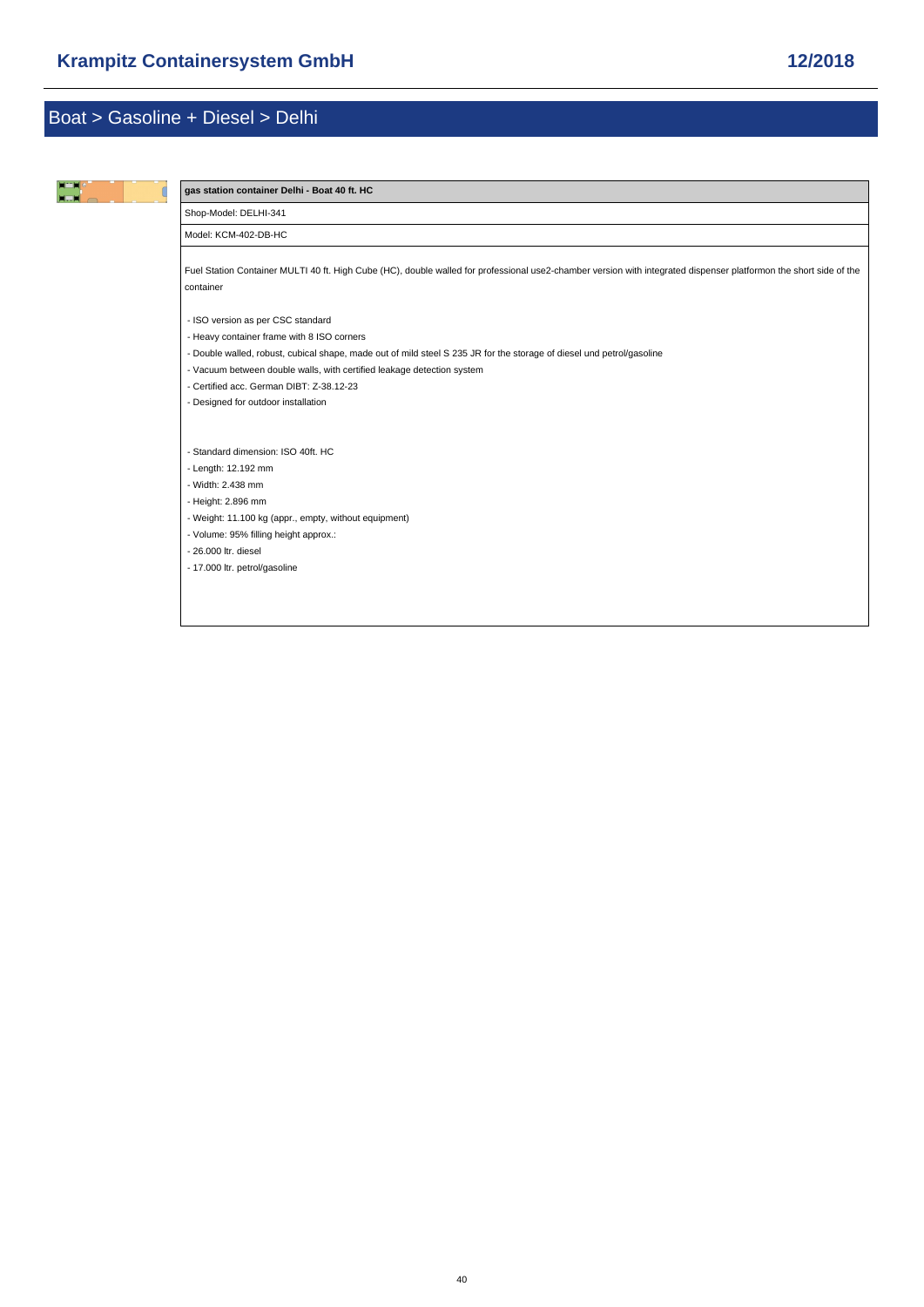## Boat > Gasoline + Diesel > Delhi

| gas station container Delhi - Boat 40 ft. HC |
|---|
| Shop-Model: DELHI-341 |
| Model: KCM-402-DB-HC |

Fuel Station Container MULTI 40 ft. High Cube (HC), double walled for professional use2-chamber version with integrated dispenser platformon the short side of the container

- ISO version as per CSC standard
- Heavy container frame with 8 ISO corners
- Double walled, robust, cubical shape, made out of mild steel S 235 JR for the storage of diesel und petrol/gasoline
- Vacuum between double walls, with certified leakage detection system
- Certified acc. German DIBT: Z-38.12-23
- Designed for outdoor installation

- Standard dimension: ISO 40ft. HC
- Length: 12.192 mm
- Width: 2.438 mm
- Height: 2.896 mm
- Weight: 11.100 kg (appr., empty, without equipment)
- Volume: 95% filling height approx.:
- 26.000 ltr. diesel
- 17.000 ltr. petrol/gasoline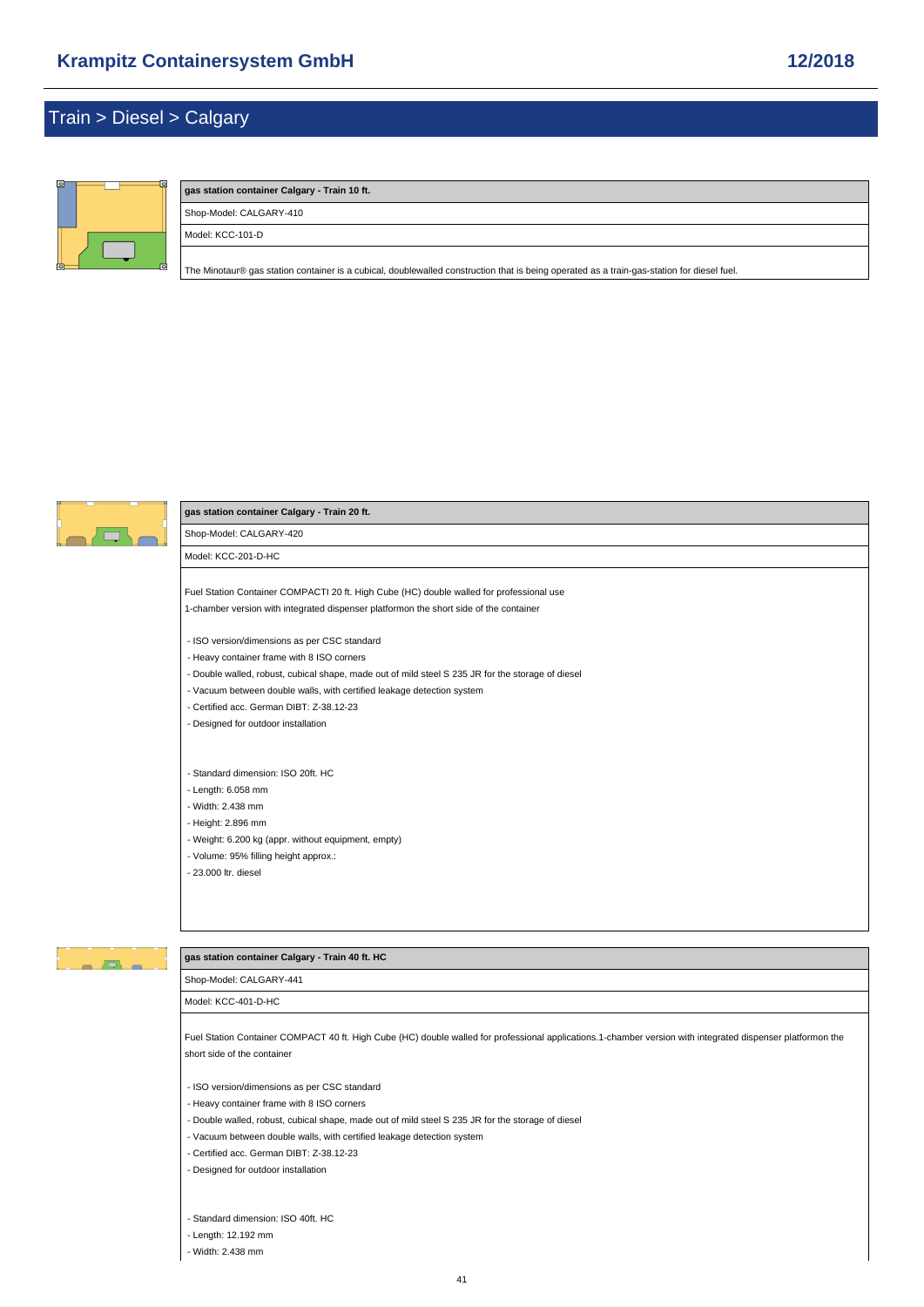# Train > Diesel > Calgary

| gas station container Calgary - Train 10 ft. |
| --- |
| Shop-Model: CALGARY-410 |
| Model: KCC-101-D |
| The Minotaur® gas station container is a cubical, doublewalled construction that is being operated as a train-gas-station for diesel fuel. |

| gas station container Calgary - Train 20 ft. |
| --- |
| Shop-Model: CALGARY-420 |
| Model: KCC-201-D-HC |

Fuel Station Container COMPACTI 20 ft. High Cube (HC) double walled for professional use
1-chamber version with integrated dispenser platformon the short side of the container

- ISO version/dimensions as per CSC standard
- Heavy container frame with 8 ISO corners
- Double walled, robust, cubical shape, made out of mild steel S 235 JR for the storage of diesel
- Vacuum between double walls, with certified leakage detection system
- Certified acc. German DIBT: Z-38.12-23
- Designed for outdoor installation

- Standard dimension: ISO 20ft. HC
- Length: 6.058 mm
- Width: 2.438 mm
- Height: 2.896 mm
- Weight: 6.200 kg (appr. without equipment, empty)
- Volume: 95% filling height approx.:
- 23.000 ltr. diesel

| gas station container Calgary - Train 40 ft. HC |
| --- |
| Shop-Model: CALGARY-441 |
| Model: KCC-401-D-HC |

Fuel Station Container COMPACT 40 ft. High Cube (HC) double walled for professional applications.1-chamber version with integrated dispenser platformon the short side of the container

- ISO version/dimensions as per CSC standard
- Heavy container frame with 8 ISO corners
- Double walled, robust, cubical shape, made out of mild steel S 235 JR for the storage of diesel
- Vacuum between double walls, with certified leakage detection system
- Certified acc. German DIBT: Z-38.12-23
- Designed for outdoor installation

- Standard dimension: ISO 40ft. HC
- Length: 12.192 mm
- Width: 2.438 mm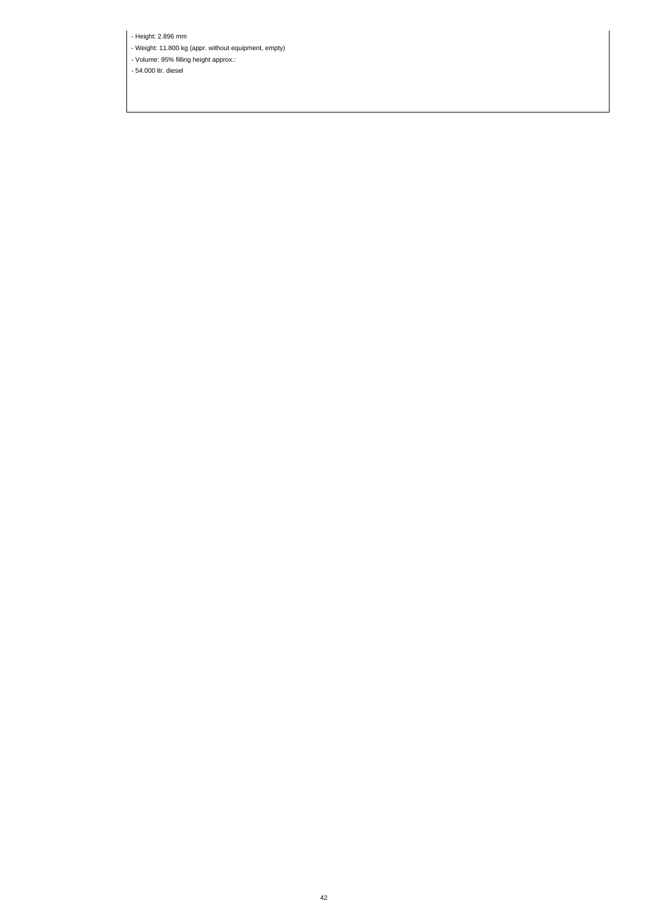- Height: 2.896 mm
- Weight: 11.800 kg (appr. without equipment, empty)
- Volume: 95% filling height approx.:
- 54.000 ltr. diesel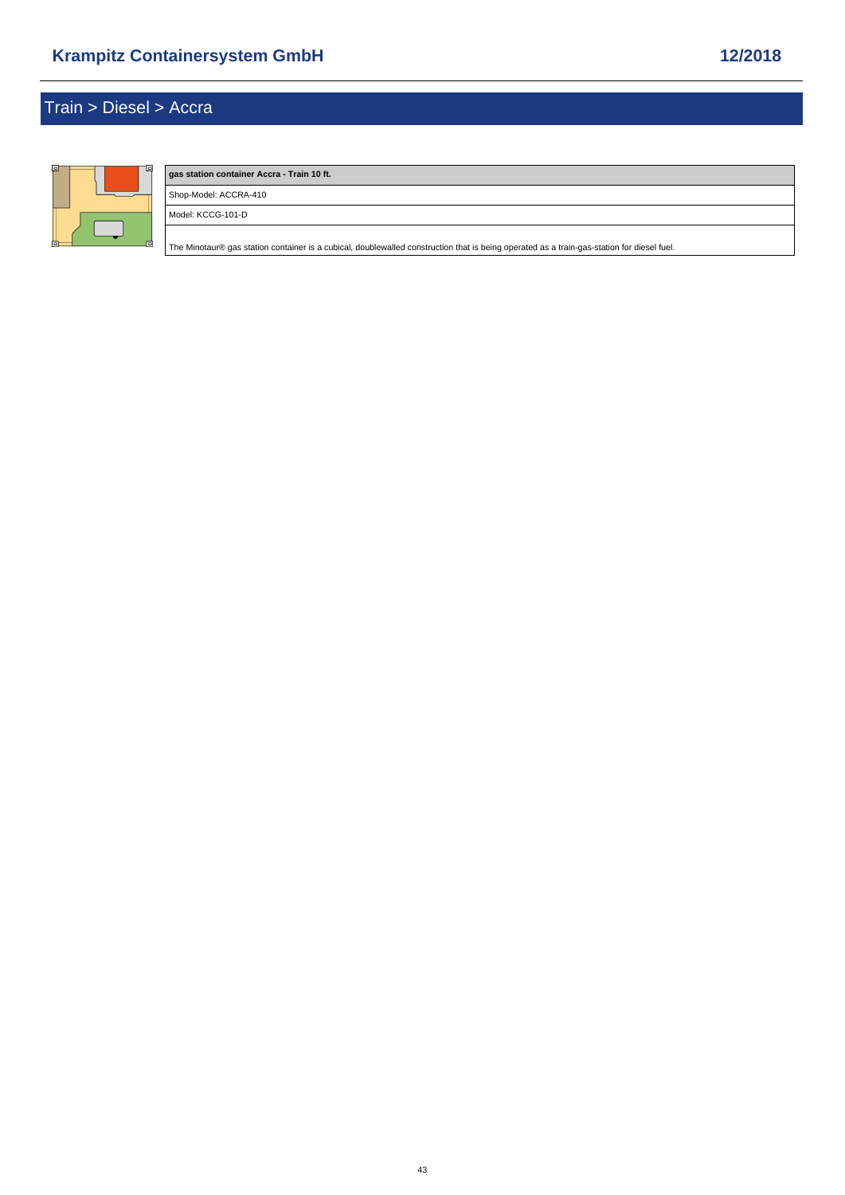Krampitz Containersystem GmbH

12/2018

# Train > Diesel > Accra

| gas station container Accra - Train 10 ft. |
| --- |
| Shop-Model: ACCRA-410 |
| Model: KCCG-101-D |
| The Minotaur® gas station container is a cubical, doublewalled construction that is being operated as a train-gas-station for diesel fuel. |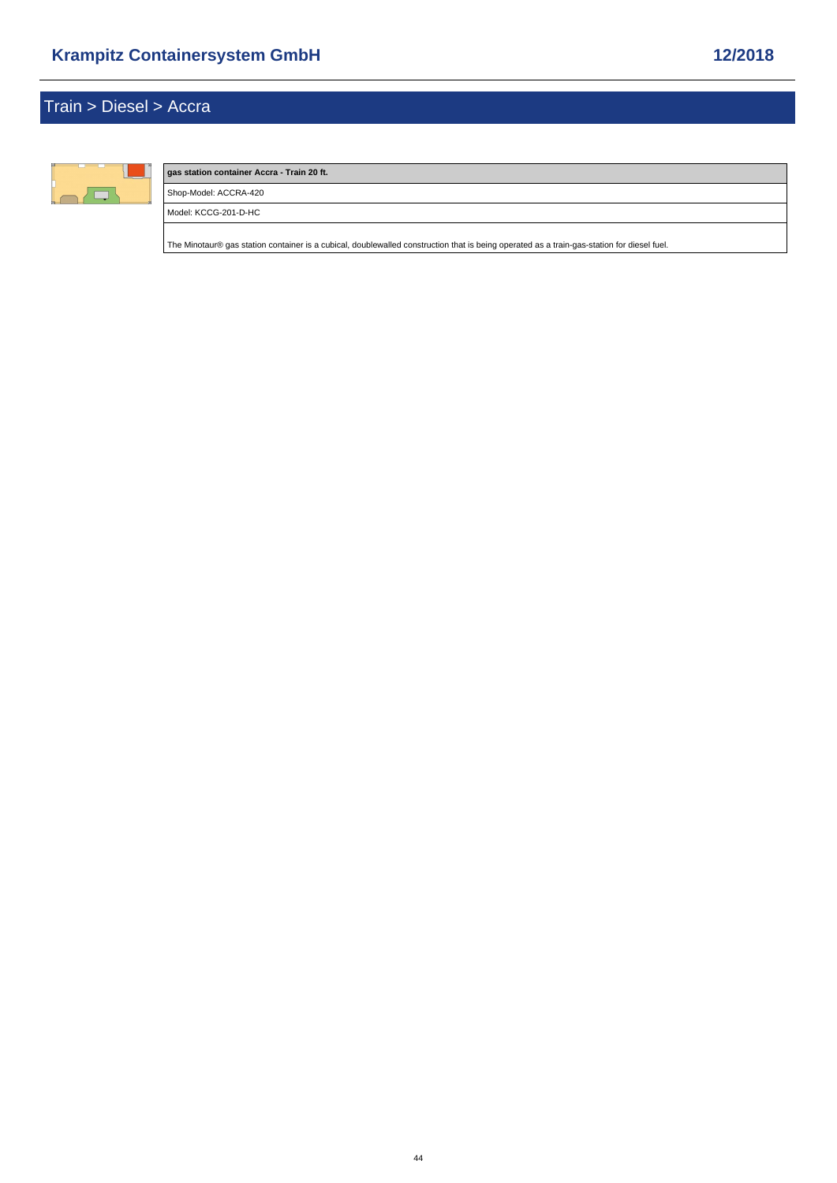# Train > Diesel > Accra

| gas station container Accra - Train 20 ft. |
| --- |
| Shop-Model: ACCRA-420 |
| Model: KCCG-201-D-HC |
| The Minotaur® gas station container is a cubical, doublewalled construction that is being operated as a train-gas-station for diesel fuel. |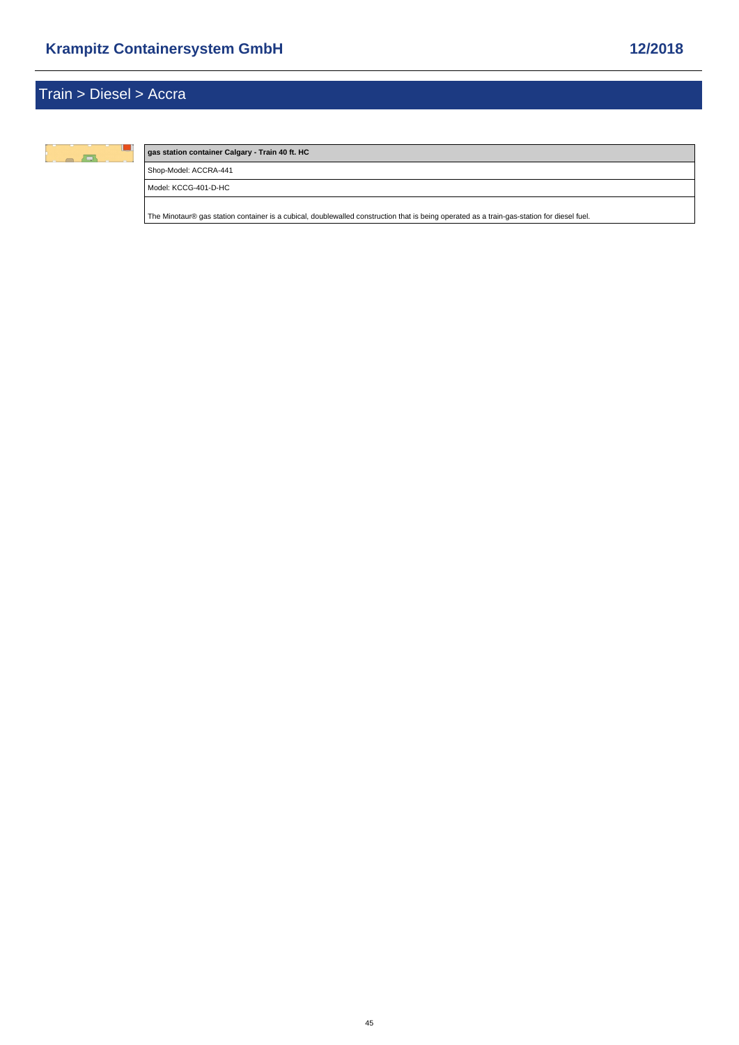## Train > Diesel > Accra

| gas station container Calgary - Train 40 ft. HC |
|---|
| Shop-Model: ACCRA-441 |
| Model: KCCG-401-D-HC |
| The Minotaur® gas station container is a cubical, doublewalled construction that is being operated as a train-gas-station for diesel fuel. |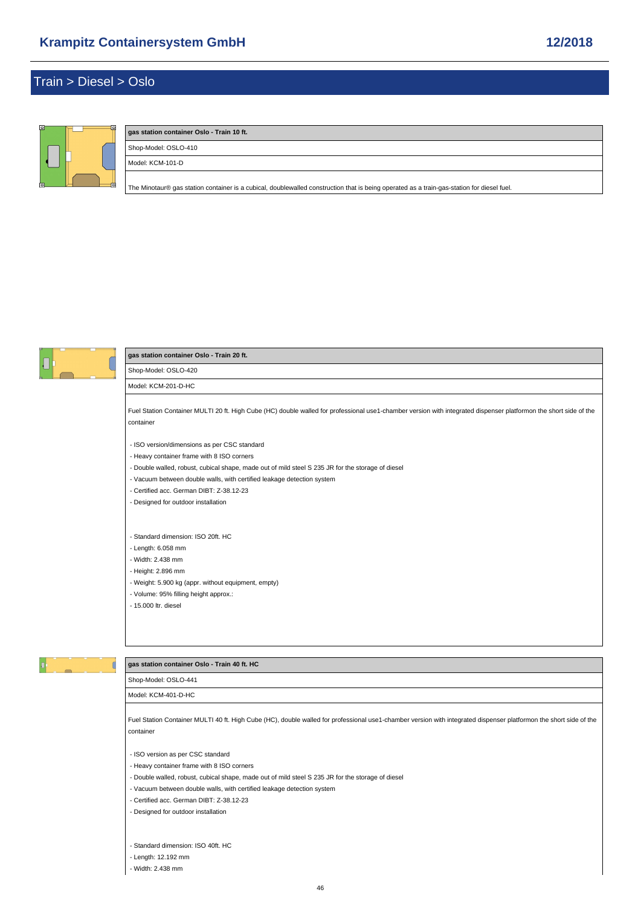# Train > Diesel > Oslo

| gas station container Oslo - Train 10 ft. |
|---|
| Shop-Model: OSLO-410 |
| Model: KCM-101-D |
| The Minotaur® gas station container is a cubical, doublewalled construction that is being operated as a train-gas-station for diesel fuel. |

| gas station container Oslo - Train 20 ft. |
|---|
| Shop-Model: OSLO-420 |
| Model: KCM-201-D-HC |

Fuel Station Container MULTI 20 ft. High Cube (HC) double walled for professional use1-chamber version with integrated dispenser platformon the short side of the container

- ISO version/dimensions as per CSC standard
- Heavy container frame with 8 ISO corners
- Double walled, robust, cubical shape, made out of mild steel S 235 JR for the storage of diesel
- Vacuum between double walls, with certified leakage detection system
- Certified acc. German DIBT: Z-38.12-23
- Designed for outdoor installation

- Standard dimension: ISO 20ft. HC
- Length: 6.058 mm
- Width: 2.438 mm
- Height: 2.896 mm
- Weight: 5.900 kg (appr. without equipment, empty)
- Volume: 95% filling height approx.:
- 15.000 ltr. diesel

| gas station container Oslo - Train 40 ft. HC |
|---|
| Shop-Model: OSLO-441 |
| Model: KCM-401-D-HC |

Fuel Station Container MULTI 40 ft. High Cube (HC), double walled for professional use1-chamber version with integrated dispenser platformon the short side of the container

- ISO version as per CSC standard
- Heavy container frame with 8 ISO corners
- Double walled, robust, cubical shape, made out of mild steel S 235 JR for the storage of diesel
- Vacuum between double walls, with certified leakage detection system
- Certified acc. German DIBT: Z-38.12-23
- Designed for outdoor installation

- Standard dimension: ISO 40ft. HC
- Length: 12.192 mm
- Width: 2.438 mm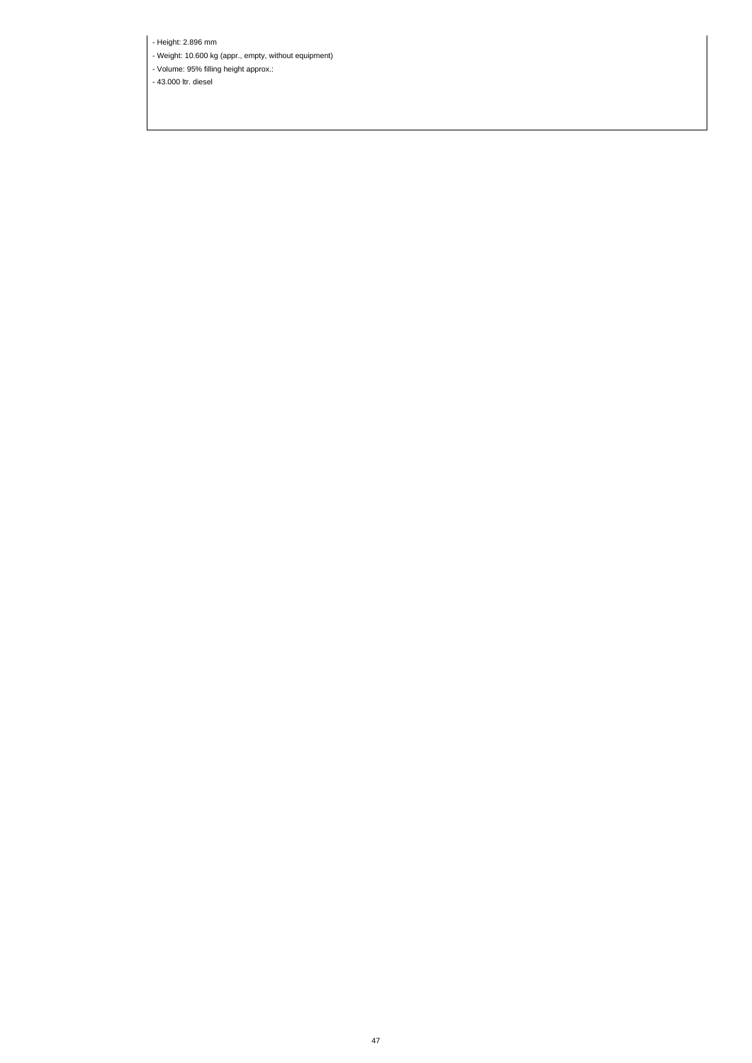- Height: 2.896 mm
- Weight: 10.600 kg (appr., empty, without equipment)
- Volume: 95% filling height approx.:
- 43.000 ltr. diesel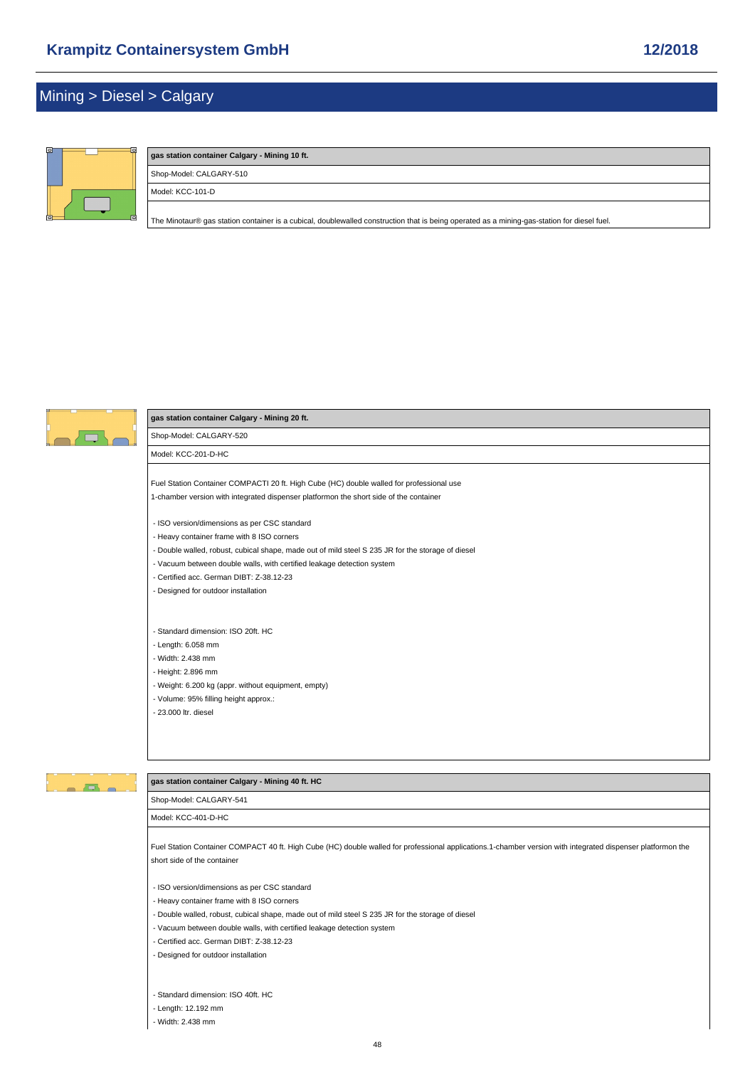# Mining > Diesel > Calgary

| gas station container Calgary - Mining 10 ft. |
| --- |
| Shop-Model: CALGARY-510 |
| Model: KCC-101-D |
| The Minotaur® gas station container is a cubical, doublewalled construction that is being operated as a mining-gas-station for diesel fuel. |

| gas station container Calgary - Mining 20 ft. |
| --- |
| Shop-Model: CALGARY-520 |
| Model: KCC-201-D-HC |

Fuel Station Container COMPACTI 20 ft. High Cube (HC) double walled for professional use
1-chamber version with integrated dispenser platformon the short side of the container

- ISO version/dimensions as per CSC standard
- Heavy container frame with 8 ISO corners
- Double walled, robust, cubical shape, made out of mild steel S 235 JR for the storage of diesel
- Vacuum between double walls, with certified leakage detection system
- Certified acc. German DIBT: Z-38.12-23
- Designed for outdoor installation

- Standard dimension: ISO 20ft. HC
- Length: 6.058 mm
- Width: 2.438 mm
- Height: 2.896 mm
- Weight: 6.200 kg (appr. without equipment, empty)
- Volume: 95% filling height approx.:
- 23.000 ltr. diesel

| gas station container Calgary - Mining 40 ft. HC |
| --- |
| Shop-Model: CALGARY-541 |
| Model: KCC-401-D-HC |

Fuel Station Container COMPACT 40 ft. High Cube (HC) double walled for professional applications.1-chamber version with integrated dispenser platformon the short side of the container

- ISO version/dimensions as per CSC standard
- Heavy container frame with 8 ISO corners
- Double walled, robust, cubical shape, made out of mild steel S 235 JR for the storage of diesel
- Vacuum between double walls, with certified leakage detection system
- Certified acc. German DIBT: Z-38.12-23
- Designed for outdoor installation

- Standard dimension: ISO 40ft. HC
- Length: 12.192 mm
- Width: 2.438 mm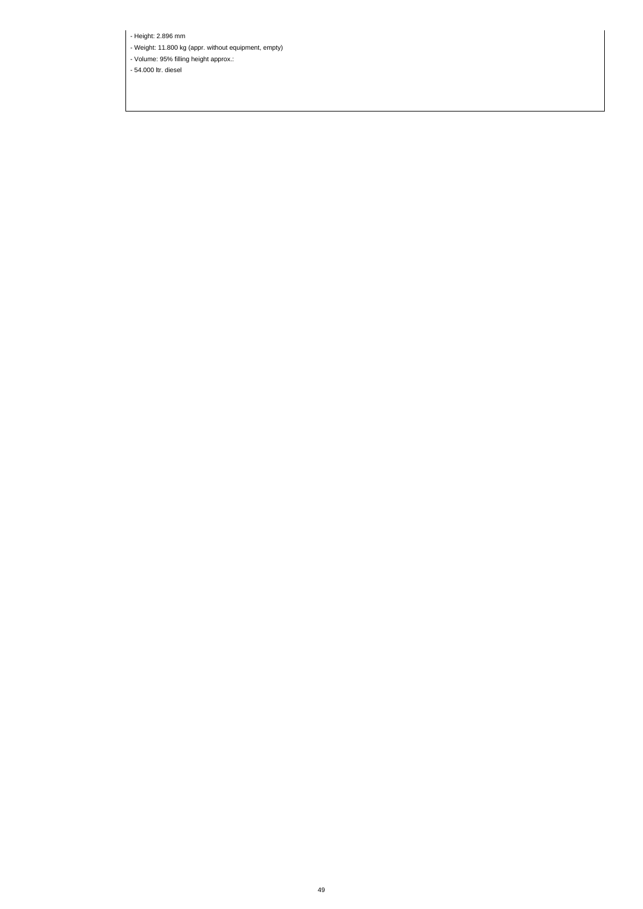- Height: 2.896 mm
- Weight: 11.800 kg (appr. without equipment, empty)
- Volume: 95% filling height approx.:
- 54.000 ltr. diesel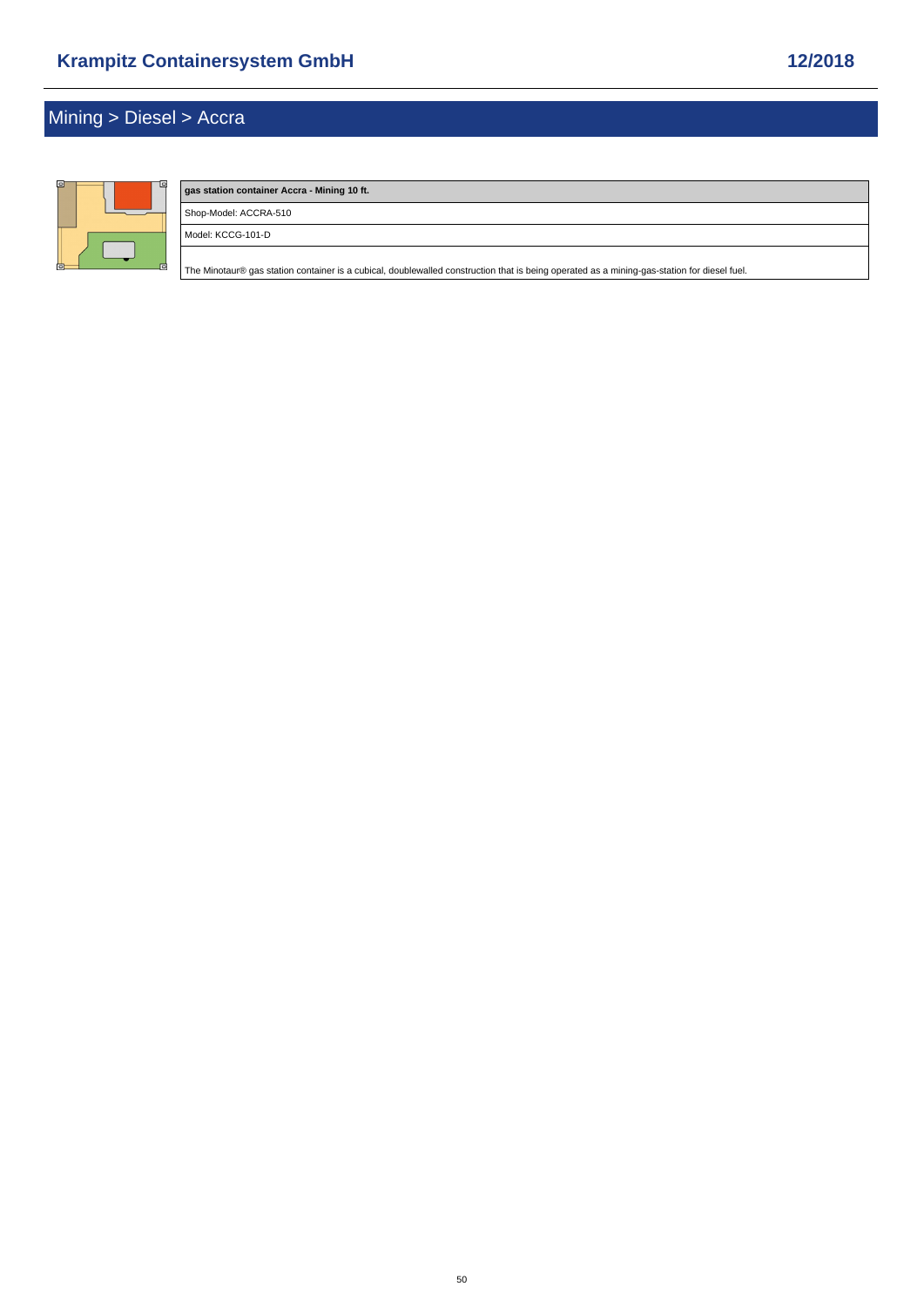## Mining > Diesel > Accra

| gas station container Accra - Mining 10 ft. |
| --- |
| Shop-Model: ACCRA-510 |
| Model: KCCG-101-D |
| The Minotaur® gas station container is a cubical, doublewalled construction that is being operated as a mining-gas-station for diesel fuel. |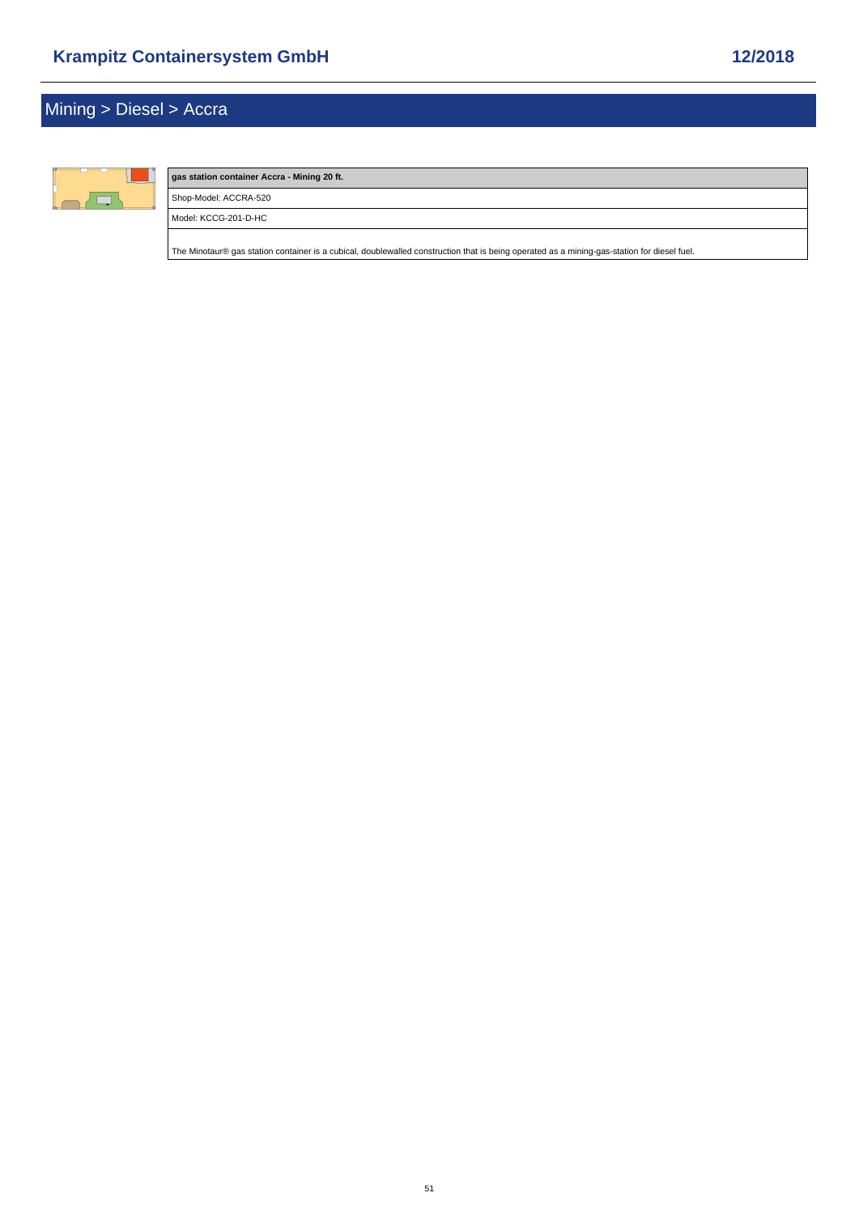## Mining > Diesel > Accra

| gas station container Accra - Mining 20 ft. |
|---|
| Shop-Model: ACCRA-520 |
| Model: KCCG-201-D-HC |
| The Minotaur® gas station container is a cubical, doublewalled construction that is being operated as a mining-gas-station for diesel fuel. |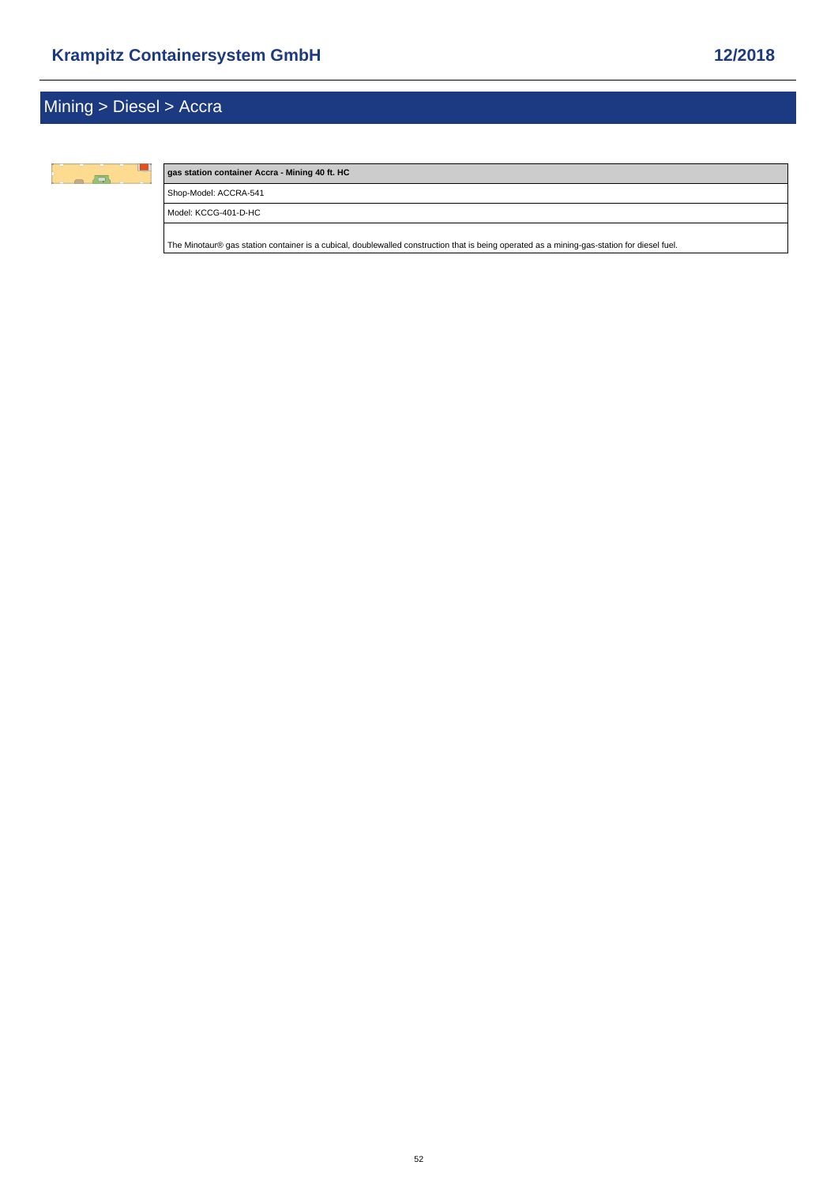## Mining > Diesel > Accra

| gas station container Accra - Mining 40 ft. HC |
| --- |
| Shop-Model: ACCRA-541 |
| Model: KCCG-401-D-HC |
| The Minotaur® gas station container is a cubical, doublewalled construction that is being operated as a mining-gas-station for diesel fuel. |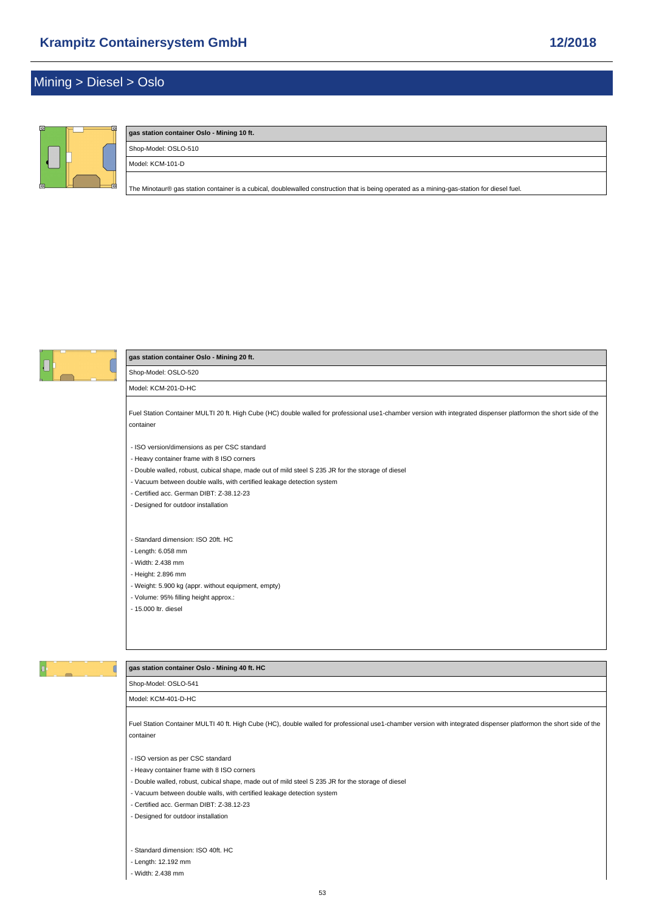# Mining > Diesel > Oslo

| gas station container Oslo - Mining 10 ft. |
| --- |
| Shop-Model: OSLO-510 |
| Model: KCM-101-D |
| The Minotaur® gas station container is a cubical, doublewalled construction that is being operated as a mining-gas-station for diesel fuel. |

| gas station container Oslo - Mining 20 ft. |
| --- |
| Shop-Model: OSLO-520 |
| Model: KCM-201-D-HC |

Fuel Station Container MULTI 20 ft. High Cube (HC) double walled for professional use1-chamber version with integrated dispenser platformon the short side of the container

- ISO version/dimensions as per CSC standard
- Heavy container frame with 8 ISO corners
- Double walled, robust, cubical shape, made out of mild steel S 235 JR for the storage of diesel
- Vacuum between double walls, with certified leakage detection system
- Certified acc. German DIBT: Z-38.12-23
- Designed for outdoor installation

- Standard dimension: ISO 20ft. HC
- Length: 6.058 mm
- Width: 2.438 mm
- Height: 2.896 mm
- Weight: 5.900 kg (appr. without equipment, empty)
- Volume: 95% filling height approx.:
- 15.000 ltr. diesel

| gas station container Oslo - Mining 40 ft. HC |
| --- |
| Shop-Model: OSLO-541 |
| Model: KCM-401-D-HC |

Fuel Station Container MULTI 40 ft. High Cube (HC), double walled for professional use1-chamber version with integrated dispenser platformon the short side of the container

- ISO version as per CSC standard
- Heavy container frame with 8 ISO corners
- Double walled, robust, cubical shape, made out of mild steel S 235 JR for the storage of diesel
- Vacuum between double walls, with certified leakage detection system
- Certified acc. German DIBT: Z-38.12-23
- Designed for outdoor installation

- Standard dimension: ISO 40ft. HC
- Length: 12.192 mm
- Width: 2.438 mm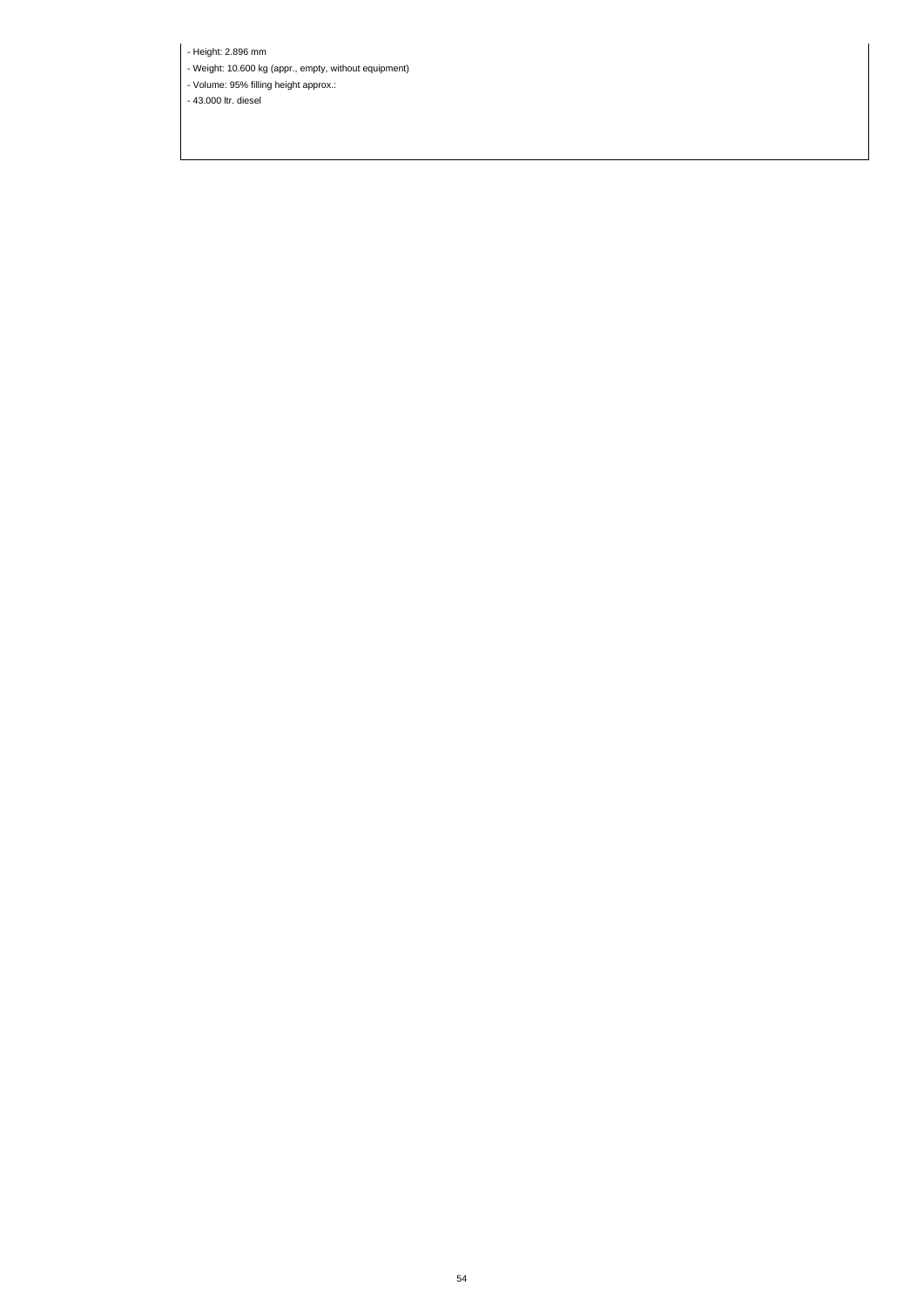- Height: 2.896 mm
- Weight: 10.600 kg (appr., empty, without equipment)
- Volume: 95% filling height approx.:
- 43.000 ltr. diesel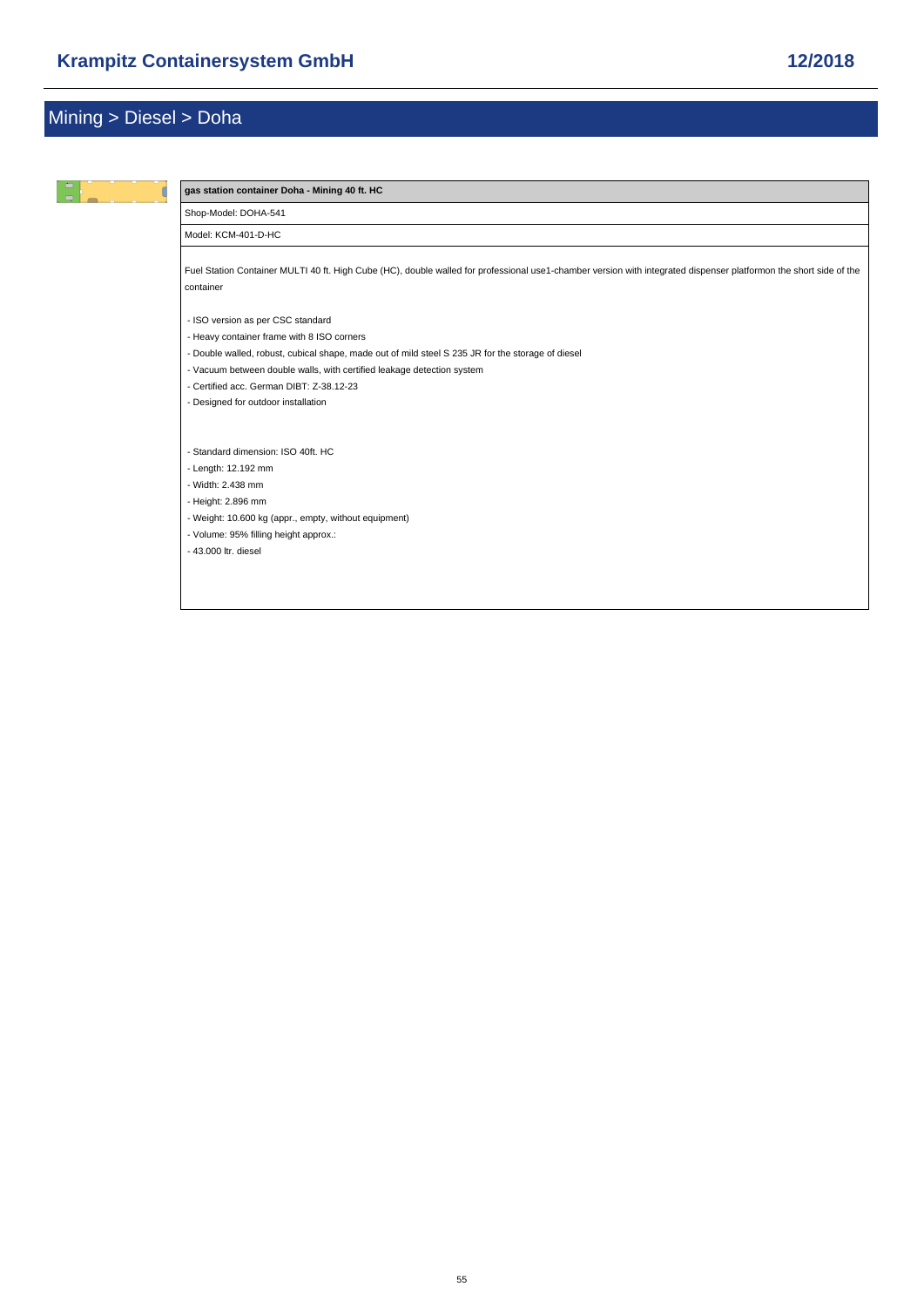# Mining > Diesel > Doha

**gas station container Doha - Mining 40 ft. HC**

Shop-Model: DOHA-541

Model: KCM-401-D-HC

Fuel Station Container MULTI 40 ft. High Cube (HC), double walled for professional use1-chamber version with integrated dispenser platformon the short side of the container

- ISO version as per CSC standard
- Heavy container frame with 8 ISO corners
- Double walled, robust, cubical shape, made out of mild steel S 235 JR for the storage of diesel
- Vacuum between double walls, with certified leakage detection system
- Certified acc. German DIBT: Z-38.12-23
- Designed for outdoor installation

- Standard dimension: ISO 40ft. HC
- Length: 12.192 mm
- Width: 2.438 mm
- Height: 2.896 mm
- Weight: 10.600 kg (appr., empty, without equipment)
- Volume: 95% filling height approx.:
- 43.000 ltr. diesel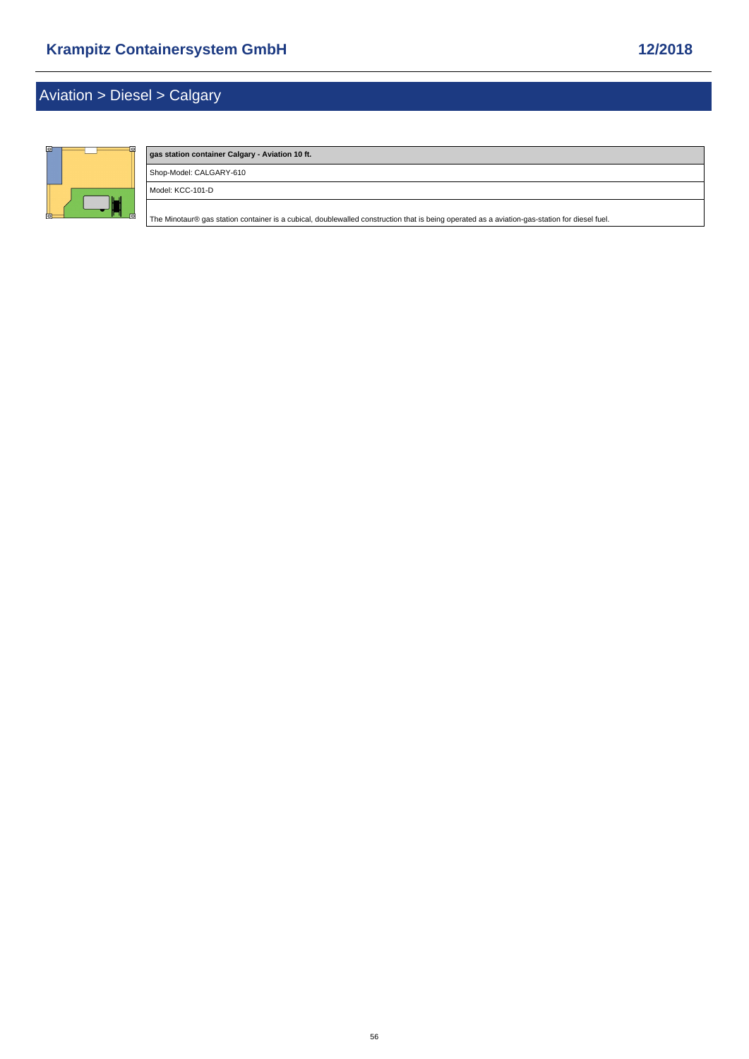# Aviation > Diesel > Calgary

| gas station container Calgary - Aviation 10 ft. |
| --- |
| Shop-Model: CALGARY-610 |
| Model: KCC-101-D |
| The Minotaur® gas station container is a cubical, doublewalled construction that is being operated as a aviation-gas-station for diesel fuel. |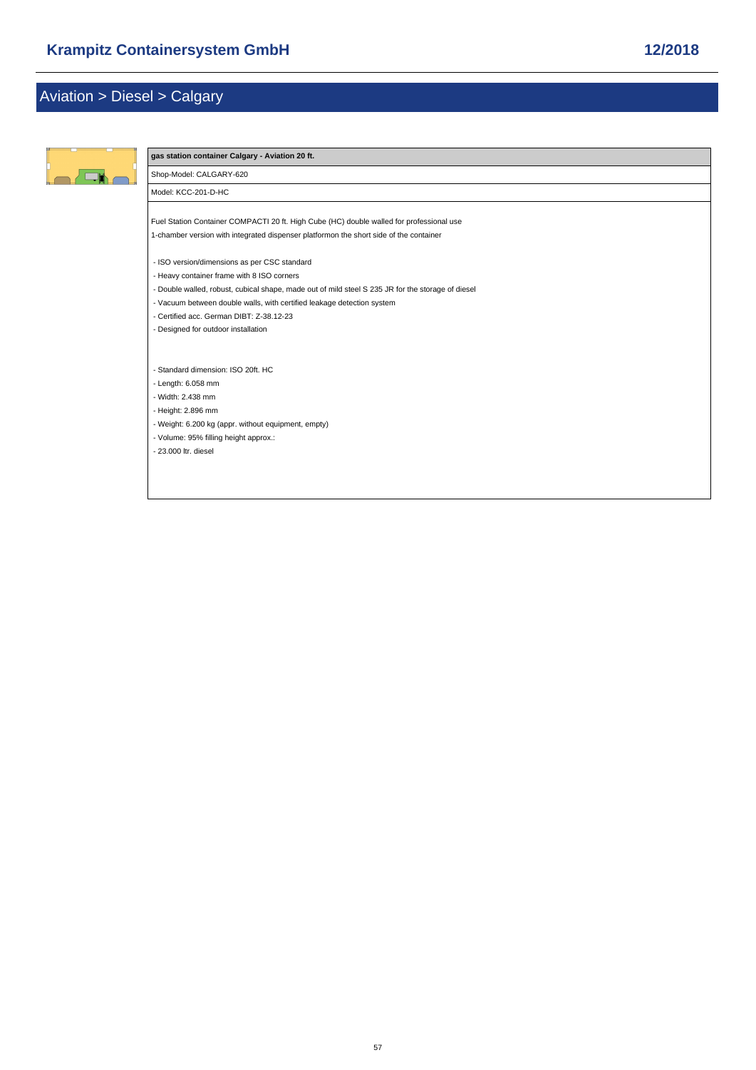## Aviation > Diesel > Calgary

**gas station container Calgary - Aviation 20 ft.**

Shop-Model: CALGARY-620

Model: KCC-201-D-HC

Fuel Station Container COMPACTI 20 ft. High Cube (HC) double walled for professional use

1-chamber version with integrated dispenser platformon the short side of the container

- ISO version/dimensions as per CSC standard
- Heavy container frame with 8 ISO corners
- Double walled, robust, cubical shape, made out of mild steel S 235 JR for the storage of diesel
- Vacuum between double walls, with certified leakage detection system
- Certified acc. German DIBT: Z-38.12-23
- Designed for outdoor installation

- Standard dimension: ISO 20ft. HC
- Length: 6.058 mm
- Width: 2.438 mm
- Height: 2.896 mm
- Weight: 6.200 kg (appr. without equipment, empty)
- Volume: 95% filling height approx.:
- 23.000 ltr. diesel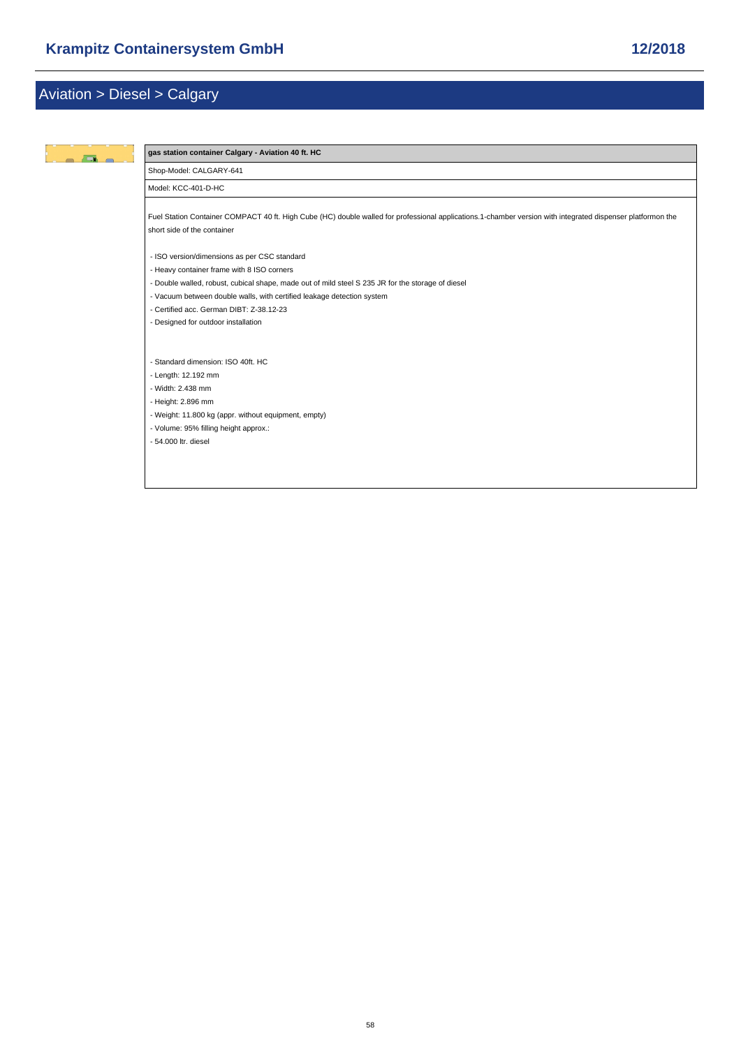# Aviation > Diesel > Calgary

**gas station container Calgary - Aviation 40 ft. HC**

Shop-Model: CALGARY-641

Model: KCC-401-D-HC

Fuel Station Container COMPACT 40 ft. High Cube (HC) double walled for professional applications.1-chamber version with integrated dispenser platformon the short side of the container

- ISO version/dimensions as per CSC standard
- Heavy container frame with 8 ISO corners
- Double walled, robust, cubical shape, made out of mild steel S 235 JR for the storage of diesel
- Vacuum between double walls, with certified leakage detection system
- Certified acc. German DIBT: Z-38.12-23
- Designed for outdoor installation

- Standard dimension: ISO 40ft. HC
- Length: 12.192 mm
- Width: 2.438 mm
- Height: 2.896 mm
- Weight: 11.800 kg (appr. without equipment, empty)
- Volume: 95% filling height approx.:
- 54.000 ltr. diesel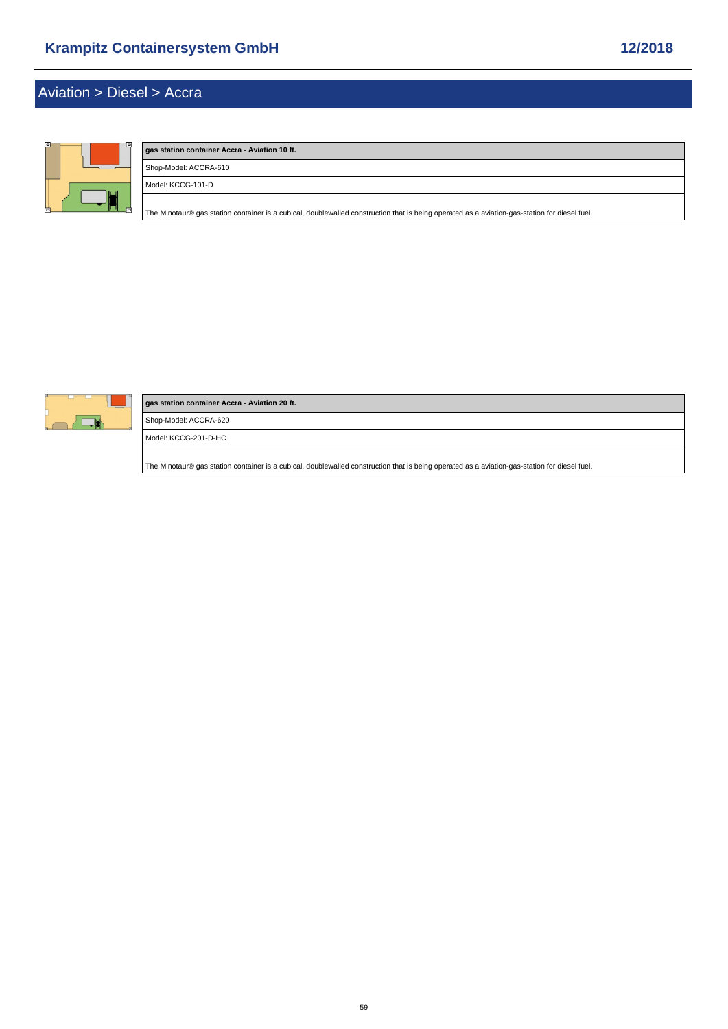# Aviation > Diesel > Accra

| gas station container Accra - Aviation 10 ft. |
|---|
| Shop-Model: ACCRA-610 |
| Model: KCCG-101-D |
| The Minotaur® gas station container is a cubical, doublewalled construction that is being operated as a aviation-gas-station for diesel fuel. |

| gas station container Accra - Aviation 20 ft. |
|---|
| Shop-Model: ACCRA-620 |
| Model: KCCG-201-D-HC |
| The Minotaur® gas station container is a cubical, doublewalled construction that is being operated as a aviation-gas-station for diesel fuel. |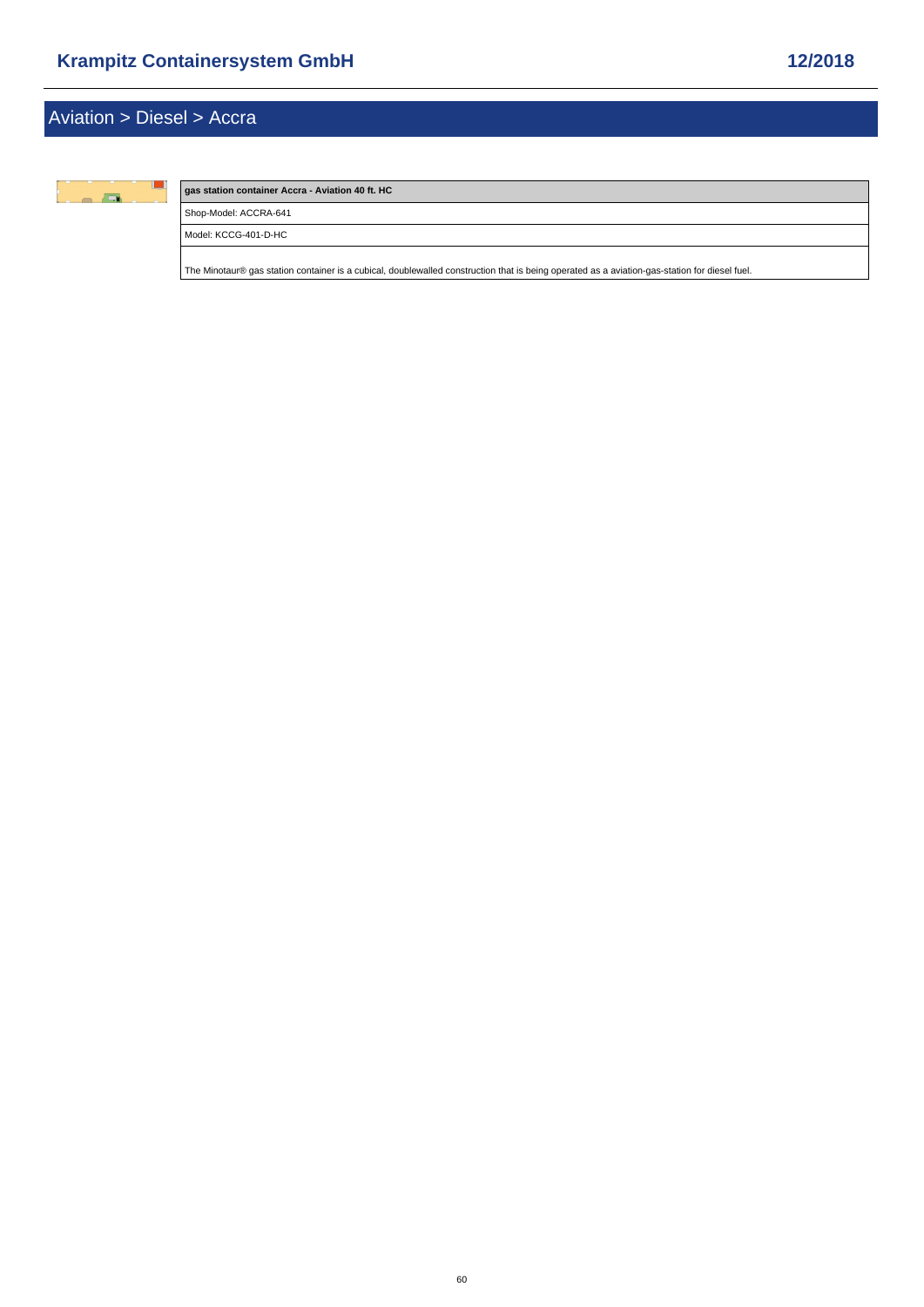## Aviation > Diesel > Accra

| gas station container Accra - Aviation 40 ft. HC |
| --- |
| Shop-Model: ACCRA-641 |
| Model: KCCG-401-D-HC |
| The Minotaur® gas station container is a cubical, doublewalled construction that is being operated as a aviation-gas-station for diesel fuel. |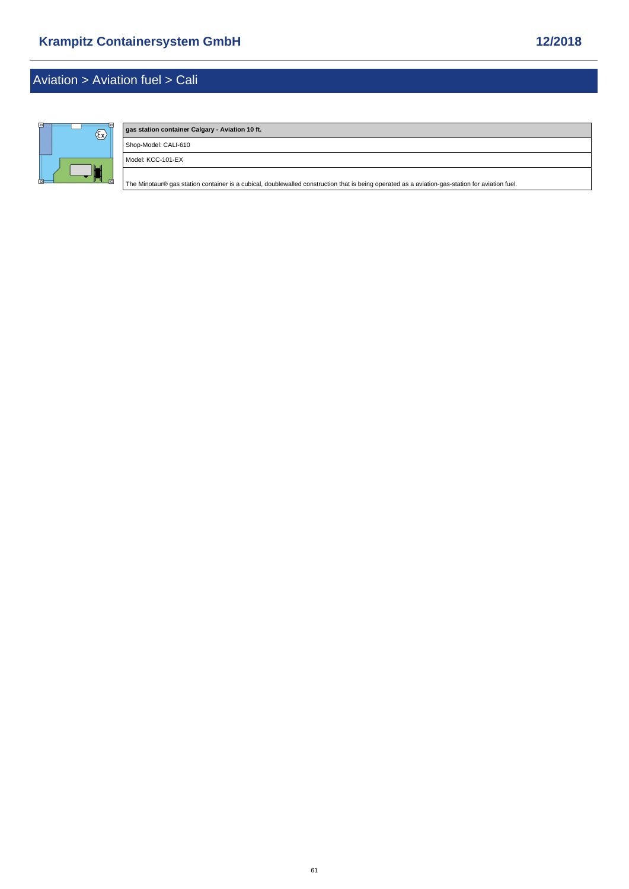## Aviation > Aviation fuel > Cali

| gas station container Calgary - Aviation 10 ft. |
| --- |
| Shop-Model: CALI-610 |
| Model: KCC-101-EX |
| The Minotaur® gas station container is a cubical, doublewalled construction that is being operated as a aviation-gas-station for aviation fuel. |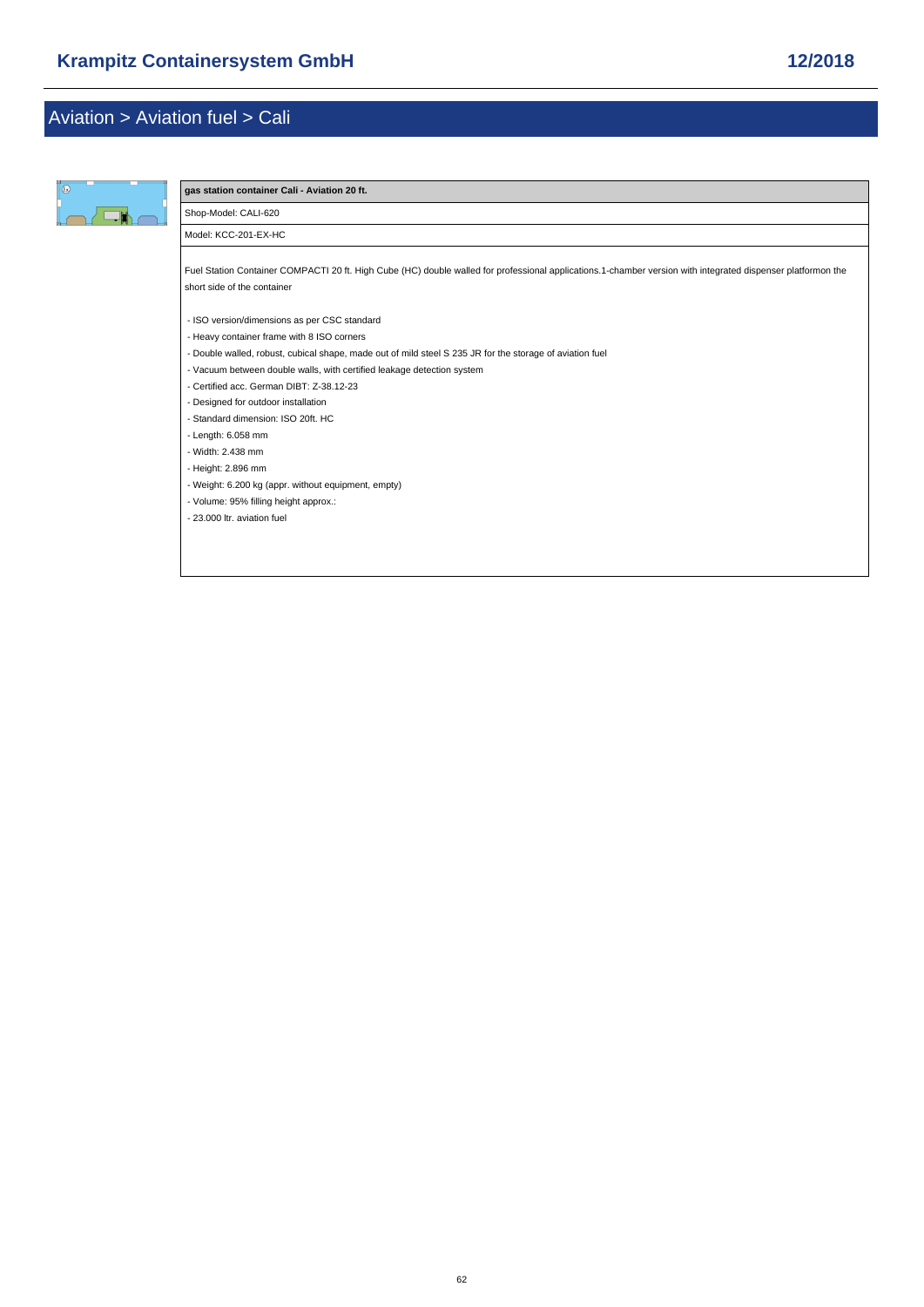## Aviation > Aviation fuel > Cali

| gas station container Cali - Aviation 20 ft. |
|---|
| Shop-Model: CALI-620 |
| Model: KCC-201-EX-HC |

Fuel Station Container COMPACTI 20 ft. High Cube (HC) double walled for professional applications.1-chamber version with integrated dispenser platformon the short side of the container

- ISO version/dimensions as per CSC standard
- Heavy container frame with 8 ISO corners
- Double walled, robust, cubical shape, made out of mild steel S 235 JR for the storage of aviation fuel
- Vacuum between double walls, with certified leakage detection system
- Certified acc. German DIBT: Z-38.12-23
- Designed for outdoor installation
- Standard dimension: ISO 20ft. HC
- Length: 6.058 mm
- Width: 2.438 mm
- Height: 2.896 mm
- Weight: 6.200 kg (appr. without equipment, empty)
- Volume: 95% filling height approx.:
- 23.000 ltr. aviation fuel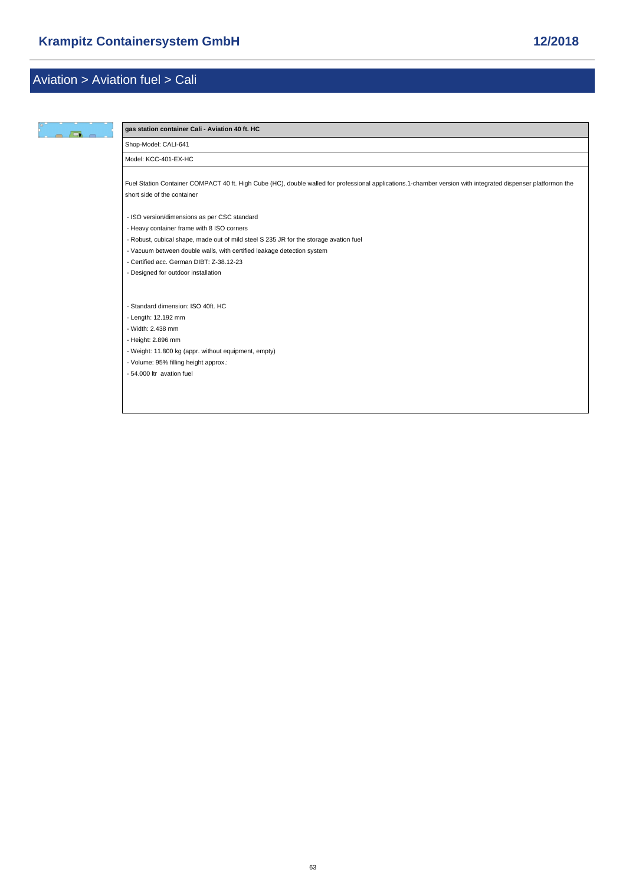# Aviation > Aviation fuel > Cali

| gas station container Cali - Aviation 40 ft. HC |
| --- |
| Shop-Model: CALI-641 |
| Model: KCC-401-EX-HC |

Fuel Station Container COMPACT 40 ft. High Cube (HC), double walled for professional applications.1-chamber version with integrated dispenser platformon the short side of the container

- ISO version/dimensions as per CSC standard
- Heavy container frame with 8 ISO corners
- Robust, cubical shape, made out of mild steel S 235 JR for the storage avation fuel
- Vacuum between double walls, with certified leakage detection system
- Certified acc. German DIBT: Z-38.12-23
- Designed for outdoor installation

- Standard dimension: ISO 40ft. HC
- Length: 12.192 mm
- Width: 2.438 mm
- Height: 2.896 mm
- Weight: 11.800 kg (appr. without equipment, empty)
- Volume: 95% filling height approx.:
- 54.000 ltr avation fuel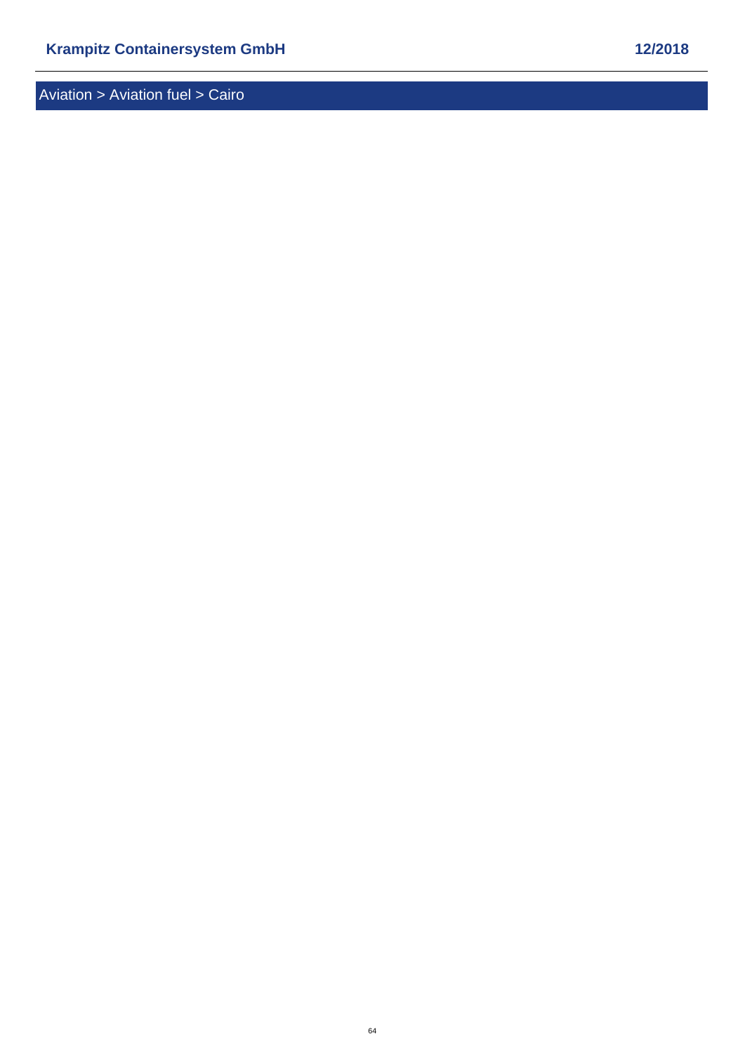Aviation > Aviation fuel > Cairo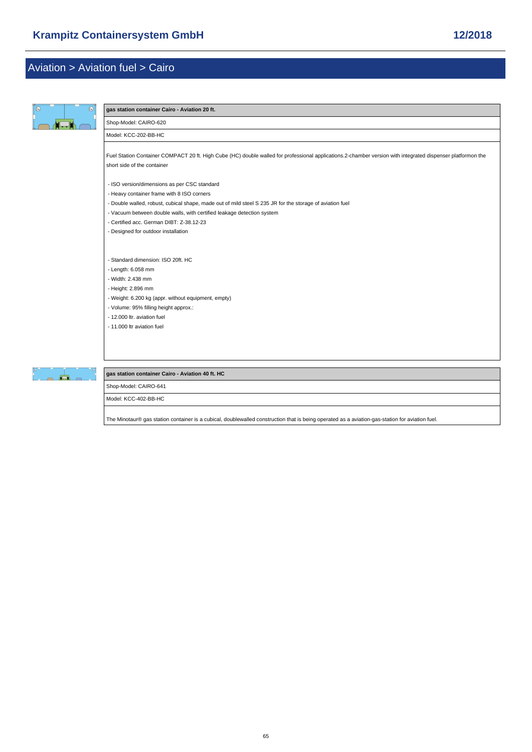## Aviation > Aviation fuel > Cairo

**gas station container Cairo - Aviation 20 ft.**

Shop-Model: CAIRO-620

Model: KCC-202-BB-HC

Fuel Station Container COMPACT 20 ft. High Cube (HC) double walled for professional applications.2-chamber version with integrated dispenser platformon the short side of the container

- ISO version/dimensions as per CSC standard
- Heavy container frame with 8 ISO corners
- Double walled, robust, cubical shape, made out of mild steel S 235 JR for the storage of aviation fuel
- Vacuum between double walls, with certified leakage detection system
- Certified acc. German DIBT: Z-38.12-23
- Designed for outdoor installation

- Standard dimension: ISO 20ft. HC
- Length: 6.058 mm
- Width: 2.438 mm
- Height: 2.896 mm
- Weight: 6.200 kg (appr. without equipment, empty)
- Volume: 95% filling height approx.:
- 12.000 ltr. aviation fuel
- 11.000 ltr aviation fuel

**gas station container Cairo - Aviation 40 ft. HC**

Shop-Model: CAIRO-641

Model: KCC-402-BB-HC

The Minotaur® gas station container is a cubical, doublewalled construction that is being operated as a aviation-gas-station for aviation fuel.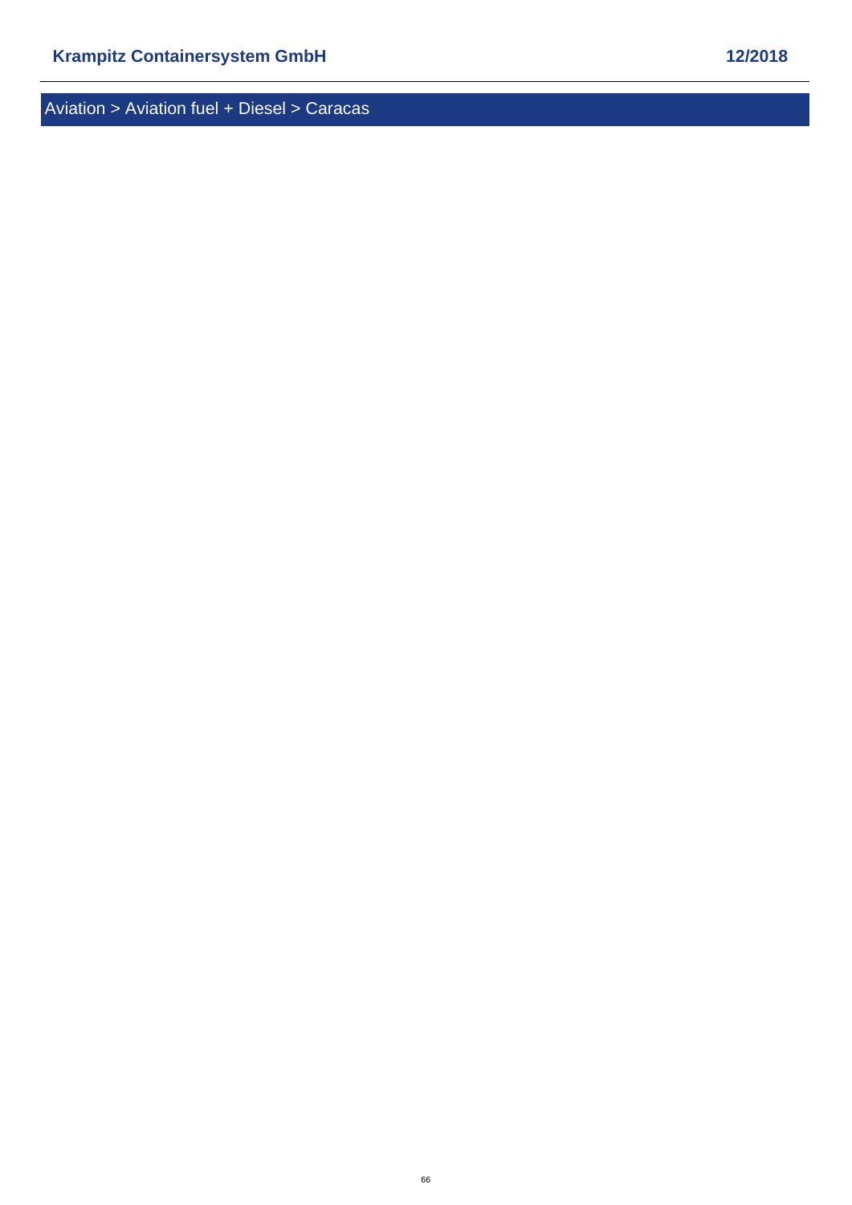Aviation > Aviation fuel + Diesel > Caracas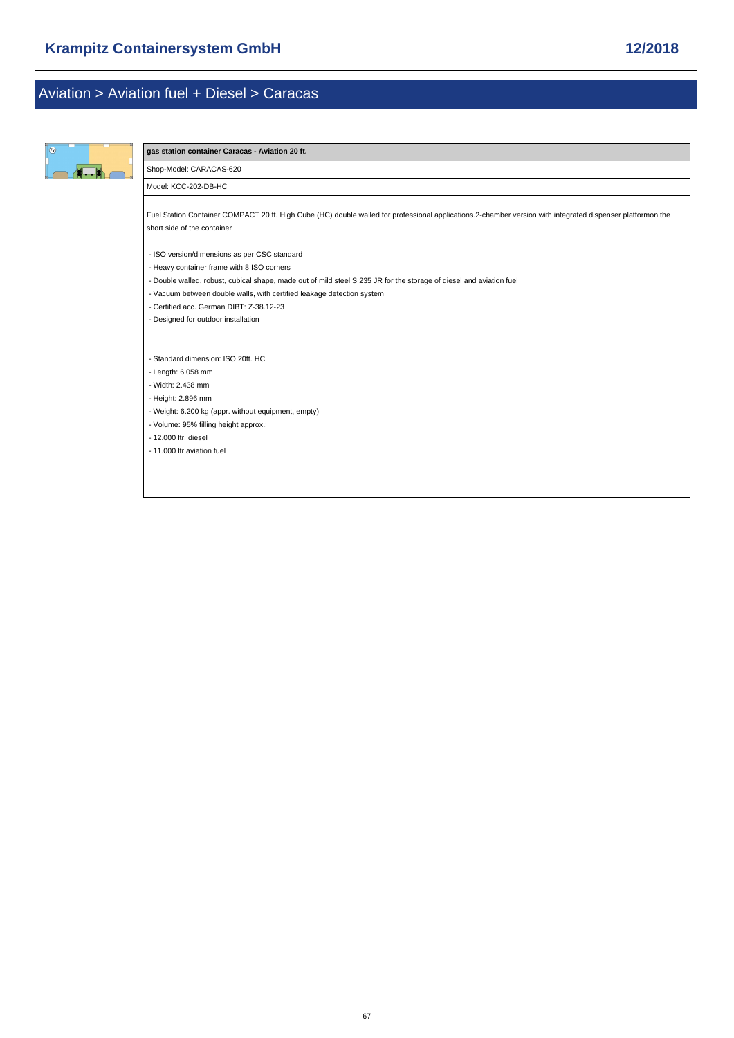# Aviation > Aviation fuel + Diesel > Caracas

**gas station container Caracas - Aviation 20 ft.**

Shop-Model: CARACAS-620

Model: KCC-202-DB-HC

Fuel Station Container COMPACT 20 ft. High Cube (HC) double walled for professional applications.2-chamber version with integrated dispenser platformon the short side of the container

- ISO version/dimensions as per CSC standard
- Heavy container frame with 8 ISO corners
- Double walled, robust, cubical shape, made out of mild steel S 235 JR for the storage of diesel and aviation fuel
- Vacuum between double walls, with certified leakage detection system
- Certified acc. German DIBT: Z-38.12-23
- Designed for outdoor installation

- Standard dimension: ISO 20ft. HC
- Length: 6.058 mm
- Width: 2.438 mm
- Height: 2.896 mm
- Weight: 6.200 kg (appr. without equipment, empty)
- Volume: 95% filling height approx.:
- 12.000 ltr. diesel
- 11.000 ltr aviation fuel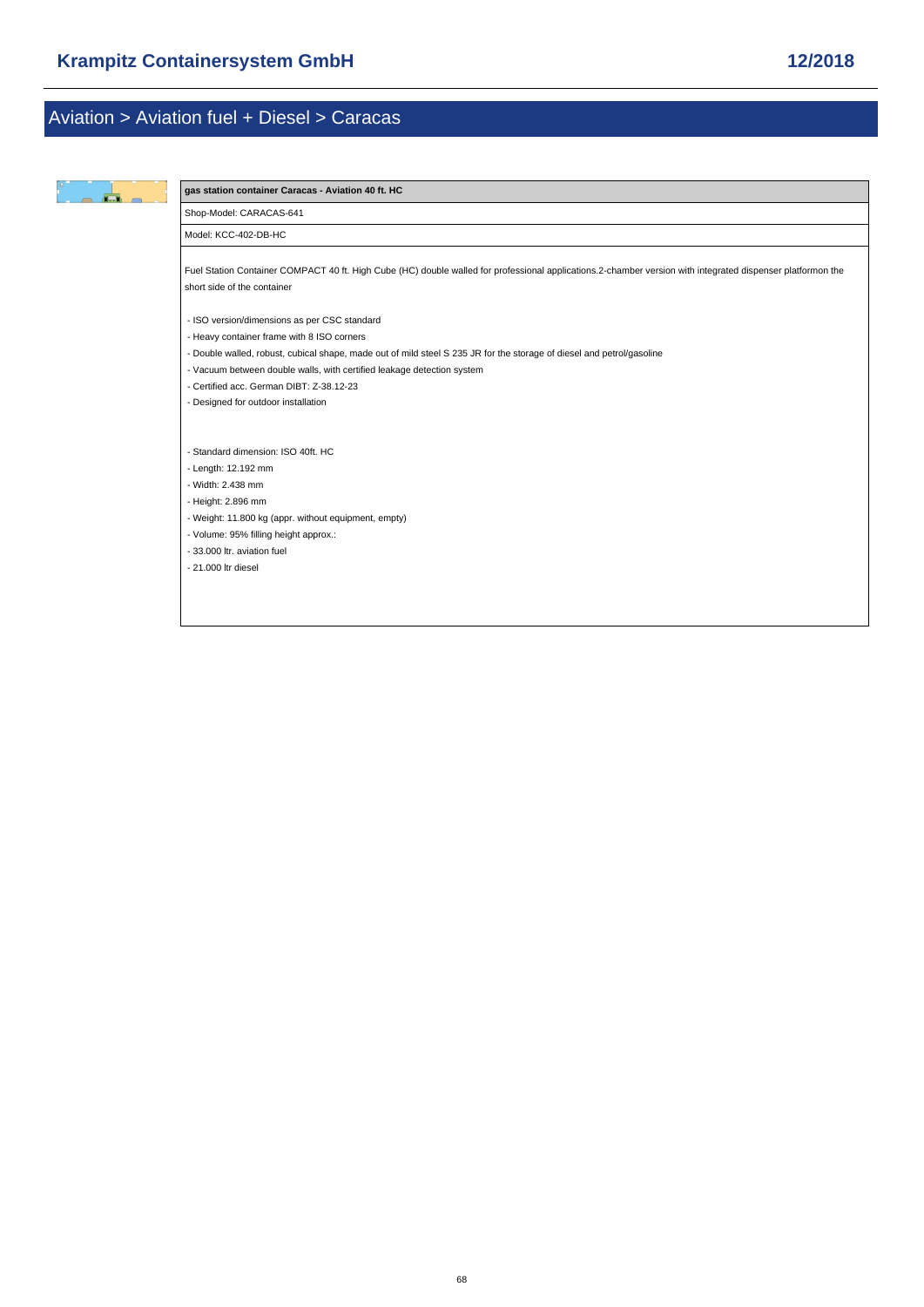# Aviation > Aviation fuel + Diesel > Caracas

**gas station container Caracas - Aviation 40 ft. HC**

Shop-Model: CARACAS-641

Model: KCC-402-DB-HC

Fuel Station Container COMPACT 40 ft. High Cube (HC) double walled for professional applications.2-chamber version with integrated dispenser platformon the short side of the container

- ISO version/dimensions as per CSC standard
- Heavy container frame with 8 ISO corners
- Double walled, robust, cubical shape, made out of mild steel S 235 JR for the storage of diesel and petrol/gasoline
- Vacuum between double walls, with certified leakage detection system
- Certified acc. German DIBT: Z-38.12-23
- Designed for outdoor installation

- Standard dimension: ISO 40ft. HC
- Length: 12.192 mm
- Width: 2.438 mm
- Height: 2.896 mm
- Weight: 11.800 kg (appr. without equipment, empty)
- Volume: 95% filling height approx.:
- 33.000 ltr. aviation fuel
- 21.000 ltr diesel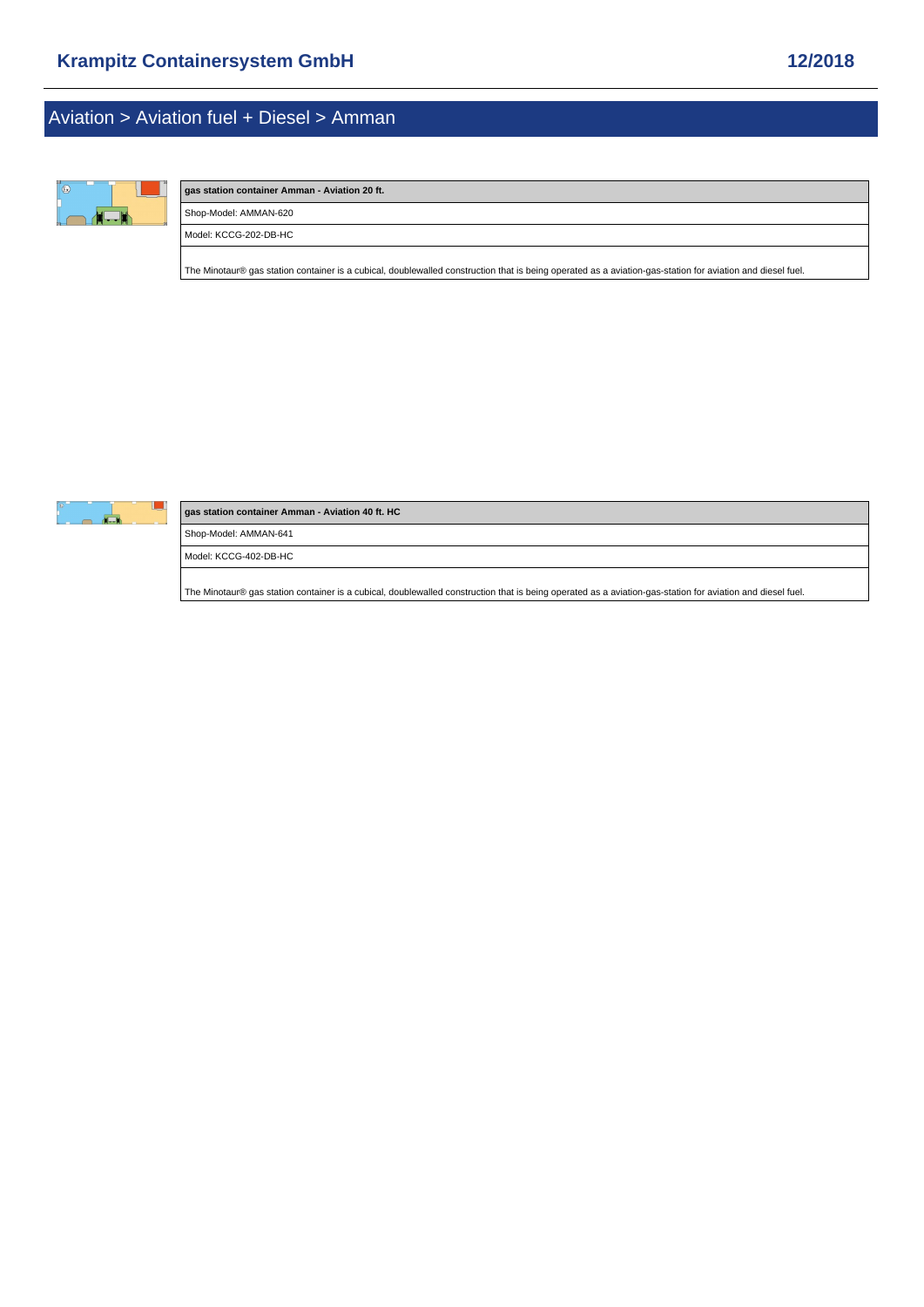# Aviation > Aviation fuel + Diesel > Amman

| gas station container Amman - Aviation 20 ft. |
|---|
| Shop-Model: AMMAN-620 |
| Model: KCCG-202-DB-HC |
| The Minotaur® gas station container is a cubical, doublewalled construction that is being operated as a aviation-gas-station for aviation and diesel fuel. |

| gas station container Amman - Aviation 40 ft. HC |
|---|
| Shop-Model: AMMAN-641 |
| Model: KCCG-402-DB-HC |
| The Minotaur® gas station container is a cubical, doublewalled construction that is being operated as a aviation-gas-station for aviation and diesel fuel. |